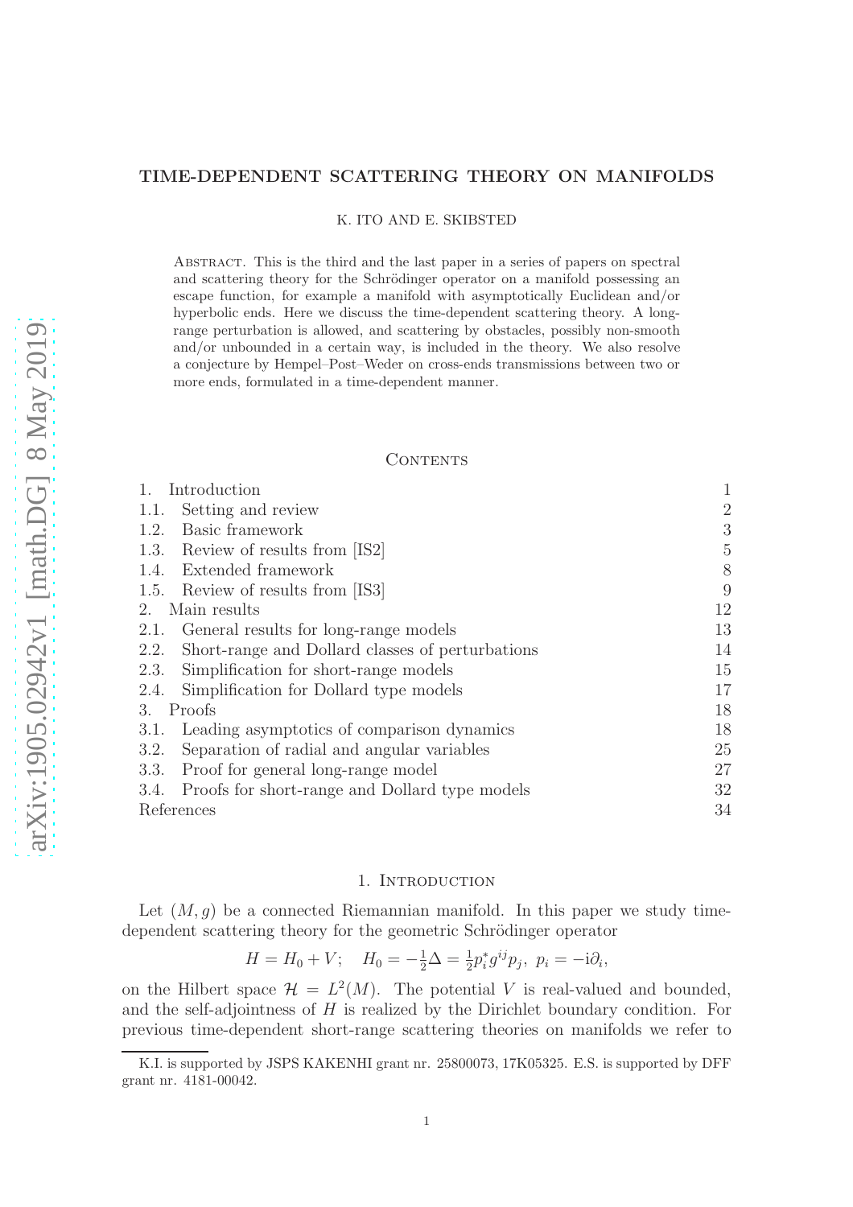# TIME-DEPENDENT SCATTERING THEORY ON MANIFOLDS

K. ITO AND E. SKIBSTED

Abstract. This is the third and the last paper in a series of papers on spectral and scattering theory for the Schrödinger operator on a manifold possessing an escape function, for example a manifold with asymptotically Euclidean and/or hyperbolic ends. Here we discuss the time-dependent scattering theory. A long-range perturbation is allowed, and scattering by obstacles, possibly non-smooth and/or unbounded in a certain way, is included in the theory. We also resolve a conjecture by Hempel–Post–Weder on cross-ends transmissions between two or more ends, formulated in a time-dependent manner.

## Contents

| | |
|---|---|
| 1. Introduction | 1 |
| 1.1. Setting and review | 2 |
| 1.2. Basic framework | 3 |
| 1.3. Review of results from [IS2] | 5 |
| 1.4. Extended framework | 8 |
| 1.5. Review of results from [IS3] | 9 |
| 2. Main results | 12 |
| 2.1. General results for long-range models | 13 |
| 2.2. Short-range and Dollard classes of perturbations | 14 |
| 2.3. Simplification for short-range models | 15 |
| 2.4. Simplification for Dollard type models | 17 |
| 3. Proofs | 18 |
| 3.1. Leading asymptotics of comparison dynamics | 18 |
| 3.2. Separation of radial and angular variables | 25 |
| 3.3. Proof for general long-range model | 27 |
| 3.4. Proofs for short-range and Dollard type models | 32 |
| References | 34 |

## 1. Introduction

Let $(M, g)$ be a connected Riemannian manifold. In this paper we study time-dependent scattering theory for the geometric Schrödinger operator

$$H = H_0 + V; \quad H_0 = -\tfrac{1}{2}\Delta = \tfrac{1}{2}p_i^* g^{ij} p_j,\ p_i = -\mathrm{i}\partial_i,$$

on the Hilbert space $\mathcal{H} = L^2(M)$. The potential $V$ is real-valued and bounded, and the self-adjointness of $H$ is realized by the Dirichlet boundary condition. For previous time-dependent short-range scattering theories on manifolds we refer to

K.I. is supported by JSPS KAKENHI grant nr. 25800073, 17K05325. E.S. is supported by DFF grant nr. 4181-00042.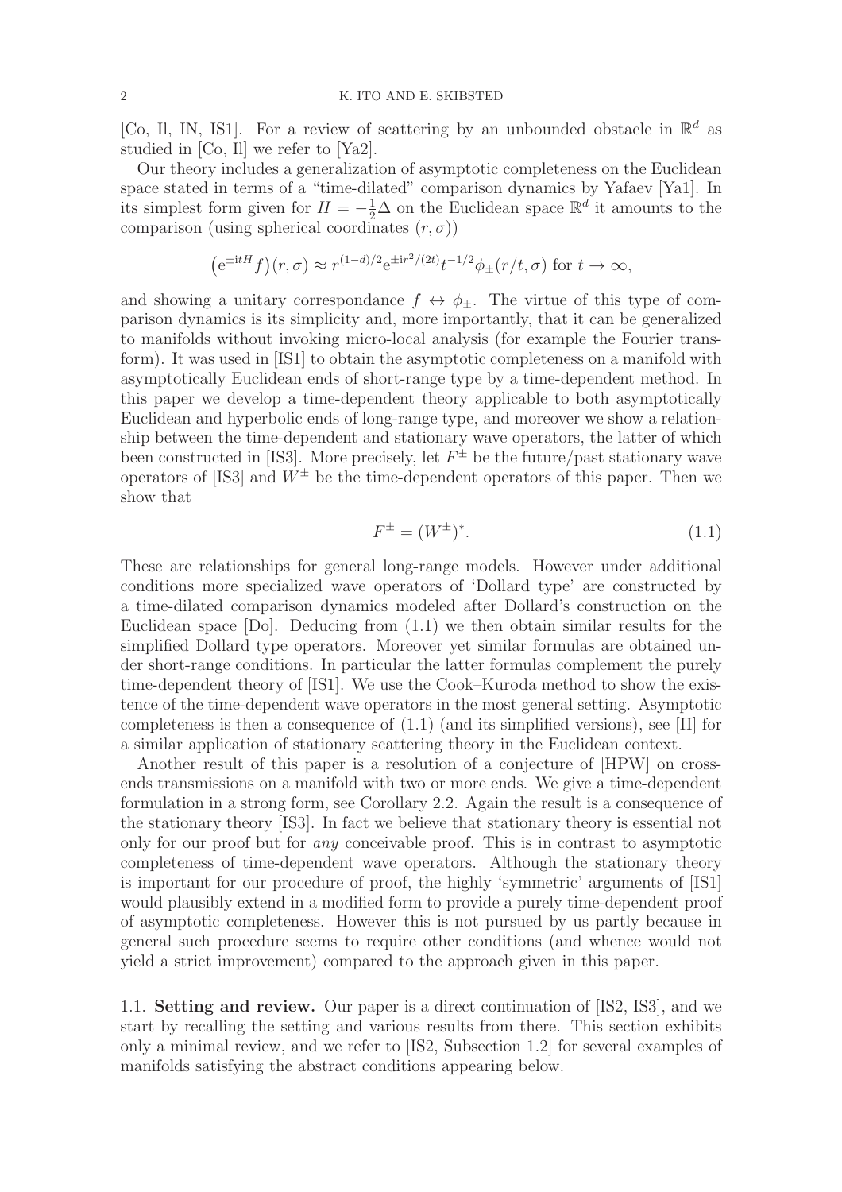[Co, Il, IN, IS1]. For a review of scattering by an unbounded obstacle in $\mathbb{R}^d$ as studied in [Co, Il] we refer to [Ya2].

Our theory includes a generalization of asymptotic completeness on the Euclidean space stated in terms of a "time-dilated" comparison dynamics by Yafaev [Ya1]. In its simplest form given for $H = -\frac{1}{2}\Delta$ on the Euclidean space $\mathbb{R}^d$ it amounts to the comparison (using spherical coordinates $(r, \sigma)$)

$$\big(\mathrm{e}^{\pm \mathrm{i}tH} f\big)(r, \sigma) \approx r^{(1-d)/2} \mathrm{e}^{\pm \mathrm{i} r^2/(2t)} t^{-1/2} \phi_{\pm}(r/t, \sigma) \text{ for } t \to \infty,$$

and showing a unitary correspondance $f \leftrightarrow \phi_{\pm}$. The virtue of this type of comparison dynamics is its simplicity and, more importantly, that it can be generalized to manifolds without invoking micro-local analysis (for example the Fourier transform). It was used in [IS1] to obtain the asymptotic completeness on a manifold with asymptotically Euclidean ends of short-range type by a time-dependent method. In this paper we develop a time-dependent theory applicable to both asymptotically Euclidean and hyperbolic ends of long-range type, and moreover we show a relationship between the time-dependent and stationary wave operators, the latter of which been constructed in [IS3]. More precisely, let $F^{\pm}$ be the future/past stationary wave operators of [IS3] and $W^{\pm}$ be the time-dependent operators of this paper. Then we show that

$$F^{\pm} = (W^{\pm})^*. \tag{1.1}$$

These are relationships for general long-range models. However under additional conditions more specialized wave operators of 'Dollard type' are constructed by a time-dilated comparison dynamics modeled after Dollard's construction on the Euclidean space [Do]. Deducing from (1.1) we then obtain similar results for the simplified Dollard type operators. Moreover yet similar formulas are obtained under short-range conditions. In particular the latter formulas complement the purely time-dependent theory of [IS1]. We use the Cook–Kuroda method to show the existence of the time-dependent wave operators in the most general setting. Asymptotic completeness is then a consequence of (1.1) (and its simplified versions), see [Il] for a similar application of stationary scattering theory in the Euclidean context.

Another result of this paper is a resolution of a conjecture of [HPW] on cross-ends transmissions on a manifold with two or more ends. We give a time-dependent formulation in a strong form, see Corollary 2.2. Again the result is a consequence of the stationary theory [IS3]. In fact we believe that stationary theory is essential not only for our proof but for *any* conceivable proof. This is in contrast to asymptotic completeness of time-dependent wave operators. Although the stationary theory is important for our procedure of proof, the highly 'symmetric' arguments of [IS1] would plausibly extend in a modified form to provide a purely time-dependent proof of asymptotic completeness. However this is not pursued by us partly because in general such procedure seems to require other conditions (and whence would not yield a strict improvement) compared to the approach given in this paper.

### 1.1. Setting and review.

Our paper is a direct continuation of [IS2, IS3], and we start by recalling the setting and various results from there. This section exhibits only a minimal review, and we refer to [IS2, Subsection 1.2] for several examples of manifolds satisfying the abstract conditions appearing below.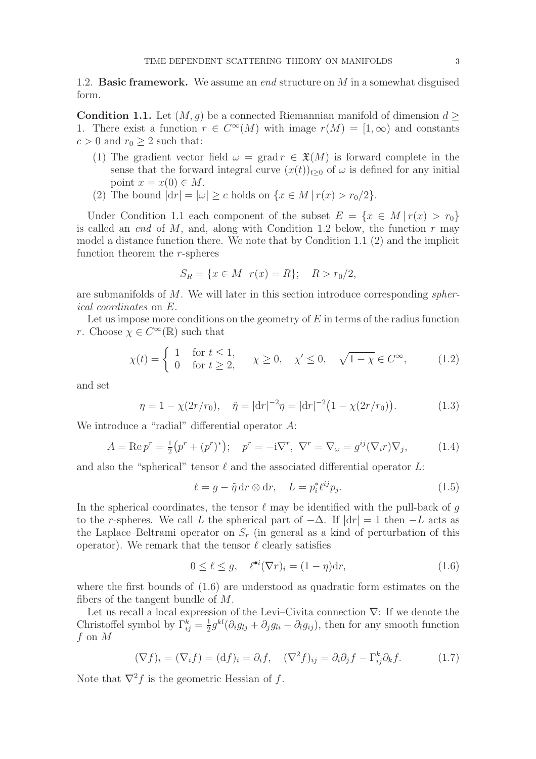### 1.2. **Basic framework.**

We assume an *end* structure on $M$ in a somewhat disguised form.

**Condition 1.1.** Let $(M, g)$ be a connected Riemannian manifold of dimension $d \geq 1$. There exist a function $r \in C^\infty(M)$ with image $r(M) = [1, \infty)$ and constants $c > 0$ and $r_0 \geq 2$ such that:

1. The gradient vector field $\omega = \operatorname{grad} r \in \mathfrak{X}(M)$ is forward complete in the sense that the forward integral curve $(x(t))_{t \geq 0}$ of $\omega$ is defined for any initial point $x = x(0) \in M$.
2. The bound $|\mathrm{d}r| = |\omega| \geq c$ holds on $\{x \in M \,|\, r(x) > r_0/2\}$.

Under Condition 1.1 each component of the subset $E = \{x \in M \,|\, r(x) > r_0\}$ is called an *end* of $M$, and, along with Condition 1.2 below, the function $r$ may model a distance function there. We note that by Condition 1.1 (2) and the implicit function theorem the $r$-spheres

$$S_R = \{x \in M \,|\, r(x) = R\}; \quad R > r_0/2,$$

are submanifolds of $M$. We will later in this section introduce corresponding *spherical coordinates* on $E$.

Let us impose more conditions on the geometry of $E$ in terms of the radius function $r$. Choose $\chi \in C^\infty(\mathbb{R})$ such that

$$\chi(t) = \begin{cases} 1 & \text{for } t \leq 1, \\ 0 & \text{for } t \geq 2, \end{cases} \quad \chi \geq 0, \quad \chi' \leq 0, \quad \sqrt{1-\chi} \in C^\infty, \tag{1.2}$$

and set

$$\eta = 1 - \chi(2r/r_0), \quad \tilde{\eta} = |\mathrm{d}r|^{-2}\eta = |\mathrm{d}r|^{-2}\big(1 - \chi(2r/r_0)\big). \tag{1.3}$$

We introduce a "radial" differential operator $A$:

$$A = \operatorname{Re} p^r = \tfrac{1}{2}\big(p^r + (p^r)^*\big); \quad p^r = -\mathrm{i}\nabla^r, \ \nabla^r = \nabla_\omega = g^{ij}(\nabla_i r)\nabla_j, \tag{1.4}$$

and also the "spherical" tensor $\ell$ and the associated differential operator $L$:

$$\ell = g - \tilde{\eta}\, \mathrm{d}r \otimes \mathrm{d}r, \quad L = p_i^* \ell^{ij} p_j. \tag{1.5}$$

In the spherical coordinates, the tensor $\ell$ may be identified with the pull-back of $g$ to the $r$-spheres. We call $L$ the spherical part of $-\Delta$. If $|\mathrm{d}r| = 1$ then $-L$ acts as the Laplace–Beltrami operator on $S_r$ (in general as a kind of perturbation of this operator). We remark that the tensor $\ell$ clearly satisfies

$$0 \leq \ell \leq g, \quad \ell^{\bullet i}(\nabla r)_i = (1 - \eta)\mathrm{d}r, \tag{1.6}$$

where the first bounds of (1.6) are understood as quadratic form estimates on the fibers of the tangent bundle of $M$.

Let us recall a local expression of the Levi–Civita connection $\nabla$: If we denote the Christoffel symbol by $\Gamma_{ij}^k = \frac{1}{2}g^{kl}(\partial_i g_{lj} + \partial_j g_{li} - \partial_l g_{ij})$, then for any smooth function $f$ on $M$

$$(\nabla f)_i = (\nabla_i f) = (\mathrm{d}f)_i = \partial_i f, \quad (\nabla^2 f)_{ij} = \partial_i \partial_j f - \Gamma_{ij}^k \partial_k f. \tag{1.7}$$

Note that $\nabla^2 f$ is the geometric Hessian of $f$.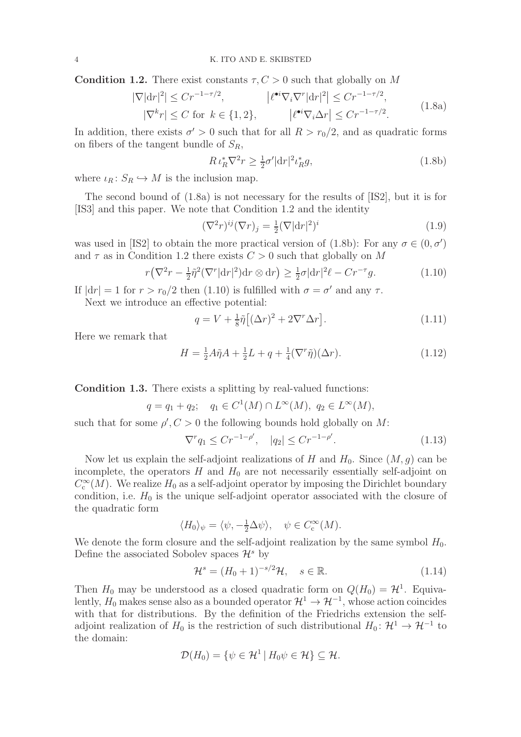**Condition 1.2.** There exist constants $\tau, C > 0$ such that globally on $M$

$$\begin{aligned} |\nabla |\mathrm{d}r|^2| &\le Cr^{-1-\tau/2}, &\quad \big|\ell^{\bullet i}\nabla_i \nabla^r |\mathrm{d}r|^2\big| &\le Cr^{-1-\tau/2}, \\ |\nabla^k r| &\le C \text{ for } k \in \{1,2\}, &\quad \big|\ell^{\bullet i}\nabla_i \Delta r\big| &\le Cr^{-1-\tau/2}. \end{aligned} \tag{1.8a}$$

In addition, there exists $\sigma' > 0$ such that for all $R > r_0/2$, and as quadratic forms on fibers of the tangent bundle of $S_R$,

$$R\,\iota_R^* \nabla^2 r \ge \tfrac{1}{2}\sigma' |\mathrm{d}r|^2 \iota_R^* g, \tag{1.8b}$$

where $\iota_R \colon S_R \hookrightarrow M$ is the inclusion map.

The second bound of (1.8a) is not necessary for the results of [IS2], but it is for [IS3] and this paper. We note that Condition 1.2 and the identity

$$(\nabla^2 r)^{ij}(\nabla r)_j = \tfrac{1}{2}(\nabla |\mathrm{d}r|^2)^i \tag{1.9}$$

was used in [IS2] to obtain the more practical version of (1.8b): For any $\sigma \in (0, \sigma')$ and $\tau$ as in Condition 1.2 there exists $C > 0$ such that globally on $M$

$$r\big(\nabla^2 r - \tfrac{1}{2}\tilde{\eta}^2 (\nabla^r |\mathrm{d}r|^2)\mathrm{d}r \otimes \mathrm{d}r\big) \ge \tfrac{1}{2}\sigma |\mathrm{d}r|^2 \ell - Cr^{-\tau} g. \tag{1.10}$$

If $|\mathrm{d}r| = 1$ for $r > r_0/2$ then (1.10) is fulfilled with $\sigma = \sigma'$ and any $\tau$.

Next we introduce an effective potential:

$$q = V + \tfrac{1}{8}\tilde{\eta}\big[(\Delta r)^2 + 2\nabla^r \Delta r\big]. \tag{1.11}$$

Here we remark that

$$H = \tfrac{1}{2}A\tilde{\eta}A + \tfrac{1}{2}L + q + \tfrac{1}{4}(\nabla^r \tilde{\eta})(\Delta r). \tag{1.12}$$

**Condition 1.3.** There exists a splitting by real-valued functions:

$$q = q_1 + q_2; \quad q_1 \in C^1(M) \cap L^\infty(M),\ q_2 \in L^\infty(M),$$

such that for some $\rho', C > 0$ the following bounds hold globally on $M$:

$$\nabla^r q_1 \le Cr^{-1-\rho'}, \quad |q_2| \le Cr^{-1-\rho'}. \tag{1.13}$$

Now let us explain the self-adjoint realizations of $H$ and $H_0$. Since $(M, g)$ can be incomplete, the operators $H$ and $H_0$ are not necessarily essentially self-adjoint on $C_c^\infty(M)$. We realize $H_0$ as a self-adjoint operator by imposing the Dirichlet boundary condition, i.e. $H_0$ is the unique self-adjoint operator associated with the closure of the quadratic form

$$\langle H_0 \rangle_\psi = \langle \psi, -\tfrac{1}{2}\Delta\psi \rangle, \quad \psi \in C_c^\infty(M).$$

We denote the form closure and the self-adjoint realization by the same symbol $H_0$. Define the associated Sobolev spaces $\mathcal{H}^s$ by

$$\mathcal{H}^s = (H_0 + 1)^{-s/2}\mathcal{H}, \quad s \in \mathbb{R}. \tag{1.14}$$

Then $H_0$ may be understood as a closed quadratic form on $Q(H_0) = \mathcal{H}^1$. Equivalently, $H_0$ makes sense also as a bounded operator $\mathcal{H}^1 \to \mathcal{H}^{-1}$, whose action coincides with that for distributions. By the definition of the Friedrichs extension the self-adjoint realization of $H_0$ is the restriction of such distributional $H_0 \colon \mathcal{H}^1 \to \mathcal{H}^{-1}$ to the domain:

$$\mathcal{D}(H_0) = \{\psi \in \mathcal{H}^1 \mid H_0\psi \in \mathcal{H}\} \subseteq \mathcal{H}.$$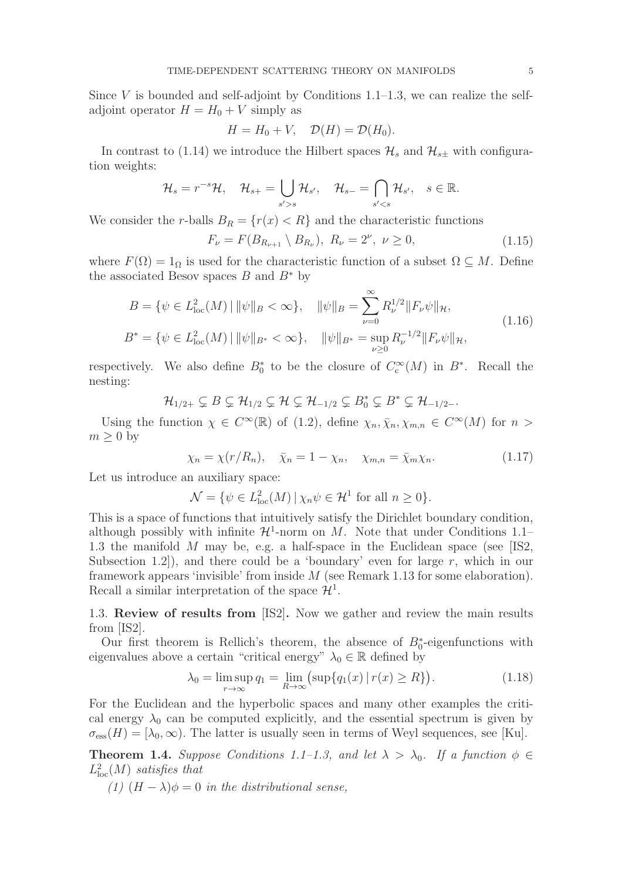Since $V$ is bounded and self-adjoint by Conditions 1.1–1.3, we can realize the self-adjoint operator $H = H_0 + V$ simply as

$$H = H_0 + V, \quad \mathcal{D}(H) = \mathcal{D}(H_0).$$

In contrast to (1.14) we introduce the Hilbert spaces $\mathcal{H}_s$ and $\mathcal{H}_{s\pm}$ with configuration weights:

$$\mathcal{H}_s = r^{-s}\mathcal{H}, \quad \mathcal{H}_{s+} = \bigcup_{s'>s} \mathcal{H}_{s'}, \quad \mathcal{H}_{s-} = \bigcap_{s'<s} \mathcal{H}_{s'}, \quad s \in \mathbb{R}.$$

We consider the $r$-balls $B_R = \{r(x) < R\}$ and the characteristic functions

$$F_\nu = F(B_{R_{\nu+1}} \setminus B_{R_\nu}),\ R_\nu = 2^\nu,\ \nu \geq 0, \tag{1.15}$$

where $F(\Omega) = 1_\Omega$ is used for the characteristic function of a subset $\Omega \subseteq M$. Define the associated Besov spaces $B$ and $B^*$ by

$$\begin{aligned} B &= \{\psi \in L^2_{\mathrm{loc}}(M) \,|\, \|\psi\|_B < \infty\}, \quad \|\psi\|_B = \sum_{\nu=0}^\infty R_\nu^{1/2} \|F_\nu \psi\|_{\mathcal{H}}, \\ B^* &= \{\psi \in L^2_{\mathrm{loc}}(M) \,|\, \|\psi\|_{B^*} < \infty\}, \quad \|\psi\|_{B^*} = \sup_{\nu \geq 0} R_\nu^{-1/2} \|F_\nu \psi\|_{\mathcal{H}}, \end{aligned} \tag{1.16}$$

respectively. We also define $B^*_0$ to be the closure of $C^\infty_{\mathrm{c}}(M)$ in $B^*$. Recall the nesting:

$$\mathcal{H}_{1/2+} \subsetneq B \subsetneq \mathcal{H}_{1/2} \subsetneq \mathcal{H} \subsetneq \mathcal{H}_{-1/2} \subsetneq B^*_0 \subsetneq B^* \subsetneq \mathcal{H}_{-1/2-}.$$

Using the function $\chi \in C^\infty(\mathbb{R})$ of (1.2), define $\chi_n, \bar{\chi}_n, \chi_{m,n} \in C^\infty(M)$ for $n > m \geq 0$ by

$$\chi_n = \chi(r/R_n), \quad \bar{\chi}_n = 1 - \chi_n, \quad \chi_{m,n} = \bar{\chi}_m \chi_n. \tag{1.17}$$

Let us introduce an auxiliary space:

$$\mathcal{N} = \{\psi \in L^2_{\mathrm{loc}}(M) \,|\, \chi_n \psi \in \mathcal{H}^1 \text{ for all } n \geq 0\}.$$

This is a space of functions that intuitively satisfy the Dirichlet boundary condition, although possibly with infinite $\mathcal{H}^1$-norm on $M$. Note that under Conditions 1.1–1.3 the manifold $M$ may be, e.g. a half-space in the Euclidean space (see [IS2, Subsection 1.2]), and there could be a 'boundary' even for large $r$, which in our framework appears 'invisible' from inside $M$ (see Remark 1.13 for some elaboration). Recall a similar interpretation of the space $\mathcal{H}^1$.

### 1.3. Review of results from [IS2].

Now we gather and review the main results from [IS2].

Our first theorem is Rellich's theorem, the absence of $B^*_0$-eigenfunctions with eigenvalues above a certain "critical energy" $\lambda_0 \in \mathbb{R}$ defined by

$$\lambda_0 = \limsup_{r \to \infty} q_1 = \lim_{R \to \infty} \big(\sup\{q_1(x) \,|\, r(x) \geq R\}\big). \tag{1.18}$$

For the Euclidean and the hyperbolic spaces and many other examples the critical energy $\lambda_0$ can be computed explicitly, and the essential spectrum is given by $\sigma_{\mathrm{ess}}(H) = [\lambda_0, \infty)$. The latter is usually seen in terms of Weyl sequences, see [Ku].

**Theorem 1.4.** *Suppose Conditions 1.1–1.3, and let $\lambda > \lambda_0$. If a function $\phi \in L^2_{\mathrm{loc}}(M)$ satisfies that*

*(1) $(H - \lambda)\phi = 0$ in the distributional sense,*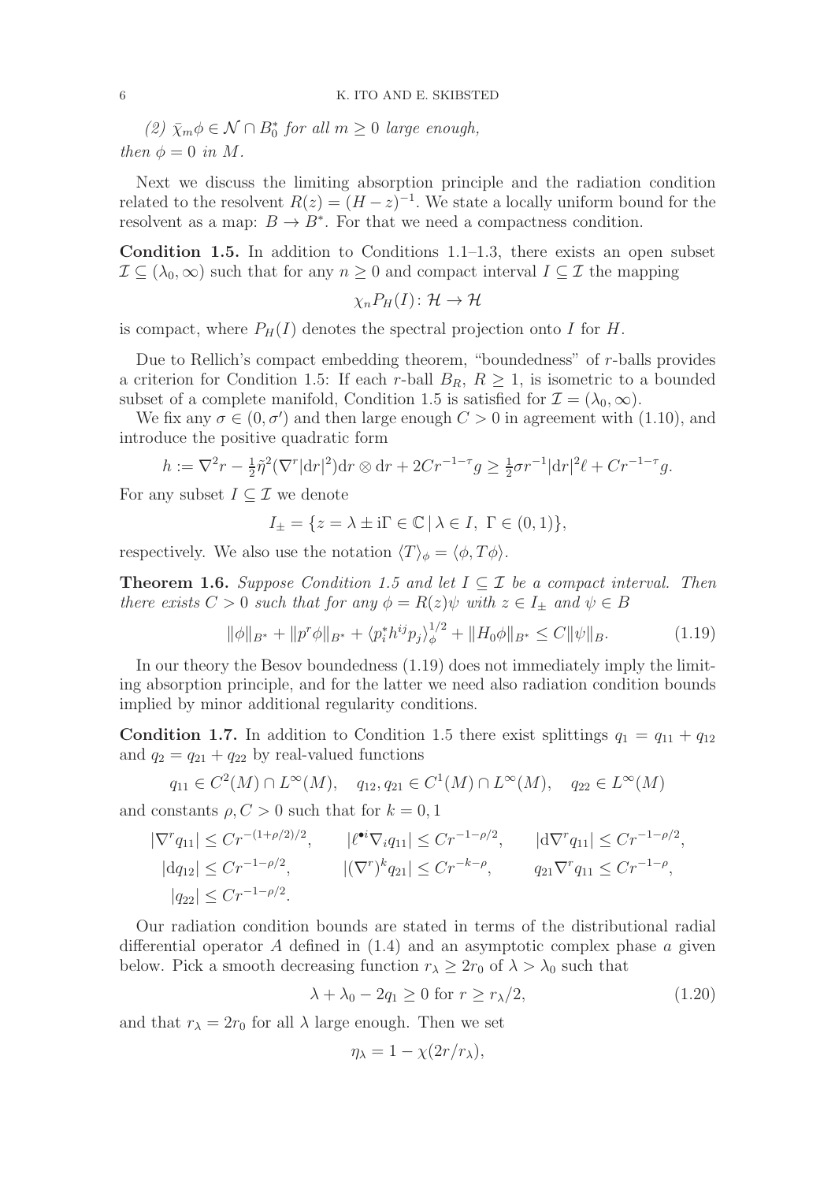*(2) $\bar\chi_m\phi \in \mathcal{N}\cap B_0^*$ for all $m \geq 0$ large enough,*

*then $\phi = 0$ in $M$.*

Next we discuss the limiting absorption principle and the radiation condition related to the resolvent $R(z) = (H-z)^{-1}$. We state a locally uniform bound for the resolvent as a map: $B \to B^*$. For that we need a compactness condition.

**Condition 1.5.** In addition to Conditions 1.1–1.3, there exists an open subset $\mathcal{I} \subseteq (\lambda_0, \infty)$ such that for any $n \geq 0$ and compact interval $I \subseteq \mathcal{I}$ the mapping

$$\chi_n P_H(I)\colon \mathcal{H} \to \mathcal{H}$$

is compact, where $P_H(I)$ denotes the spectral projection onto $I$ for $H$.

Due to Rellich's compact embedding theorem, "boundedness" of $r$-balls provides a criterion for Condition 1.5: If each $r$-ball $B_R$, $R \geq 1$, is isometric to a bounded subset of a complete manifold, Condition 1.5 is satisfied for $\mathcal{I} = (\lambda_0, \infty)$.

We fix any $\sigma \in (0, \sigma')$ and then large enough $C > 0$ in agreement with (1.10), and introduce the positive quadratic form

$$h := \nabla^2 r - \tfrac{1}{2}\tilde\eta^2(\nabla^r |\mathrm{d}r|^2)\mathrm{d}r \otimes \mathrm{d}r + 2Cr^{-1-\tau}g \geq \tfrac{1}{2}\sigma r^{-1}|\mathrm{d}r|^2\ell + Cr^{-1-\tau}g.$$

For any subset $I \subseteq \mathcal{I}$ we denote

$$I_\pm = \{z = \lambda \pm \mathrm{i}\Gamma \in \mathbb{C} \,|\, \lambda \in I,\ \Gamma \in (0,1)\},$$

respectively. We also use the notation $\langle T\rangle_\phi = \langle \phi, T\phi\rangle$.

**Theorem 1.6.** *Suppose Condition 1.5 and let $I \subseteq \mathcal{I}$ be a compact interval. Then there exists $C > 0$ such that for any $\phi = R(z)\psi$ with $z \in I_\pm$ and $\psi \in B$*

$$\|\phi\|_{B^*} + \|p^r\phi\|_{B^*} + \langle p_i^* h^{ij} p_j\rangle_\phi^{1/2} + \|H_0\phi\|_{B^*} \leq C\|\psi\|_B. \tag{1.19}$$

In our theory the Besov boundedness (1.19) does not immediately imply the limiting absorption principle, and for the latter we need also radiation condition bounds implied by minor additional regularity conditions.

**Condition 1.7.** In addition to Condition 1.5 there exist splittings $q_1 = q_{11} + q_{12}$ and $q_2 = q_{21} + q_{22}$ by real-valued functions

$$q_{11} \in C^2(M)\cap L^\infty(M), \quad q_{12}, q_{21} \in C^1(M)\cap L^\infty(M), \quad q_{22} \in L^\infty(M)$$

and constants $\rho, C > 0$ such that for $k = 0, 1$

$$\begin{aligned}
&|\nabla^r q_{11}| \leq Cr^{-(1+\rho/2)/2}, && |\ell^{\bullet i}\nabla_i q_{11}| \leq Cr^{-1-\rho/2}, && |\mathrm{d}\nabla^r q_{11}| \leq Cr^{-1-\rho/2},\\
&|\mathrm{d}q_{12}| \leq Cr^{-1-\rho/2}, && |(\nabla^r)^k q_{21}| \leq Cr^{-k-\rho}, && q_{21}\nabla^r q_{11} \leq Cr^{-1-\rho},\\
&|q_{22}| \leq Cr^{-1-\rho/2}.
\end{aligned}$$

Our radiation condition bounds are stated in terms of the distributional radial differential operator $A$ defined in (1.4) and an asymptotic complex phase $a$ given below. Pick a smooth decreasing function $r_\lambda \geq 2r_0$ of $\lambda > \lambda_0$ such that

$$\lambda + \lambda_0 - 2q_1 \geq 0 \text{ for } r \geq r_\lambda/2, \tag{1.20}$$

and that $r_\lambda = 2r_0$ for all $\lambda$ large enough. Then we set

$$\eta_\lambda = 1 - \chi(2r/r_\lambda),$$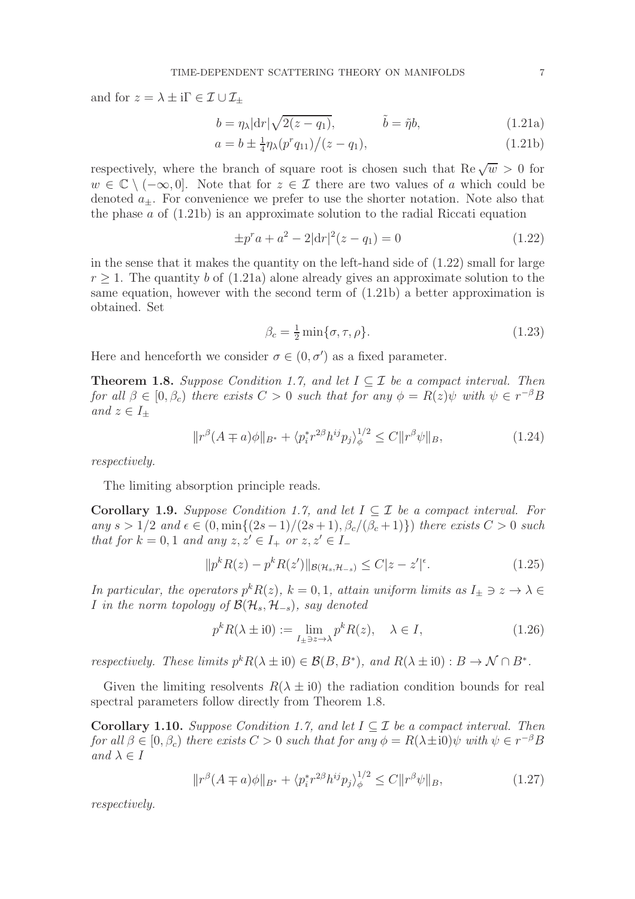and for $z = \lambda \pm \mathrm{i}\Gamma \in \mathcal{I} \cup \mathcal{I}_\pm$

$$b = \eta_\lambda |\mathrm{d}r| \sqrt{2(z - q_1)}, \qquad \tilde{b} = \tilde{\eta} b, \tag{1.21a}$$

$$a = b \pm \tfrac{1}{4} \eta_\lambda (p^r q_{11}) \big/ (z - q_1), \tag{1.21b}$$

respectively, where the branch of square root is chosen such that $\operatorname{Re} \sqrt{w} > 0$ for $w \in \mathbb{C} \setminus (-\infty, 0]$. Note that for $z \in \mathcal{I}$ there are two values of $a$ which could be denoted $a_\pm$. For convenience we prefer to use the shorter notation. Note also that the phase $a$ of (1.21b) is an approximate solution to the radial Riccati equation

$$\pm p^r a + a^2 - 2|\mathrm{d}r|^2 (z - q_1) = 0 \tag{1.22}$$

in the sense that it makes the quantity on the left-hand side of (1.22) small for large $r \geq 1$. The quantity $b$ of (1.21a) alone already gives an approximate solution to the same equation, however with the second term of (1.21b) a better approximation is obtained. Set

$$\beta_c = \tfrac{1}{2} \min\{\sigma, \tau, \rho\}. \tag{1.23}$$

Here and henceforth we consider $\sigma \in (0, \sigma')$ as a fixed parameter.

**Theorem 1.8.** *Suppose Condition 1.7, and let $I \subseteq \mathcal{I}$ be a compact interval. Then for all $\beta \in [0, \beta_c)$ there exists $C > 0$ such that for any $\phi = R(z)\psi$ with $\psi \in r^{-\beta} B$ and $z \in I_\pm$*

$$\|r^\beta (A \mp a)\phi\|_{B^*} + \langle p_i^* r^{2\beta} h^{ij} p_j \rangle_\phi^{1/2} \leq C \|r^\beta \psi\|_B, \tag{1.24}$$

*respectively.*

The limiting absorption principle reads.

**Corollary 1.9.** *Suppose Condition 1.7, and let $I \subseteq \mathcal{I}$ be a compact interval. For any $s > 1/2$ and $\epsilon \in (0, \min\{(2s-1)/(2s+1), \beta_c/(\beta_c + 1)\})$ there exists $C > 0$ such that for $k = 0, 1$ and any $z, z' \in I_+$ or $z, z' \in I_-$*

$$\|p^k R(z) - p^k R(z')\|_{\mathcal{B}(\mathcal{H}_s, \mathcal{H}_{-s})} \leq C |z - z'|^\epsilon. \tag{1.25}$$

*In particular, the operators $p^k R(z)$, $k = 0, 1$, attain uniform limits as $I_\pm \ni z \to \lambda \in I$ in the norm topology of $\mathcal{B}(\mathcal{H}_s, \mathcal{H}_{-s})$, say denoted*

$$p^k R(\lambda \pm \mathrm{i}0) := \lim_{I_\pm \ni z \to \lambda} p^k R(z), \quad \lambda \in I, \tag{1.26}$$

*respectively. These limits $p^k R(\lambda \pm \mathrm{i}0) \in \mathcal{B}(B, B^*)$, and $R(\lambda \pm \mathrm{i}0) : B \to \mathcal{N} \cap B^*$.*

Given the limiting resolvents $R(\lambda \pm \mathrm{i}0)$ the radiation condition bounds for real spectral parameters follow directly from Theorem 1.8.

**Corollary 1.10.** *Suppose Condition 1.7, and let $I \subseteq \mathcal{I}$ be a compact interval. Then for all $\beta \in [0, \beta_c)$ there exists $C > 0$ such that for any $\phi = R(\lambda \pm \mathrm{i}0)\psi$ with $\psi \in r^{-\beta} B$ and $\lambda \in I$*

$$\|r^\beta (A \mp a)\phi\|_{B^*} + \langle p_i^* r^{2\beta} h^{ij} p_j \rangle_\phi^{1/2} \leq C \|r^\beta \psi\|_B, \tag{1.27}$$

*respectively.*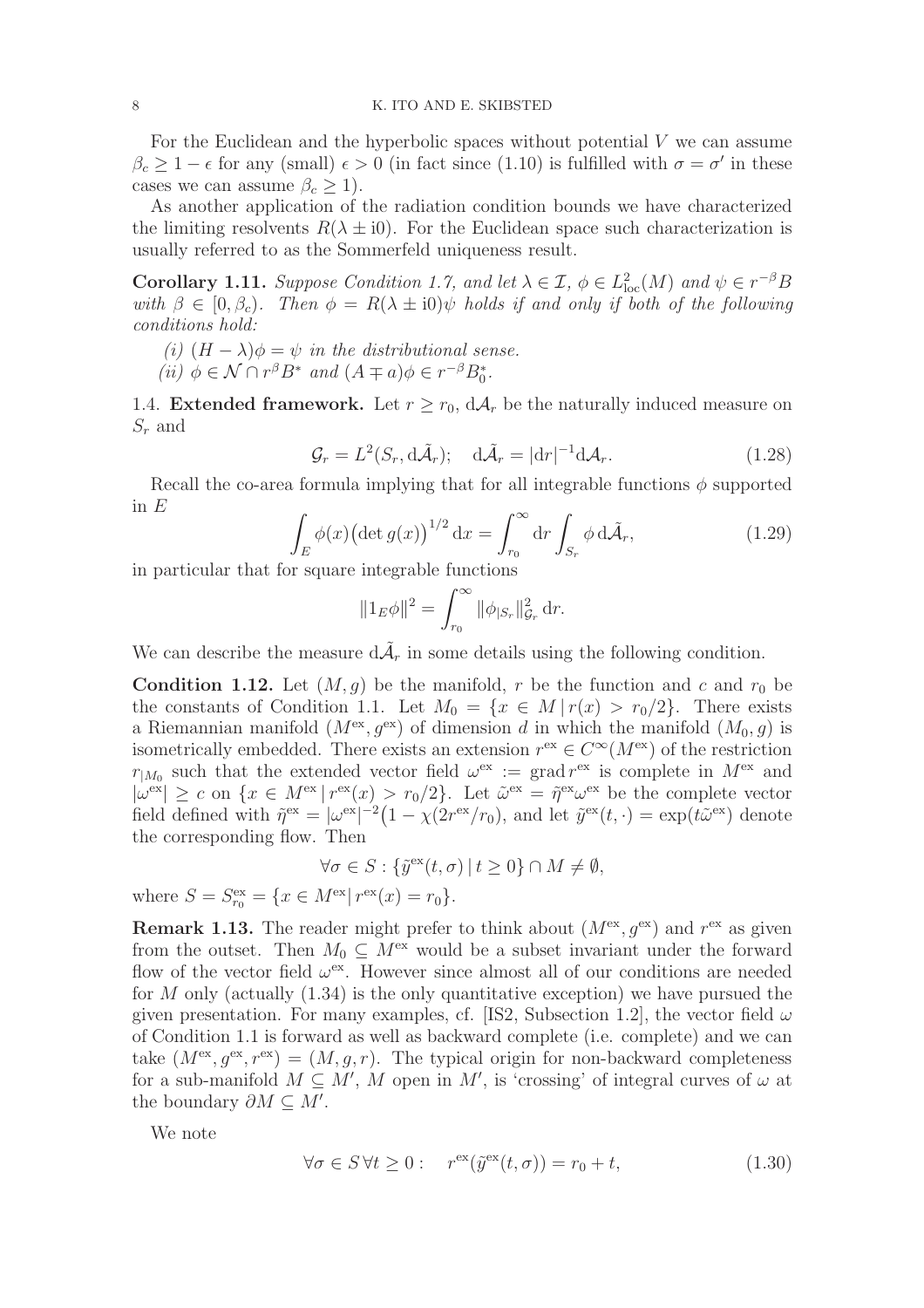For the Euclidean and the hyperbolic spaces without potential $V$ we can assume $\beta_c \geq 1 - \epsilon$ for any (small) $\epsilon > 0$ (in fact since (1.10) is fulfilled with $\sigma = \sigma'$ in these cases we can assume $\beta_c \geq 1$).

As another application of the radiation condition bounds we have characterized the limiting resolvents $R(\lambda \pm \mathrm{i}0)$. For the Euclidean space such characterization is usually referred to as the Sommerfeld uniqueness result.

**Corollary 1.11.** *Suppose Condition 1.7, and let $\lambda \in \mathcal{I}$, $\phi \in L^2_{\mathrm{loc}}(M)$ and $\psi \in r^{-\beta}B$ with $\beta \in [0, \beta_c)$. Then $\phi = R(\lambda \mp \mathrm{i}0)\psi$ holds if and only if both of the following conditions hold:*

*(i) $(H - \lambda)\phi = \psi$ in the distributional sense.*

*(ii) $\phi \in \mathcal{N} \cap r^{\beta}B^*$ and $(A \mp a)\phi \in r^{-\beta}B_0^*$.*

1.4. **Extended framework.** Let $r \geq r_0$, $\mathrm{d}\mathcal{A}_r$ be the naturally induced measure on $S_r$ and

$$\mathcal{G}_r = L^2(S_r, \mathrm{d}\tilde{\mathcal{A}}_r); \quad \mathrm{d}\tilde{\mathcal{A}}_r = |\mathrm{d}r|^{-1}\mathrm{d}\mathcal{A}_r. \tag{1.28}$$

Recall the co-area formula implying that for all integrable functions $\phi$ supported in $E$

$$\int_E \phi(x)\big(\det g(x)\big)^{1/2}\,\mathrm{d}x = \int_{r_0}^{\infty} \mathrm{d}r \int_{S_r} \phi\,\mathrm{d}\tilde{\mathcal{A}}_r, \tag{1.29}$$

in particular that for square integrable functions

$$\|1_E\phi\|^2 = \int_{r_0}^{\infty} \|\phi_{|S_r}\|^2_{\mathcal{G}_r}\,\mathrm{d}r.$$

We can describe the measure $\mathrm{d}\tilde{\mathcal{A}}_r$ in some details using the following condition.

**Condition 1.12.** Let $(M, g)$ be the manifold, $r$ be the function and $c$ and $r_0$ be the constants of Condition 1.1. Let $M_0 = \{x \in M \,|\, r(x) > r_0/2\}$. There exists a Riemannian manifold $(M^{\mathrm{ex}}, g^{\mathrm{ex}})$ of dimension $d$ in which the manifold $(M_0, g)$ is isometrically embedded. There exists an extension $r^{\mathrm{ex}} \in C^{\infty}(M^{\mathrm{ex}})$ of the restriction $r_{|M_0}$ such that the extended vector field $\omega^{\mathrm{ex}} := \operatorname{grad} r^{\mathrm{ex}}$ is complete in $M^{\mathrm{ex}}$ and $|\omega^{\mathrm{ex}}| \geq c$ on $\{x \in M^{\mathrm{ex}} \,|\, r^{\mathrm{ex}}(x) > r_0/2\}$. Let $\tilde{\omega}^{\mathrm{ex}} = \tilde{\eta}^{\mathrm{ex}}\omega^{\mathrm{ex}}$ be the complete vector field defined with $\tilde{\eta}^{\mathrm{ex}} = |\omega^{\mathrm{ex}}|^{-2}\big(1 - \chi(2r^{\mathrm{ex}}/r_0)$, and let $\tilde{y}^{\mathrm{ex}}(t, \cdot) = \exp(t\tilde{\omega}^{\mathrm{ex}})$ denote the corresponding flow. Then

$$\forall \sigma \in S : \{\tilde{y}^{\mathrm{ex}}(t, \sigma) \,|\, t \geq 0\} \cap M \neq \emptyset,$$

where $S = S^{\mathrm{ex}}_{r_0} = \{x \in M^{\mathrm{ex}} |\, r^{\mathrm{ex}}(x) = r_0\}$.

**Remark 1.13.** The reader might prefer to think about $(M^{\mathrm{ex}}, g^{\mathrm{ex}})$ and $r^{\mathrm{ex}}$ as given from the outset. Then $M_0 \subseteq M^{\mathrm{ex}}$ would be a subset invariant under the forward flow of the vector field $\omega^{\mathrm{ex}}$. However since almost all of our conditions are needed for $M$ only (actually (1.34) is the only quantitative exception) we have pursued the given presentation. For many examples, cf. [IS2, Subsection 1.2], the vector field $\omega$ of Condition 1.1 is forward as well as backward complete (i.e. complete) and we can take $(M^{\mathrm{ex}}, g^{\mathrm{ex}}, r^{\mathrm{ex}}) = (M, g, r)$. The typical origin for non-backward completeness for a sub-manifold $M \subseteq M'$, $M$ open in $M'$, is 'crossing' of integral curves of $\omega$ at the boundary $\partial M \subseteq M'$.

We note

$$\forall \sigma \in S\, \forall t \geq 0 : \quad r^{\mathrm{ex}}(\tilde{y}^{\mathrm{ex}}(t, \sigma)) = r_0 + t, \tag{1.30}$$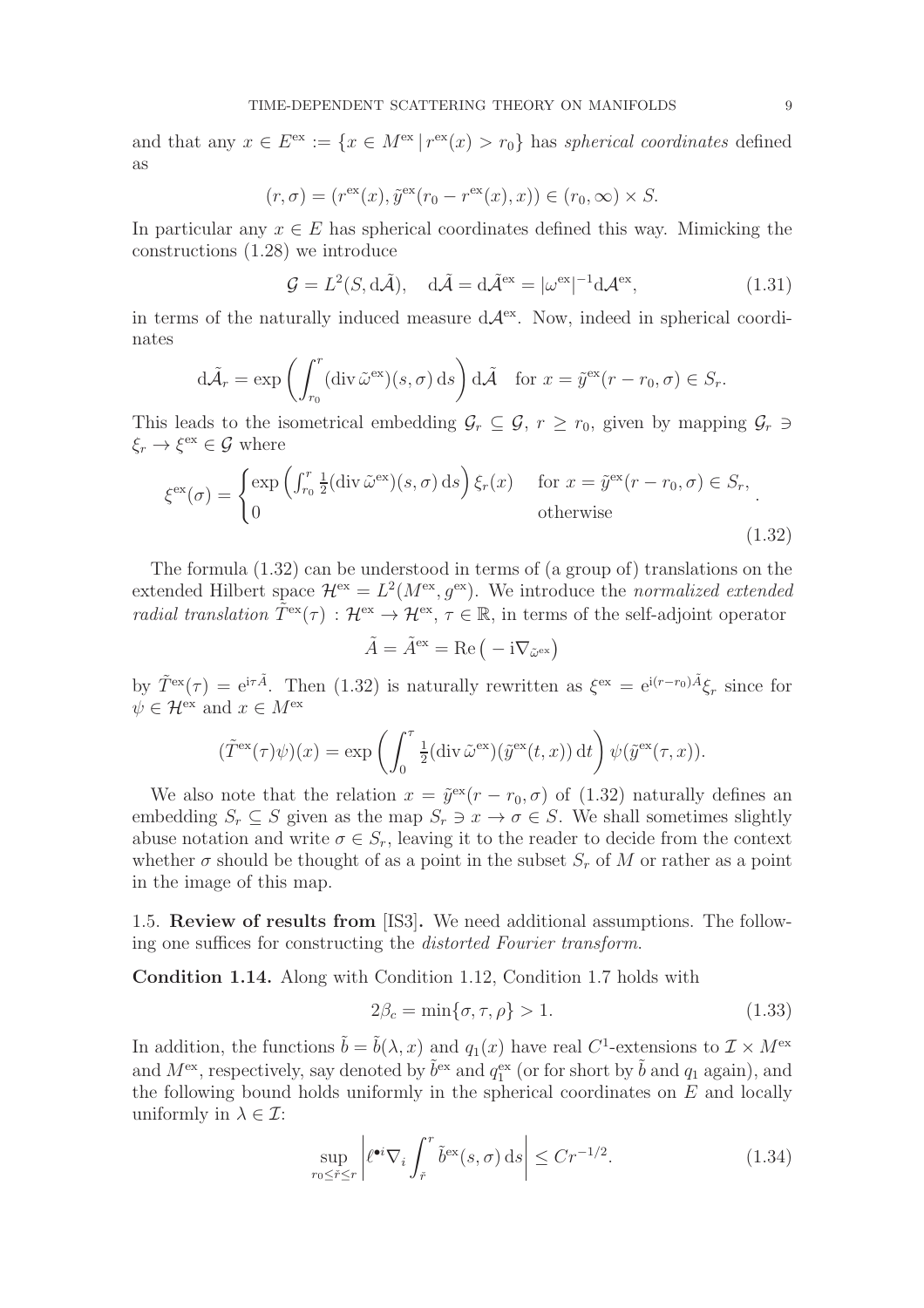and that any $x \in E^{\rm ex} := \{x \in M^{\rm ex} \,|\, r^{\rm ex}(x) > r_0\}$ has *spherical coordinates* defined as

$$(r, \sigma) = (r^{\rm ex}(x), \tilde y^{\rm ex}(r_0 - r^{\rm ex}(x), x)) \in (r_0, \infty) \times S.$$

In particular any $x \in E$ has spherical coordinates defined this way. Mimicking the constructions (1.28) we introduce

$$\mathcal{G} = L^2(S, \mathrm{d}\tilde{\mathcal{A}}), \quad \mathrm{d}\tilde{\mathcal{A}} = \mathrm{d}\tilde{\mathcal{A}}^{\rm ex} = |\omega^{\rm ex}|^{-1} \mathrm{d}\mathcal{A}^{\rm ex}, \tag{1.31}$$

in terms of the naturally induced measure $\mathrm{d}\mathcal{A}^{\rm ex}$. Now, indeed in spherical coordinates

$$\mathrm{d}\tilde{\mathcal{A}}_r = \exp\left( \int_{r_0}^r (\operatorname{div} \tilde\omega^{\rm ex})(s, \sigma)\, \mathrm{d}s \right) \mathrm{d}\tilde{\mathcal{A}} \quad \text{for } x = \tilde y^{\rm ex}(r - r_0, \sigma) \in S_r.$$

This leads to the isometrical embedding $\mathcal{G}_r \subseteq \mathcal{G}$, $r \geq r_0$, given by mapping $\mathcal{G}_r \ni \xi_r \to \xi^{\rm ex} \in \mathcal{G}$ where

$$\xi^{\rm ex}(\sigma) = \begin{cases} \exp\left( \int_{r_0}^r \tfrac12 (\operatorname{div} \tilde\omega^{\rm ex})(s, \sigma)\, \mathrm{d}s \right) \xi_r(x) & \text{for } x = \tilde y^{\rm ex}(r - r_0, \sigma) \in S_r, \\ 0 & \text{otherwise} \end{cases}. \tag{1.32}$$

The formula (1.32) can be understood in terms of (a group of) translations on the extended Hilbert space $\mathcal{H}^{\rm ex} = L^2(M^{\rm ex}, g^{\rm ex})$. We introduce the *normalized extended radial translation* $\tilde T^{\rm ex}(\tau) : \mathcal{H}^{\rm ex} \to \mathcal{H}^{\rm ex}$, $\tau \in \mathbb{R}$, in terms of the self-adjoint operator

$$\tilde A = \tilde A^{\rm ex} = \operatorname{Re}\big( -\mathrm{i}\nabla_{\tilde\omega^{\rm ex}} \big)$$

by $\tilde T^{\rm ex}(\tau) = \mathrm{e}^{\mathrm{i}\tau \tilde A}$. Then (1.32) is naturally rewritten as $\xi^{\rm ex} = \mathrm{e}^{\mathrm{i}(r - r_0)\tilde A} \xi_r$ since for $\psi \in \mathcal{H}^{\rm ex}$ and $x \in M^{\rm ex}$

$$(\tilde T^{\rm ex}(\tau)\psi)(x) = \exp\left( \int_0^\tau \tfrac12 (\operatorname{div} \tilde\omega^{\rm ex})(\tilde y^{\rm ex}(t, x))\, \mathrm{d}t \right) \psi(\tilde y^{\rm ex}(\tau, x)).$$

We also note that the relation $x = \tilde y^{\rm ex}(r - r_0, \sigma)$ of (1.32) naturally defines an embedding $S_r \subseteq S$ given as the map $S_r \ni x \to \sigma \in S$. We shall sometimes slightly abuse notation and write $\sigma \in S_r$, leaving it to the reader to decide from the context whether $\sigma$ should be thought of as a point in the subset $S_r$ of $M$ or rather as a point in the image of this map.

### 1.5. Review of results from [IS3].

We need additional assumptions. The following one suffices for constructing the *distorted Fourier transform*.

**Condition 1.14.** Along with Condition 1.12, Condition 1.7 holds with

$$2\beta_c = \min\{\sigma, \tau, \rho\} > 1. \tag{1.33}$$

In addition, the functions $\tilde b = \tilde b(\lambda, x)$ and $q_1(x)$ have real $C^1$-extensions to $\mathcal{I} \times M^{\rm ex}$ and $M^{\rm ex}$, respectively, say denoted by $\tilde b^{\rm ex}$ and $q_1^{\rm ex}$ (or for short by $\tilde b$ and $q_1$ again), and the following bound holds uniformly in the spherical coordinates on $E$ and locally uniformly in $\lambda \in \mathcal{I}$:

$$\sup_{r_0 \leq \tilde r \leq r} \left| \ell^{\bullet i} \nabla_i \int_{\tilde r}^r \tilde b^{\rm ex}(s, \sigma)\, \mathrm{d}s \right| \leq C r^{-1/2}. \tag{1.34}$$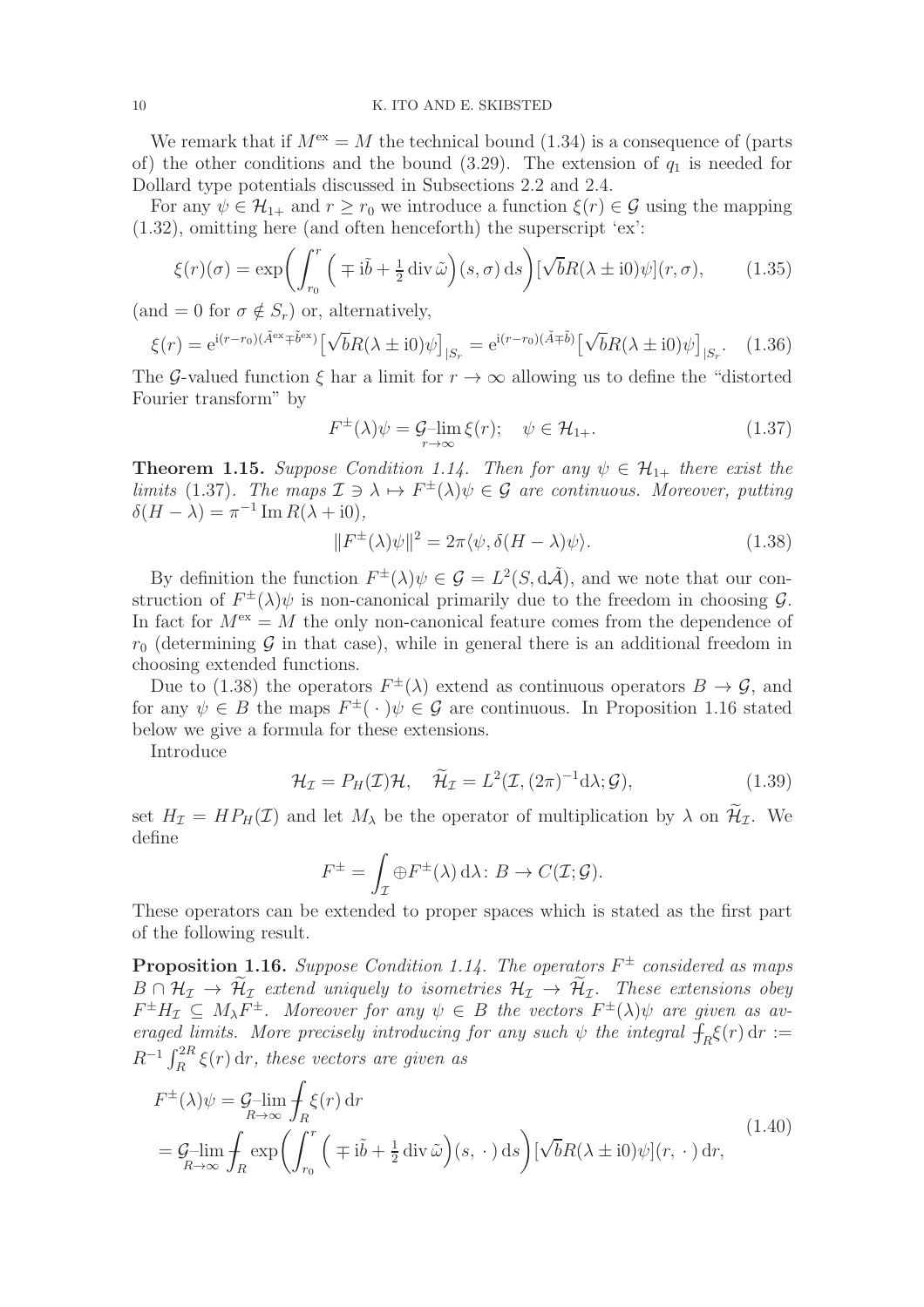We remark that if $M^{\rm ex} = M$ the technical bound (1.34) is a consequence of (parts of) the other conditions and the bound (3.29). The extension of $q_1$ is needed for Dollard type potentials discussed in Subsections 2.2 and 2.4.

For any $\psi \in \mathcal{H}_{1+}$ and $r \geq r_0$ we introduce a function $\xi(r) \in \mathcal{G}$ using the mapping (1.32), omitting here (and often henceforth) the superscript 'ex':

$$\xi(r)(\sigma) = \exp\bigg(\int_{r_0}^{r} \Big( \mp \mathrm{i}\tilde{b} + \tfrac{1}{2}\operatorname{div}\tilde{\omega}\Big)(s,\sigma)\,\mathrm{d}s\bigg)[\sqrt{b}R(\lambda \pm \mathrm{i}0)\psi](r,\sigma), \tag{1.35}$$

(and $= 0$ for $\sigma \notin S_r$) or, alternatively,

$$\xi(r) = \mathrm{e}^{\mathrm{i}(r-r_0)(\tilde{A}^{\rm ex} \mp \tilde{b}^{\rm ex})}\big[\sqrt{b}R(\lambda \pm \mathrm{i}0)\psi\big]_{|S_r} = \mathrm{e}^{\mathrm{i}(r-r_0)(\tilde{A} \mp \tilde{b})}\big[\sqrt{b}R(\lambda \pm \mathrm{i}0)\psi\big]_{|S_r}. \tag{1.36}$$

The $\mathcal{G}$-valued function $\xi$ har a limit for $r \to \infty$ allowing us to define the "distorted Fourier transform" by

$$F^{\pm}(\lambda)\psi = \mathcal{G}\text{-}\lim_{r\to\infty} \xi(r); \quad \psi \in \mathcal{H}_{1+}. \tag{1.37}$$

**Theorem 1.15.** *Suppose Condition 1.14. Then for any $\psi \in \mathcal{H}_{1+}$ there exist the limits* (1.37)*. The maps $\mathcal{I} \ni \lambda \mapsto F^{\pm}(\lambda)\psi \in \mathcal{G}$ are continuous. Moreover, putting $\delta(H-\lambda) = \pi^{-1}\operatorname{Im} R(\lambda + \mathrm{i}0)$,*

$$\|F^{\pm}(\lambda)\psi\|^2 = 2\pi\langle \psi, \delta(H-\lambda)\psi\rangle. \tag{1.38}$$

By definition the function $F^{\pm}(\lambda)\psi \in \mathcal{G} = L^2(S, \mathrm{d}\tilde{\mathcal{A}})$, and we note that our construction of $F^{\pm}(\lambda)\psi$ is non-canonical primarily due to the freedom in choosing $\mathcal{G}$. In fact for $M^{\rm ex} = M$ the only non-canonical feature comes from the dependence of $r_0$ (determining $\mathcal{G}$ in that case), while in general there is an additional freedom in choosing extended functions.

Due to (1.38) the operators $F^{\pm}(\lambda)$ extend as continuous operators $B \to \mathcal{G}$, and for any $\psi \in B$ the maps $F^{\pm}(\,\cdot\,)\psi \in \mathcal{G}$ are continuous. In Proposition 1.16 stated below we give a formula for these extensions.

Introduce

$$\mathcal{H}_{\mathcal{I}} = P_H(\mathcal{I})\mathcal{H}, \quad \widetilde{\mathcal{H}}_{\mathcal{I}} = L^2(\mathcal{I}, (2\pi)^{-1}\mathrm{d}\lambda; \mathcal{G}), \tag{1.39}$$

set $H_{\mathcal{I}} = HP_H(\mathcal{I})$ and let $M_\lambda$ be the operator of multiplication by $\lambda$ on $\widetilde{\mathcal{H}}_{\mathcal{I}}$. We define

$$F^{\pm} = \int_{\mathcal{I}} \oplus F^{\pm}(\lambda)\,\mathrm{d}\lambda \colon B \to C(\mathcal{I};\mathcal{G}).$$

These operators can be extended to proper spaces which is stated as the first part of the following result.

**Proposition 1.16.** *Suppose Condition 1.14. The operators $F^{\pm}$ considered as maps $B \cap \mathcal{H}_{\mathcal{I}} \to \widetilde{\mathcal{H}}_{\mathcal{I}}$ extend uniquely to isometries $\mathcal{H}_{\mathcal{I}} \to \widetilde{\mathcal{H}}_{\mathcal{I}}$. These extensions obey $F^{\pm}H_{\mathcal{I}} \subseteq M_\lambda F^{\pm}$. Moreover for any $\psi \in B$ the vectors $F^{\pm}(\lambda)\psi$ are given as averaged limits. More precisely introducing for any such $\psi$ the integral $⨍_R \xi(r)\,\mathrm{d}r := R^{-1}\int_R^{2R}\xi(r)\,\mathrm{d}r$, these vectors are given as*

$$\begin{aligned} F^{\pm}(\lambda)\psi &= \mathcal{G}\text{-}\lim_{R\to\infty} ⨍_R \xi(r)\,\mathrm{d}r \\ &= \mathcal{G}\text{-}\lim_{R\to\infty} ⨍_R \exp\bigg(\int_{r_0}^{r}\Big(\mp \mathrm{i}\tilde{b} + \tfrac{1}{2}\operatorname{div}\tilde{\omega}\Big)(s,\,\cdot\,)\,\mathrm{d}s\bigg)[\sqrt{b}R(\lambda \pm \mathrm{i}0)\psi](r,\,\cdot\,)\,\mathrm{d}r, \end{aligned} \tag{1.40}$$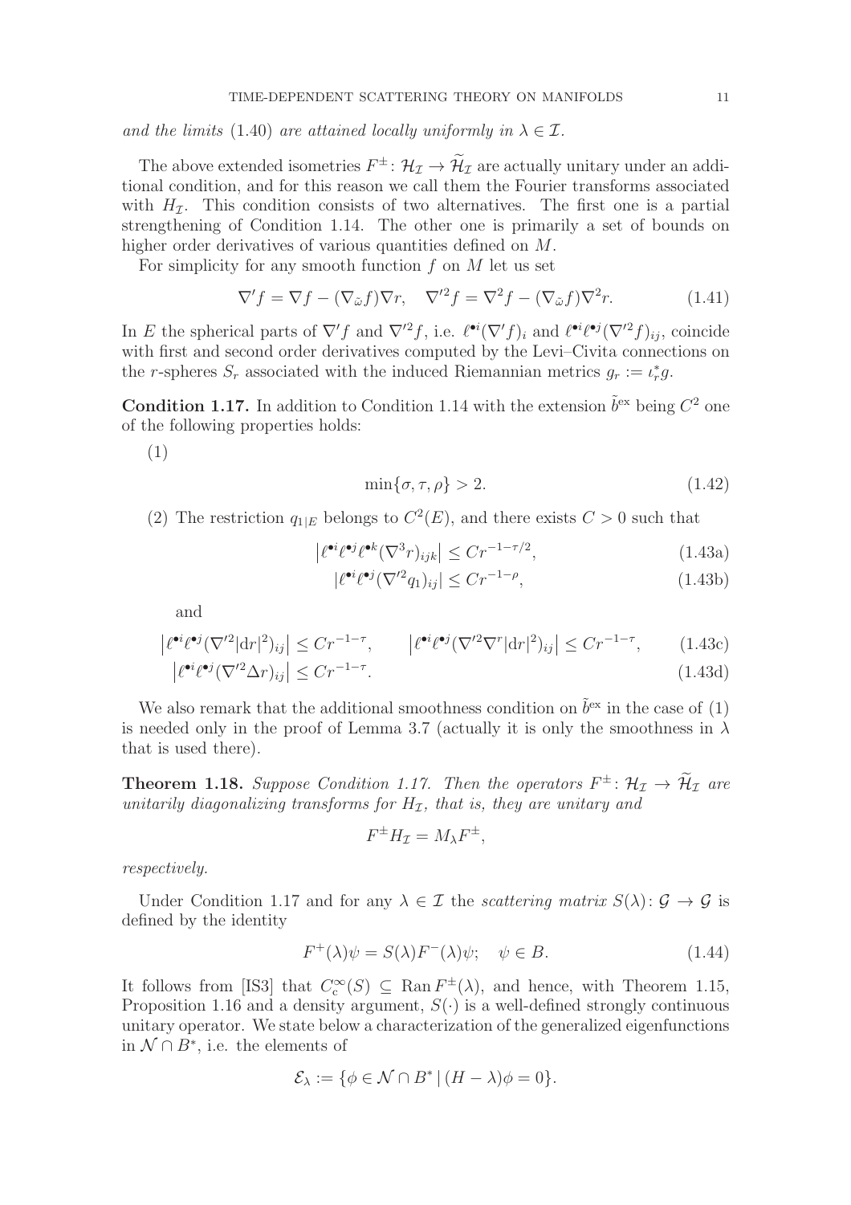*and the limits* (1.40) *are attained locally uniformly in* $\lambda \in \mathcal{I}$.

The above extended isometries $F^\pm \colon \mathcal{H}_\mathcal{I} \to \widetilde{\mathcal{H}}_\mathcal{I}$ are actually unitary under an additional condition, and for this reason we call them the Fourier transforms associated with $H_\mathcal{I}$. This condition consists of two alternatives. The first one is a partial strengthening of Condition 1.14. The other one is primarily a set of bounds on higher order derivatives of various quantities defined on $M$.

For simplicity for any smooth function $f$ on $M$ let us set

$$\nabla' f = \nabla f - (\nabla_{\tilde{\omega}} f)\nabla r, \quad \nabla'^2 f = \nabla^2 f - (\nabla_{\tilde{\omega}} f)\nabla^2 r. \tag{1.41}$$

In $E$ the spherical parts of $\nabla' f$ and $\nabla'^2 f$, i.e. $\ell^{\bullet i}(\nabla' f)_i$ and $\ell^{\bullet i}\ell^{\bullet j}(\nabla'^2 f)_{ij}$, coincide with first and second order derivatives computed by the Levi–Civita connections on the $r$-spheres $S_r$ associated with the induced Riemannian metrics $g_r := \iota_r^* g$.

**Condition 1.17.** In addition to Condition 1.14 with the extension $\tilde{b}^{\mathrm{ex}}$ being $C^2$ one of the following properties holds:

(1)

$$\min\{\sigma, \tau, \rho\} > 2. \tag{1.42}$$

(2) The restriction $q_{1|E}$ belongs to $C^2(E)$, and there exists $C > 0$ such that

$$\left|\ell^{\bullet i}\ell^{\bullet j}\ell^{\bullet k}(\nabla^3 r)_{ijk}\right| \le C r^{-1-\tau/2}, \tag{1.43a}$$

$$|\ell^{\bullet i}\ell^{\bullet j}(\nabla'^2 q_1)_{ij}| \le C r^{-1-\rho}, \tag{1.43b}$$

and

$$\left|\ell^{\bullet i}\ell^{\bullet j}(\nabla'^2 |\mathrm{d}r|^2)_{ij}\right| \le C r^{-1-\tau}, \qquad \left|\ell^{\bullet i}\ell^{\bullet j}(\nabla'^2 \nabla^r |\mathrm{d}r|^2)_{ij}\right| \le C r^{-1-\tau}, \tag{1.43c}$$

$$\left|\ell^{\bullet i}\ell^{\bullet j}(\nabla'^2 \Delta r)_{ij}\right| \le C r^{-1-\tau}. \tag{1.43d}$$

We also remark that the additional smoothness condition on $\tilde{b}^{\mathrm{ex}}$ in the case of (1) is needed only in the proof of Lemma 3.7 (actually it is only the smoothness in $\lambda$ that is used there).

**Theorem 1.18.** *Suppose Condition 1.17. Then the operators* $F^\pm \colon \mathcal{H}_\mathcal{I} \to \widetilde{\mathcal{H}}_\mathcal{I}$ *are unitarily diagonalizing transforms for* $H_\mathcal{I}$*, that is, they are unitary and*

$$F^\pm H_\mathcal{I} = M_\lambda F^\pm,$$

*respectively.*

Under Condition 1.17 and for any $\lambda \in \mathcal{I}$ the *scattering matrix* $S(\lambda) \colon \mathcal{G} \to \mathcal{G}$ is defined by the identity

$$F^+(\lambda)\psi = S(\lambda)F^-(\lambda)\psi; \quad \psi \in B. \tag{1.44}$$

It follows from [IS3] that $C_c^\infty(S) \subseteq \operatorname{Ran} F^\pm(\lambda)$, and hence, with Theorem 1.15, Proposition 1.16 and a density argument, $S(\cdot)$ is a well-defined strongly continuous unitary operator. We state below a characterization of the generalized eigenfunctions in $\mathcal{N} \cap B^*$, i.e. the elements of

$$\mathcal{E}_\lambda := \{\phi \in \mathcal{N} \cap B^* \,|\, (H - \lambda)\phi = 0\}.$$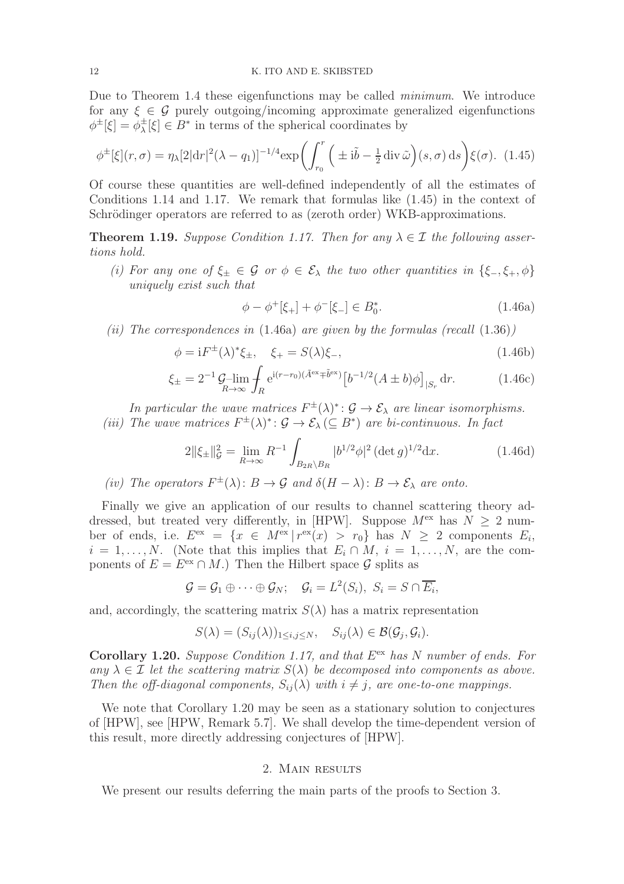Due to Theorem 1.4 these eigenfunctions may be called *minimum*. We introduce for any $\xi \in \mathcal{G}$ purely outgoing/incoming approximate generalized eigenfunctions $\phi^{\pm}[\xi] = \phi^{\pm}_\lambda[\xi] \in B^*$ in terms of the spherical coordinates by

$$\phi^{\pm}[\xi](r,\sigma) = \eta_\lambda [2|\mathrm{d}r|^2(\lambda - q_1)]^{-1/4} \exp\biggl(\int_{r_0}^{r} \Bigl( \pm \mathrm{i}\tilde{b} - \tfrac{1}{2}\operatorname{div}\tilde{\omega}\Bigr)(s,\sigma)\,\mathrm{d}s\biggr)\xi(\sigma). \quad (1.45)$$

Of course these quantities are well-defined independently of all the estimates of Conditions 1.14 and 1.17. We remark that formulas like (1.45) in the context of Schrödinger operators are referred to as (zeroth order) WKB-approximations.

**Theorem 1.19.** *Suppose Condition 1.17. Then for any $\lambda \in \mathcal{I}$ the following assertions hold.*

*(i) For any one of $\xi_\pm \in \mathcal{G}$ or $\phi \in \mathcal{E}_\lambda$ the two other quantities in $\{\xi_-, \xi_+, \phi\}$ uniquely exist such that*

$$\phi - \phi^+[\xi_+] + \phi^-[\xi_-] \in B_0^*. \quad (1.46a)$$

*(ii) The correspondences in* (1.46a) *are given by the formulas (recall* (1.36)*)*

$$\phi = \mathrm{i}F^{\pm}(\lambda)^*\xi_\pm, \quad \xi_+ = S(\lambda)\xi_-, \quad (1.46b)$$

$$\xi_\pm = 2^{-1}\, \mathcal{G}\text{-}\lim_{R\to\infty} ⨍_R \mathrm{e}^{\mathrm{i}(r-r_0)(\tilde{A}^{\mathrm{ex}} \mp \tilde{b}^{\mathrm{ex}})}\bigl[b^{-1/2}(A \pm b)\phi\bigr]_{|S_r}\,\mathrm{d}r. \quad (1.46c)$$

*In particular the wave matrices $F^{\pm}(\lambda)^* \colon \mathcal{G} \to \mathcal{E}_\lambda$ are linear isomorphisms.*

*(iii) The wave matrices $F^{\pm}(\lambda)^* \colon \mathcal{G} \to \mathcal{E}_\lambda\,(\subseteq B^*)$ are bi-continuous. In fact*

$$2\|\xi_\pm\|^2_{\mathcal{G}} = \lim_{R\to\infty} R^{-1}\int_{B_{2R}\setminus B_R} |b^{1/2}\phi|^2\,(\det g)^{1/2}\mathrm{d}x. \quad (1.46d)$$

*(iv) The operators $F^{\pm}(\lambda) \colon B \to \mathcal{G}$ and $\delta(H-\lambda) \colon B \to \mathcal{E}_\lambda$ are onto.*

Finally we give an application of our results to channel scattering theory addressed, but treated very differently, in [HPW]. Suppose $M^{\mathrm{ex}}$ has $N \geq 2$ number of ends, i.e. $E^{\mathrm{ex}} = \{x \in M^{\mathrm{ex}} \,|\, r^{\mathrm{ex}}(x) > r_0\}$ has $N \geq 2$ components $E_i$, $i = 1,\dots,N$. (Note that this implies that $E_i \cap M$, $i = 1,\dots,N$, are the components of $E = E^{\mathrm{ex}} \cap M$.) Then the Hilbert space $\mathcal{G}$ splits as

$$\mathcal{G} = \mathcal{G}_1 \oplus \cdots \oplus \mathcal{G}_N; \quad \mathcal{G}_i = L^2(S_i),\ S_i = S \cap \overline{E_i},$$

and, accordingly, the scattering matrix $S(\lambda)$ has a matrix representation

$$S(\lambda) = (S_{ij}(\lambda))_{1\leq i,j\leq N}, \quad S_{ij}(\lambda) \in \mathcal{B}(\mathcal{G}_j, \mathcal{G}_i).$$

**Corollary 1.20.** *Suppose Condition 1.17, and that $E^{\mathrm{ex}}$ has $N$ number of ends. For any $\lambda \in \mathcal{I}$ let the scattering matrix $S(\lambda)$ be decomposed into components as above. Then the off-diagonal components, $S_{ij}(\lambda)$ with $i \neq j$, are one-to-one mappings.*

We note that Corollary 1.20 may be seen as a stationary solution to conjectures of [HPW], see [HPW, Remark 5.7]. We shall develop the time-dependent version of this result, more directly addressing conjectures of [HPW].

## 2. Main results

We present our results deferring the main parts of the proofs to Section 3.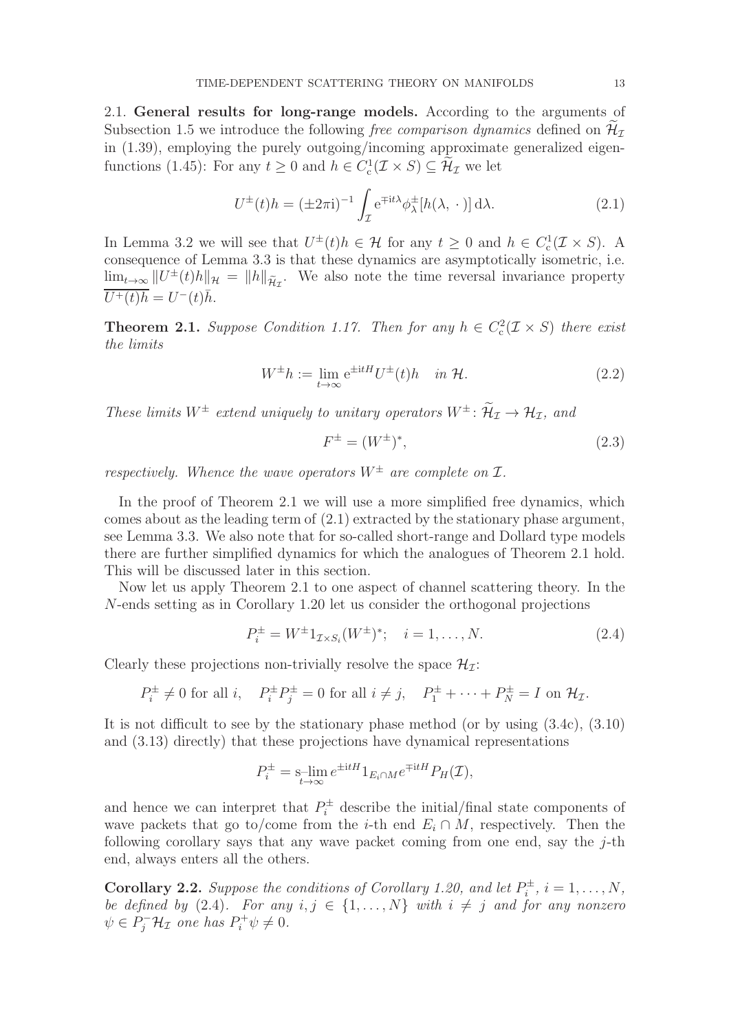2.1. **General results for long-range models.** According to the arguments of Subsection 1.5 we introduce the following *free comparison dynamics* defined on $\widetilde{\mathcal{H}}_{\mathcal{I}}$ in (1.39), employing the purely outgoing/incoming approximate generalized eigenfunctions (1.45): For any $t \geq 0$ and $h \in C^1_{\mathrm{c}}(\mathcal{I} \times S) \subseteq \widetilde{\mathcal{H}}_{\mathcal{I}}$ we let

$$U^{\pm}(t)h = (\pm 2\pi \mathrm{i})^{-1} \int_{\mathcal{I}} \mathrm{e}^{\mp \mathrm{i}t\lambda} \phi^{\pm}_{\lambda}[h(\lambda, \cdot\,)]\,\mathrm{d}\lambda. \tag{2.1}$$

In Lemma 3.2 we will see that $U^{\pm}(t)h \in \mathcal{H}$ for any $t \geq 0$ and $h \in C^1_{\mathrm{c}}(\mathcal{I} \times S)$. A consequence of Lemma 3.3 is that these dynamics are asymptotically isometric, i.e. $\lim_{t\to\infty} \|U^{\pm}(t)h\|_{\mathcal{H}} = \|h\|_{\widetilde{\mathcal{H}}_{\mathcal{I}}}$. We also note the time reversal invariance property $\overline{U^{+}(t)h} = U^{-}(t)\bar{h}$.

**Theorem 2.1.** *Suppose Condition 1.17. Then for any $h \in C^2_{\mathrm{c}}(\mathcal{I} \times S)$ there exist the limits*

$$W^{\pm}h := \lim_{t\to\infty} \mathrm{e}^{\pm \mathrm{i}tH} U^{\pm}(t)h \quad \textit{in } \mathcal{H}. \tag{2.2}$$

*These limits $W^{\pm}$ extend uniquely to unitary operators $W^{\pm}\colon \widetilde{\mathcal{H}}_{\mathcal{I}} \to \mathcal{H}_{\mathcal{I}}$, and*

$$F^{\pm} = (W^{\pm})^*, \tag{2.3}$$

*respectively. Whence the wave operators $W^{\pm}$ are complete on $\mathcal{I}$.*

In the proof of Theorem 2.1 we will use a more simplified free dynamics, which comes about as the leading term of (2.1) extracted by the stationary phase argument, see Lemma 3.3. We also note that for so-called short-range and Dollard type models there are further simplified dynamics for which the analogues of Theorem 2.1 hold. This will be discussed later in this section.

Now let us apply Theorem 2.1 to one aspect of channel scattering theory. In the $N$-ends setting as in Corollary 1.20 let us consider the orthogonal projections

$$P^{\pm}_i = W^{\pm} 1_{\mathcal{I}\times S_i} (W^{\pm})^*; \quad i = 1, \ldots, N. \tag{2.4}$$

Clearly these projections non-trivially resolve the space $\mathcal{H}_{\mathcal{I}}$:

$$P^{\pm}_i \neq 0 \text{ for all } i, \quad P^{\pm}_i P^{\pm}_j = 0 \text{ for all } i \neq j, \quad P^{\pm}_1 + \cdots + P^{\pm}_N = I \text{ on } \mathcal{H}_{\mathcal{I}}.$$

It is not difficult to see by the stationary phase method (or by using (3.4c), (3.10) and (3.13) directly) that these projections have dynamical representations

$$P^{\pm}_i = \operatorname*{s-lim}_{t\to\infty} e^{\pm \mathrm{i}tH} 1_{E_i \cap M} e^{\mp \mathrm{i}tH} P_H(\mathcal{I}),$$

and hence we can interpret that $P^{\pm}_i$ describe the initial/final state components of wave packets that go to/come from the $i$-th end $E_i \cap M$, respectively. Then the following corollary says that any wave packet coming from one end, say the $j$-th end, always enters all the others.

**Corollary 2.2.** *Suppose the conditions of Corollary 1.20, and let $P^{\pm}_i$, $i = 1, \ldots, N$, be defined by (2.4). For any $i, j \in \{1, \ldots, N\}$ with $i \neq j$ and for any nonzero $\psi \in P^{-}_j \mathcal{H}_{\mathcal{I}}$ one has $P^{+}_i \psi \neq 0$.*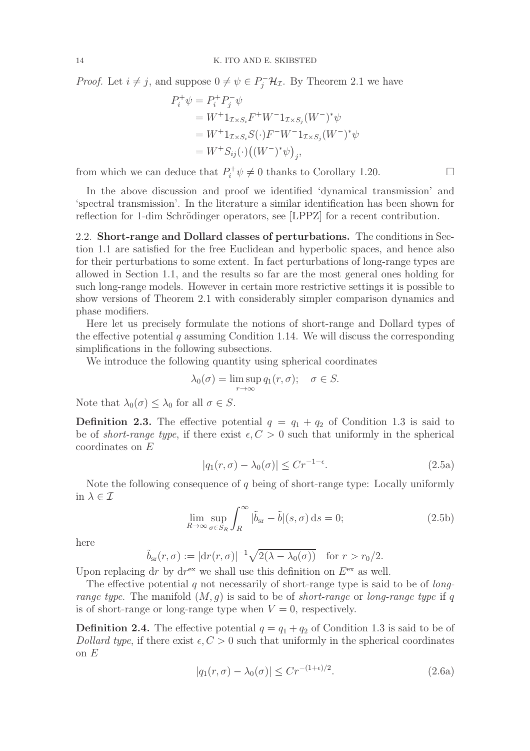*Proof.* Let $i \neq j$, and suppose $0 \neq \psi \in P_j^- \mathcal{H}_{\mathcal{I}}$. By Theorem 2.1 we have

$$\begin{aligned}
P_i^+ \psi &= P_i^+ P_j^- \psi \\
&= W^+ 1_{\mathcal{I} \times S_i} F^+ W^- 1_{\mathcal{I} \times S_j} (W^-)^* \psi \\
&= W^+ 1_{\mathcal{I} \times S_i} S(\cdot) F^- W^- 1_{\mathcal{I} \times S_j} (W^-)^* \psi \\
&= W^+ S_{ij}(\cdot) \big( (W^-)^* \psi \big)_j,
\end{aligned}$$

from which we can deduce that $P_i^+ \psi \neq 0$ thanks to Corollary 1.20. $\square$

In the above discussion and proof we identified 'dynamical transmission' and 'spectral transmission'. In the literature a similar identification has been shown for reflection for 1-dim Schrödinger operators, see [LPPZ] for a recent contribution.

**2.2. Short-range and Dollard classes of perturbations.** The conditions in Section 1.1 are satisfied for the free Euclidean and hyperbolic spaces, and hence also for their perturbations to some extent. In fact perturbations of long-range types are allowed in Section 1.1, and the results so far are the most general ones holding for such long-range models. However in certain more restrictive settings it is possible to show versions of Theorem 2.1 with considerably simpler comparison dynamics and phase modifiers.

Here let us precisely formulate the notions of short-range and Dollard types of the effective potential $q$ assuming Condition 1.14. We will discuss the corresponding simplifications in the following subsections.

We introduce the following quantity using spherical coordinates

$$\lambda_0(\sigma) = \limsup_{r \to \infty} q_1(r, \sigma); \quad \sigma \in S.$$

Note that $\lambda_0(\sigma) \leq \lambda_0$ for all $\sigma \in S$.

**Definition 2.3.** The effective potential $q = q_1 + q_2$ of Condition 1.3 is said to be of *short-range type*, if there exist $\epsilon, C > 0$ such that uniformly in the spherical coordinates on $E$

$$|q_1(r, \sigma) - \lambda_0(\sigma)| \leq C r^{-1-\epsilon}. \tag{2.5a}$$

Note the following consequence of $q$ being of short-range type: Locally uniformly in $\lambda \in \mathcal{I}$

$$\lim_{R \to \infty} \sup_{\sigma \in S_R} \int_R^\infty |\tilde{b}_{\mathrm{sr}} - \tilde{b}|(s, \sigma)\, \mathrm{d}s = 0; \tag{2.5b}$$

here

$$\tilde{b}_{\mathrm{sr}}(r, \sigma) := |\mathrm{d}r(r, \sigma)|^{-1} \sqrt{2(\lambda - \lambda_0(\sigma))} \quad \text{for } r > r_0/2.$$

Upon replacing $\mathrm{d}r$ by $\mathrm{d}r^{\mathrm{ex}}$ we shall use this definition on $E^{\mathrm{ex}}$ as well.

The effective potential $q$ not necessarily of short-range type is said to be of *long-range type*. The manifold $(M, g)$ is said to be of *short-range* or *long-range type* if $q$ is of short-range or long-range type when $V = 0$, respectively.

**Definition 2.4.** The effective potential $q = q_1 + q_2$ of Condition 1.3 is said to be of *Dollard type*, if there exist $\epsilon, C > 0$ such that uniformly in the spherical coordinates on $E$

$$|q_1(r, \sigma) - \lambda_0(\sigma)| \leq C r^{-(1+\epsilon)/2}. \tag{2.6a}$$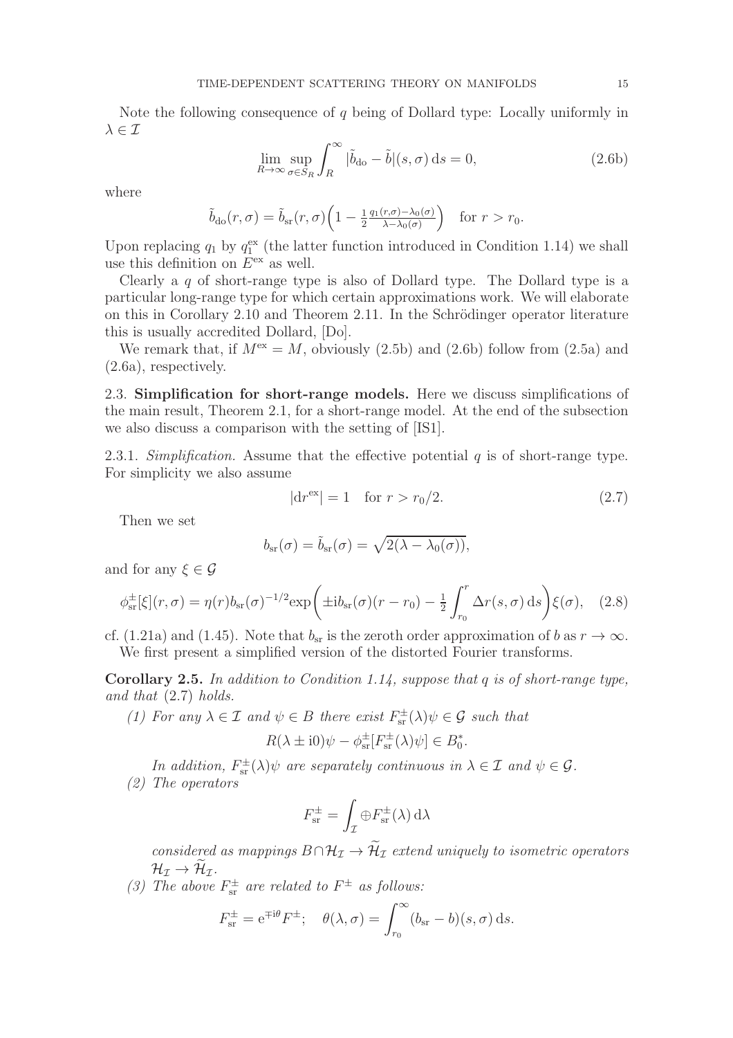Note the following consequence of $q$ being of Dollard type: Locally uniformly in $\lambda \in \mathcal{I}$

$$\lim_{R\to\infty} \sup_{\sigma\in S_R} \int_R^\infty |\tilde{b}_{\mathrm{do}} - \tilde{b}|(s,\sigma)\,\mathrm{d}s = 0, \tag{2.6b}$$

where

$$\tilde{b}_{\mathrm{do}}(r,\sigma) = \tilde{b}_{\mathrm{sr}}(r,\sigma)\Big(1 - \tfrac{1}{2}\tfrac{q_1(r,\sigma)-\lambda_0(\sigma)}{\lambda-\lambda_0(\sigma)}\Big) \quad \text{for } r > r_0.$$

Upon replacing $q_1$ by $q_1^{\mathrm{ex}}$ (the latter function introduced in Condition 1.14) we shall use this definition on $E^{\mathrm{ex}}$ as well.

Clearly a $q$ of short-range type is also of Dollard type. The Dollard type is a particular long-range type for which certain approximations work. We will elaborate on this in Corollary 2.10 and Theorem 2.11. In the Schrödinger operator literature this is usually accredited Dollard, [Do].

We remark that, if $M^{\mathrm{ex}} = M$, obviously (2.5b) and (2.6b) follow from (2.5a) and (2.6a), respectively.

### 2.3. **Simplification for short-range models.**

Here we discuss simplifications of the main result, Theorem 2.1, for a short-range model. At the end of the subsection we also discuss a comparison with the setting of [IS1].

2.3.1. *Simplification.* Assume that the effective potential $q$ is of short-range type. For simplicity we also assume

$$|\mathrm{d}r^{\mathrm{ex}}| = 1 \quad \text{for } r > r_0/2. \tag{2.7}$$

Then we set

$$b_{\mathrm{sr}}(\sigma) = \tilde{b}_{\mathrm{sr}}(\sigma) = \sqrt{2(\lambda - \lambda_0(\sigma))},$$

and for any $\xi \in \mathcal{G}$

$$\phi^\pm_{\mathrm{sr}}[\xi](r,\sigma) = \eta(r) b_{\mathrm{sr}}(\sigma)^{-1/2} \exp\bigg(\pm \mathrm{i} b_{\mathrm{sr}}(\sigma)(r-r_0) - \tfrac{1}{2}\int_{r_0}^r \Delta r(s,\sigma)\,\mathrm{d}s\bigg)\xi(\sigma), \tag{2.8}$$

cf. (1.21a) and (1.45). Note that $b_{\mathrm{sr}}$ is the zeroth order approximation of $b$ as $r \to \infty$.

We first present a simplified version of the distorted Fourier transforms.

**Corollary 2.5.** *In addition to Condition 1.14, suppose that $q$ is of short-range type, and that* (2.7) *holds.*

*(1) For any $\lambda \in \mathcal{I}$ and $\psi \in B$ there exist $F^\pm_{\mathrm{sr}}(\lambda)\psi \in \mathcal{G}$ such that*

$$R(\lambda \pm \mathrm{i}0)\psi - \phi^\pm_{\mathrm{sr}}[F^\pm_{\mathrm{sr}}(\lambda)\psi] \in B_0^*.$$

*In addition, $F^\pm_{\mathrm{sr}}(\lambda)\psi$ are separately continuous in $\lambda \in \mathcal{I}$ and $\psi \in \mathcal{G}$.*

*(2) The operators*

$$F^\pm_{\mathrm{sr}} = \int_{\mathcal{I}} \oplus F^\pm_{\mathrm{sr}}(\lambda)\,\mathrm{d}\lambda$$

*considered as mappings $B \cap \mathcal{H}_{\mathcal{I}} \to \widetilde{\mathcal{H}}_{\mathcal{I}}$ extend uniquely to isometric operators $\mathcal{H}_{\mathcal{I}} \to \widetilde{\mathcal{H}}_{\mathcal{I}}$.*

*(3) The above $F^\pm_{\mathrm{sr}}$ are related to $F^\pm$ as follows:*

$$F^\pm_{\mathrm{sr}} = \mathrm{e}^{\mp \mathrm{i}\theta} F^\pm; \quad \theta(\lambda,\sigma) = \int_{r_0}^\infty (b_{\mathrm{sr}} - b)(s,\sigma)\,\mathrm{d}s.$$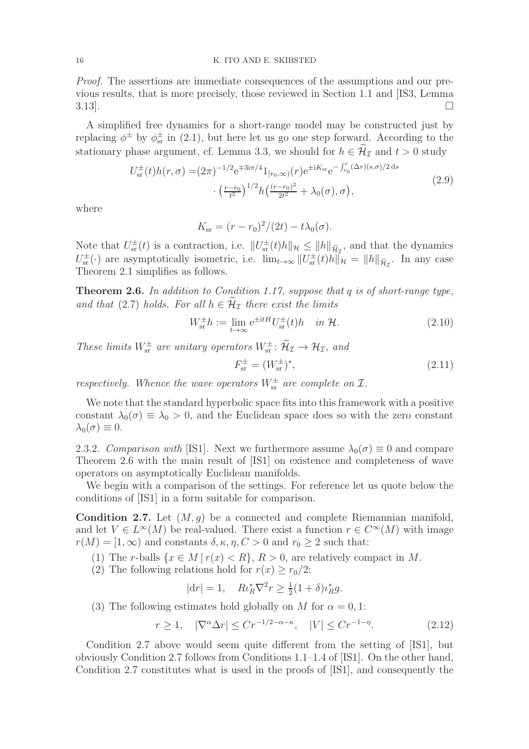*Proof.* The assertions are immediate consequences of the assumptions and our previous results, that is more precisely, those reviewed in Section 1.1 and [IS3, Lemma 3.13]. $\square$

A simplified free dynamics for a short-range model may be constructed just by replacing $\phi^\pm$ by $\phi^\pm_{\mathrm{sr}}$ in (2.1), but here let us go one step forward. According to the stationary phase argument, cf. Lemma 3.3, we should for $h \in \widetilde{\mathcal{H}}_{\mathcal{I}}$ and $t > 0$ study

$$
\begin{aligned}
U^\pm_{\mathrm{sr}}(t)h(r,\sigma) =& (2\pi)^{-1/2}\mathrm{e}^{\mp 3\mathrm{i}\pi/4}1_{[r_0,\infty)}(r)\mathrm{e}^{\pm \mathrm{i}K_{\mathrm{sr}}}\mathrm{e}^{-\int_{r_0}^r (\Delta r)(s,\sigma)/2\,\mathrm{d}s} \\
&\cdot \left(\tfrac{r-r_0}{t^2}\right)^{1/2} h\left(\tfrac{(r-r_0)^2}{2t^2} + \lambda_0(\sigma), \sigma\right),
\end{aligned}
\tag{2.9}
$$

where

$$
K_{\mathrm{sr}} = (r-r_0)^2/(2t) - t\lambda_0(\sigma).
$$

Note that $U^\pm_{\mathrm{sr}}(t)$ is a contraction, i.e. $\|U^\pm_{\mathrm{sr}}(t)h\|_{\mathcal{H}} \le \|h\|_{\widetilde{\mathcal{H}}_{\mathcal{I}}}$, and that the dynamics $U^\pm_{\mathrm{sr}}(\cdot)$ are asymptotically isometric, i.e. $\lim_{t\to\infty} \|U^\pm_{\mathrm{sr}}(t)h\|_{\mathcal{H}} = \|h\|_{\widetilde{\mathcal{H}}_{\mathcal{I}}}$. In any case Theorem 2.1 simplifies as follows.

**Theorem 2.6.** *In addition to Condition 1.17, suppose that $q$ is of short-range type, and that* (2.7) *holds. For all $h \in \widetilde{\mathcal{H}}_{\mathcal{I}}$ there exist the limits*

$$
W^\pm_{\mathrm{sr}} h := \lim_{t\to\infty} \mathrm{e}^{\pm \mathrm{i}tH} U^\pm_{\mathrm{sr}}(t)h \quad \text{in } \mathcal{H}. \tag{2.10}
$$

*These limits $W^\pm_{\mathrm{sr}}$ are unitary operators $W^\pm_{\mathrm{sr}} \colon \widetilde{\mathcal{H}}_{\mathcal{I}} \to \mathcal{H}_{\mathcal{I}}$, and*

$$
F^\pm_{\mathrm{sr}} = (W^\pm_{\mathrm{sr}})^*, \tag{2.11}
$$

*respectively. Whence the wave operators $W^\pm_{\mathrm{sr}}$ are complete on $\mathcal{I}$.*

We note that the standard hyperbolic space fits into this framework with a positive constant $\lambda_0(\sigma) \equiv \lambda_0 > 0$, and the Euclidean space does so with the zero constant $\lambda_0(\sigma) \equiv 0$.

2.3.2. *Comparison with* [IS1]. Next we furthermore assume $\lambda_0(\sigma) \equiv 0$ and compare Theorem 2.6 with the main result of [IS1] on existence and completeness of wave operators on asymptotically Euclidean manifolds.

We begin with a comparison of the settings. For reference let us quote below the conditions of [IS1] in a form suitable for comparison.

**Condition 2.7.** Let $(M,g)$ be a connected and complete Riemannian manifold, and let $V \in L^\infty(M)$ be real-valued. There exist a function $r \in C^\infty(M)$ with image $r(M) = [1,\infty)$ and constants $\delta, \kappa, \eta, C > 0$ and $r_0 \ge 2$ such that:

(1) The $r$-balls $\{x \in M \,|\, r(x) < R\}$, $R > 0$, are relatively compact in $M$.

(2) The following relations hold for $r(x) \ge r_0/2$:

$$
|\mathrm{d}r| = 1, \quad R\iota_R^* \nabla^2 r \ge \tfrac{1}{2}(1+\delta)\iota_R^* g.
$$

(3) The following estimates hold globally on $M$ for $\alpha = 0, 1$:

$$
r \ge 1, \quad |\nabla^\alpha \Delta r| \le Cr^{-1/2-\alpha-\kappa}, \quad |V| \le Cr^{-1-\eta}. \tag{2.12}
$$

Condition 2.7 above would seem quite different from the setting of [IS1], but obviously Condition 2.7 follows from Conditions 1.1–1.4 of [IS1]. On the other hand, Condition 2.7 constitutes what is used in the proofs of [IS1], and consequently the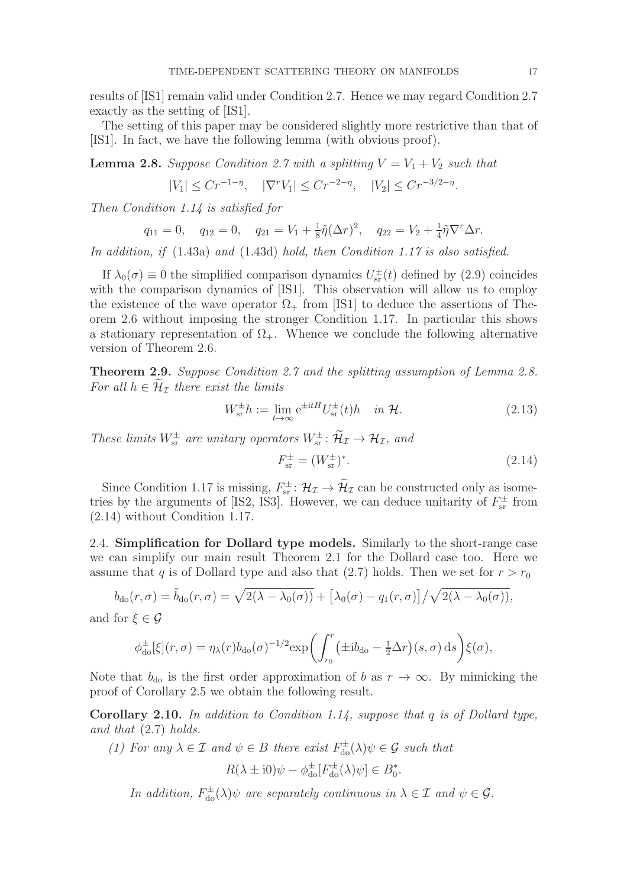results of [IS1] remain valid under Condition 2.7. Hence we may regard Condition 2.7 exactly as the setting of [IS1].

The setting of this paper may be considered slightly more restrictive than that of [IS1]. In fact, we have the following lemma (with obvious proof).

**Lemma 2.8.** *Suppose Condition 2.7 with a splitting $V = V_1 + V_2$ such that*

$$|V_1| \le C r^{-1-\eta}, \quad |\nabla^r V_1| \le C r^{-2-\eta}, \quad |V_2| \le C r^{-3/2-\eta}.$$

*Then Condition 1.14 is satisfied for*

$$q_{11} = 0, \quad q_{12} = 0, \quad q_{21} = V_1 + \tfrac{1}{8}\tilde{\eta}(\Delta r)^2, \quad q_{22} = V_2 + \tfrac{1}{4}\tilde{\eta}\nabla^r \Delta r.$$

*In addition, if* (1.43a) *and* (1.43d) *hold, then Condition 1.17 is also satisfied.*

If $\lambda_0(\sigma) \equiv 0$ the simplified comparison dynamics $U^\pm_{\mathrm{sr}}(t)$ defined by (2.9) coincides with the comparison dynamics of [IS1]. This observation will allow us to employ the existence of the wave operator $\Omega_+$ from [IS1] to deduce the assertions of Theorem 2.6 without imposing the stronger Condition 1.17. In particular this shows a stationary representation of $\Omega_+$. Whence we conclude the following alternative version of Theorem 2.6.

**Theorem 2.9.** *Suppose Condition 2.7 and the splitting assumption of Lemma 2.8. For all $h \in \widetilde{\mathcal{H}}_{\mathcal{I}}$ there exist the limits*

$$W^\pm_{\mathrm{sr}} h := \lim_{t\to\infty} \mathrm{e}^{\pm \mathrm{i}tH} U^\pm_{\mathrm{sr}}(t) h \quad \text{in } \mathcal{H}. \tag{2.13}$$

*These limits $W^\pm_{\mathrm{sr}}$ are unitary operators $W^\pm_{\mathrm{sr}} \colon \widetilde{\mathcal{H}}_{\mathcal{I}} \to \mathcal{H}_{\mathcal{I}}$, and*

$$F^\pm_{\mathrm{sr}} = (W^\pm_{\mathrm{sr}})^*. \tag{2.14}$$

Since Condition 1.17 is missing, $F^\pm_{\mathrm{sr}} \colon \mathcal{H}_{\mathcal{I}} \to \widetilde{\mathcal{H}}_{\mathcal{I}}$ can be constructed only as isometries by the arguments of [IS2, IS3]. However, we can deduce unitarity of $F^\pm_{\mathrm{sr}}$ from (2.14) without Condition 1.17.

## 2.4. Simplification for Dollard type models.

Similarly to the short-range case we can simplify our main result Theorem 2.1 for the Dollard case too. Here we assume that $q$ is of Dollard type and also that (2.7) holds. Then we set for $r > r_0$

$$b_{\mathrm{do}}(r,\sigma) = \tilde{b}_{\mathrm{do}}(r,\sigma) = \sqrt{2(\lambda - \lambda_0(\sigma))} + \bigl[\lambda_0(\sigma) - q_1(r,\sigma)\bigr]\big/\sqrt{2(\lambda - \lambda_0(\sigma))},$$

and for $\xi \in \mathcal{G}$

$$\phi^\pm_{\mathrm{do}}[\xi](r,\sigma) = \eta_\lambda(r) b_{\mathrm{do}}(\sigma)^{-1/2} \exp\biggl(\int_{r_0}^r \bigl(\pm \mathrm{i} b_{\mathrm{do}} - \tfrac{1}{2}\Delta r\bigr)(s,\sigma)\,\mathrm{d}s\biggr)\xi(\sigma),$$

Note that $b_{\mathrm{do}}$ is the first order approximation of $b$ as $r \to \infty$. By mimicking the proof of Corollary 2.5 we obtain the following result.

**Corollary 2.10.** *In addition to Condition 1.14, suppose that $q$ is of Dollard type, and that* (2.7) *holds.*

*(1) For any $\lambda \in \mathcal{I}$ and $\psi \in B$ there exist $F^\pm_{\mathrm{do}}(\lambda)\psi \in \mathcal{G}$ such that*

$$R(\lambda \pm \mathrm{i}0)\psi - \phi^\pm_{\mathrm{do}}[F^\pm_{\mathrm{do}}(\lambda)\psi] \in B^*_0.$$

*In addition, $F^\pm_{\mathrm{do}}(\lambda)\psi$ are separately continuous in $\lambda \in \mathcal{I}$ and $\psi \in \mathcal{G}$.*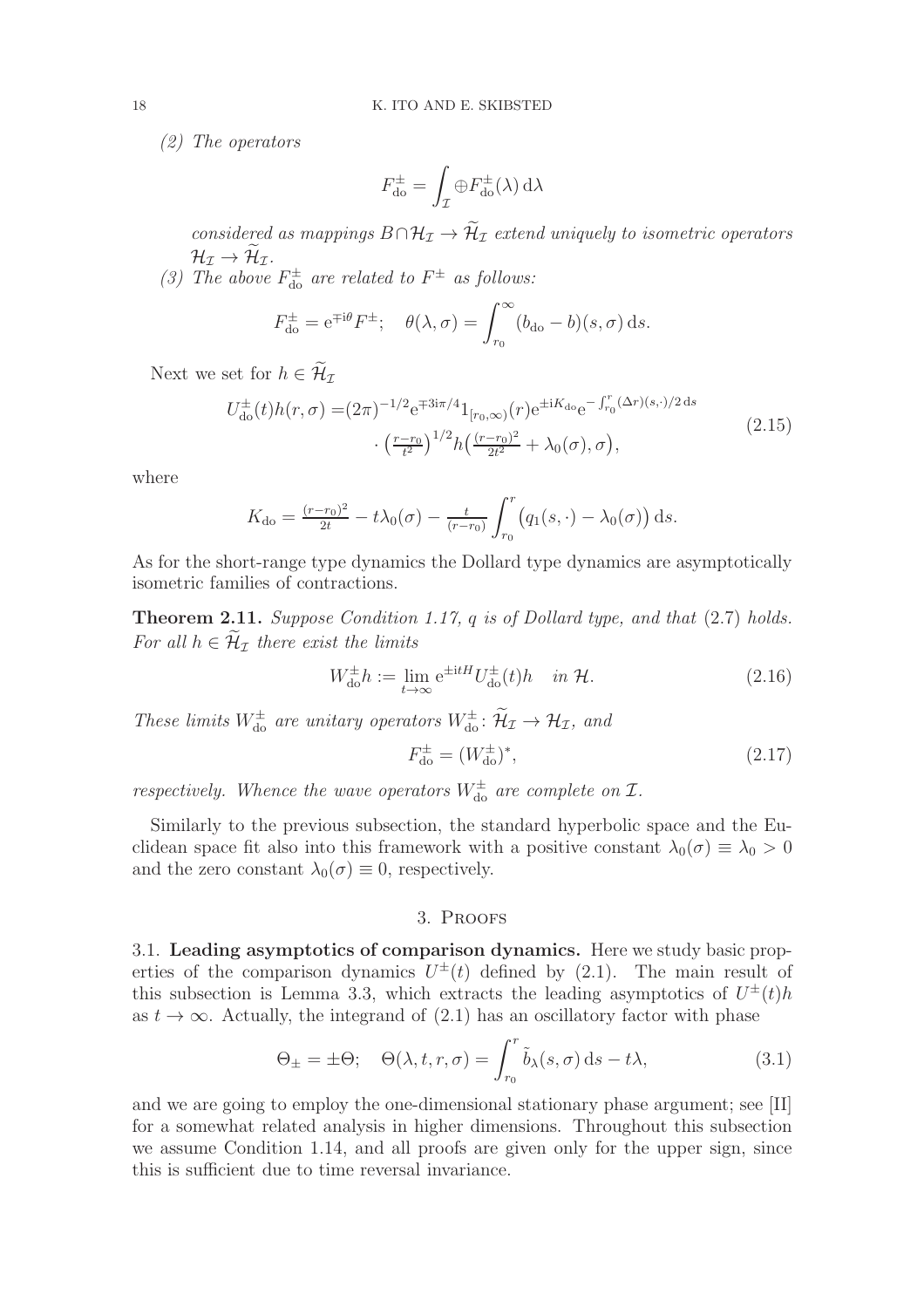*(2) The operators*

$$F^{\pm}_{\mathrm{do}} = \int_{\mathcal{I}} \oplus F^{\pm}_{\mathrm{do}}(\lambda)\,\mathrm{d}\lambda$$

*considered as mappings $B \cap \mathcal{H}_{\mathcal{I}} \to \widetilde{\mathcal{H}}_{\mathcal{I}}$ extend uniquely to isometric operators $\mathcal{H}_{\mathcal{I}} \to \widetilde{\mathcal{H}}_{\mathcal{I}}$.*

*(3) The above $F^{\pm}_{\mathrm{do}}$ are related to $F^{\pm}$ as follows:*

$$F^{\pm}_{\mathrm{do}} = \mathrm{e}^{\mp\mathrm{i}\theta} F^{\pm}; \quad \theta(\lambda,\sigma) = \int_{r_0}^{\infty} (b_{\mathrm{do}} - b)(s,\sigma)\,\mathrm{d}s.$$

Next we set for $h \in \widetilde{\mathcal{H}}_{\mathcal{I}}$

$$\begin{aligned} U^{\pm}_{\mathrm{do}}(t)h(r,\sigma) =& (2\pi)^{-1/2}\mathrm{e}^{\mp 3\mathrm{i}\pi/4} 1_{[r_0,\infty)}(r)\mathrm{e}^{\pm\mathrm{i}K_{\mathrm{do}}}\mathrm{e}^{-\int_{r_0}^{r}(\Delta r)(s,\cdot)/2\,\mathrm{d}s} \\ &\cdot \left(\tfrac{r-r_0}{t^2}\right)^{1/2} h\left(\tfrac{(r-r_0)^2}{2t^2} + \lambda_0(\sigma), \sigma\right), \end{aligned} \tag{2.15}$$

where

$$K_{\mathrm{do}} = \tfrac{(r-r_0)^2}{2t} - t\lambda_0(\sigma) - \tfrac{t}{(r-r_0)} \int_{r_0}^{r} \big(q_1(s,\cdot) - \lambda_0(\sigma)\big)\,\mathrm{d}s.$$

As for the short-range type dynamics the Dollard type dynamics are asymptotically isometric families of contractions.

**Theorem 2.11.** *Suppose Condition 1.17, $q$ is of Dollard type, and that* (2.7) *holds. For all $h \in \widetilde{\mathcal{H}}_{\mathcal{I}}$ there exist the limits*

$$W^{\pm}_{\mathrm{do}} h := \lim_{t\to\infty} \mathrm{e}^{\pm\mathrm{i}tH} U^{\pm}_{\mathrm{do}}(t)h \quad \textit{in } \mathcal{H}. \tag{2.16}$$

*These limits $W^{\pm}_{\mathrm{do}}$ are unitary operators $W^{\pm}_{\mathrm{do}} \colon \widetilde{\mathcal{H}}_{\mathcal{I}} \to \mathcal{H}_{\mathcal{I}}$, and*

$$F^{\pm}_{\mathrm{do}} = (W^{\pm}_{\mathrm{do}})^*, \tag{2.17}$$

*respectively. Whence the wave operators $W^{\pm}_{\mathrm{do}}$ are complete on $\mathcal{I}$.*

Similarly to the previous subsection, the standard hyperbolic space and the Euclidean space fit also into this framework with a positive constant $\lambda_0(\sigma) \equiv \lambda_0 > 0$ and the zero constant $\lambda_0(\sigma) \equiv 0$, respectively.

## 3. Proofs

**3.1. Leading asymptotics of comparison dynamics.** Here we study basic properties of the comparison dynamics $U^{\pm}(t)$ defined by (2.1). The main result of this subsection is Lemma 3.3, which extracts the leading asymptotics of $U^{\pm}(t)h$ as $t \to \infty$. Actually, the integrand of (2.1) has an oscillatory factor with phase

$$\Theta_{\pm} = \pm\Theta; \quad \Theta(\lambda,t,r,\sigma) = \int_{r_0}^{r} \tilde{b}_{\lambda}(s,\sigma)\,\mathrm{d}s - t\lambda, \tag{3.1}$$

and we are going to employ the one-dimensional stationary phase argument; see [II] for a somewhat related analysis in higher dimensions. Throughout this subsection we assume Condition 1.14, and all proofs are given only for the upper sign, since this is sufficient due to time reversal invariance.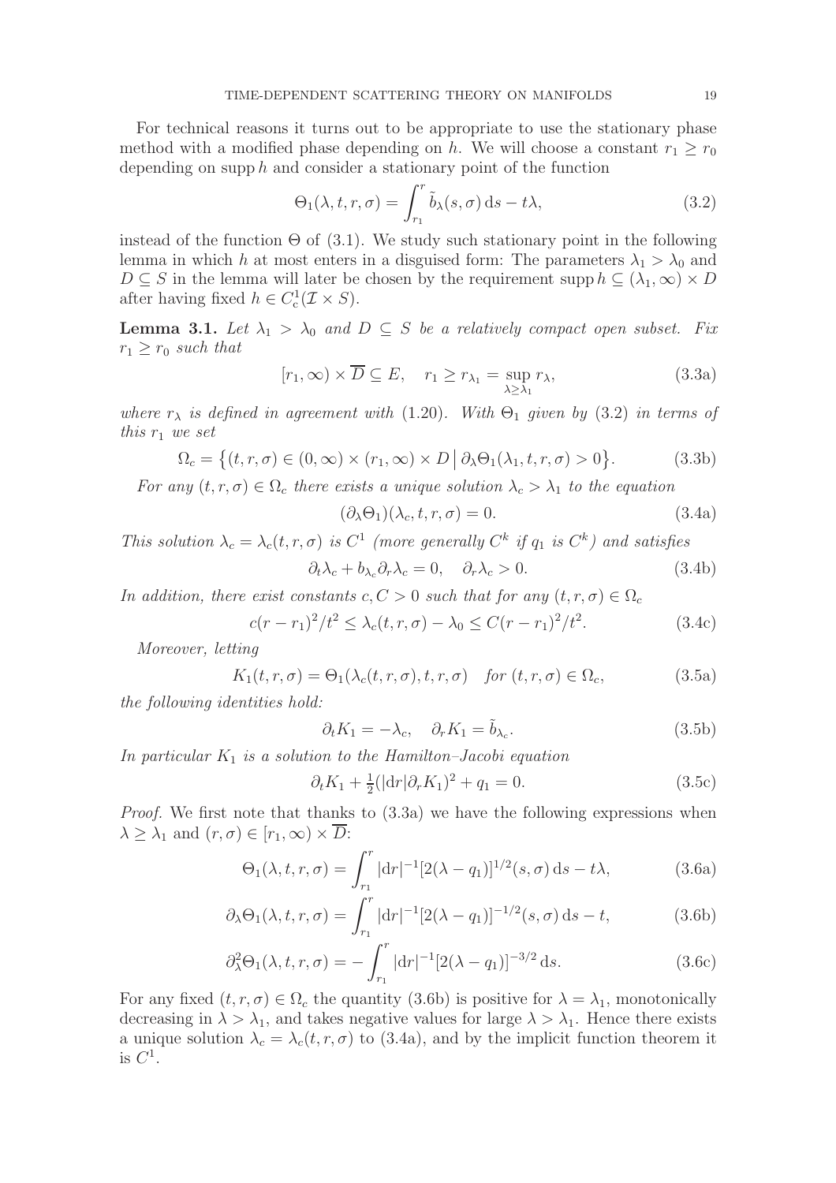For technical reasons it turns out to be appropriate to use the stationary phase method with a modified phase depending on $h$. We will choose a constant $r_1 \geq r_0$ depending on $\operatorname{supp} h$ and consider a stationary point of the function

$$\Theta_1(\lambda, t, r, \sigma) = \int_{r_1}^{r} \tilde{b}_\lambda(s, \sigma)\, \mathrm{d}s - t\lambda, \tag{3.2}$$

instead of the function $\Theta$ of (3.1). We study such stationary point in the following lemma in which $h$ at most enters in a disguised form: The parameters $\lambda_1 > \lambda_0$ and $D \subseteq S$ in the lemma will later be chosen by the requirement $\operatorname{supp} h \subseteq (\lambda_1, \infty) \times D$ after having fixed $h \in C^1_c(\mathcal{I} \times S)$.

**Lemma 3.1.** *Let $\lambda_1 > \lambda_0$ and $D \subseteq S$ be a relatively compact open subset. Fix $r_1 \geq r_0$ such that*

$$[r_1, \infty) \times \overline{D} \subseteq E, \quad r_1 \geq r_{\lambda_1} = \sup_{\lambda \geq \lambda_1} r_\lambda, \tag{3.3a}$$

*where $r_\lambda$ is defined in agreement with (1.20). With $\Theta_1$ given by (3.2) in terms of this $r_1$ we set*

$$\Omega_c = \big\{(t, r, \sigma) \in (0, \infty) \times (r_1, \infty) \times D \,\big|\, \partial_\lambda \Theta_1(\lambda_1, t, r, \sigma) > 0\big\}. \tag{3.3b}$$

*For any $(t, r, \sigma) \in \Omega_c$ there exists a unique solution $\lambda_c > \lambda_1$ to the equation*

$$(\partial_\lambda \Theta_1)(\lambda_c, t, r, \sigma) = 0. \tag{3.4a}$$

*This solution $\lambda_c = \lambda_c(t, r, \sigma)$ is $C^1$ (more generally $C^k$ if $q_1$ is $C^k$) and satisfies*

$$\partial_t \lambda_c + b_{\lambda_c} \partial_r \lambda_c = 0, \quad \partial_r \lambda_c > 0. \tag{3.4b}$$

*In addition, there exist constants $c, C > 0$ such that for any $(t, r, \sigma) \in \Omega_c$*

$$c(r - r_1)^2/t^2 \leq \lambda_c(t, r, \sigma) - \lambda_0 \leq C(r - r_1)^2/t^2. \tag{3.4c}$$

*Moreover, letting*

$$K_1(t, r, \sigma) = \Theta_1(\lambda_c(t, r, \sigma), t, r, \sigma) \quad \text{for } (t, r, \sigma) \in \Omega_c, \tag{3.5a}$$

*the following identities hold:*

$$\partial_t K_1 = -\lambda_c, \quad \partial_r K_1 = \tilde{b}_{\lambda_c}. \tag{3.5b}$$

*In particular $K_1$ is a solution to the Hamilton–Jacobi equation*

$$\partial_t K_1 + \tfrac{1}{2}(|\mathrm{d}r| \partial_r K_1)^2 + q_1 = 0. \tag{3.5c}$$

*Proof.* We first note that thanks to (3.3a) we have the following expressions when $\lambda \geq \lambda_1$ and $(r, \sigma) \in [r_1, \infty) \times \overline{D}$:

$$\Theta_1(\lambda, t, r, \sigma) = \int_{r_1}^{r} |\mathrm{d}r|^{-1}[2(\lambda - q_1)]^{1/2}(s, \sigma)\, \mathrm{d}s - t\lambda, \tag{3.6a}$$

$$\partial_\lambda \Theta_1(\lambda, t, r, \sigma) = \int_{r_1}^{r} |\mathrm{d}r|^{-1}[2(\lambda - q_1)]^{-1/2}(s, \sigma)\, \mathrm{d}s - t, \tag{3.6b}$$

$$\partial_\lambda^2 \Theta_1(\lambda, t, r, \sigma) = -\int_{r_1}^{r} |\mathrm{d}r|^{-1}[2(\lambda - q_1)]^{-3/2}\, \mathrm{d}s. \tag{3.6c}$$

For any fixed $(t, r, \sigma) \in \Omega_c$ the quantity (3.6b) is positive for $\lambda = \lambda_1$, monotonically decreasing in $\lambda > \lambda_1$, and takes negative values for large $\lambda > \lambda_1$. Hence there exists a unique solution $\lambda_c = \lambda_c(t, r, \sigma)$ to (3.4a), and by the implicit function theorem it is $C^1$.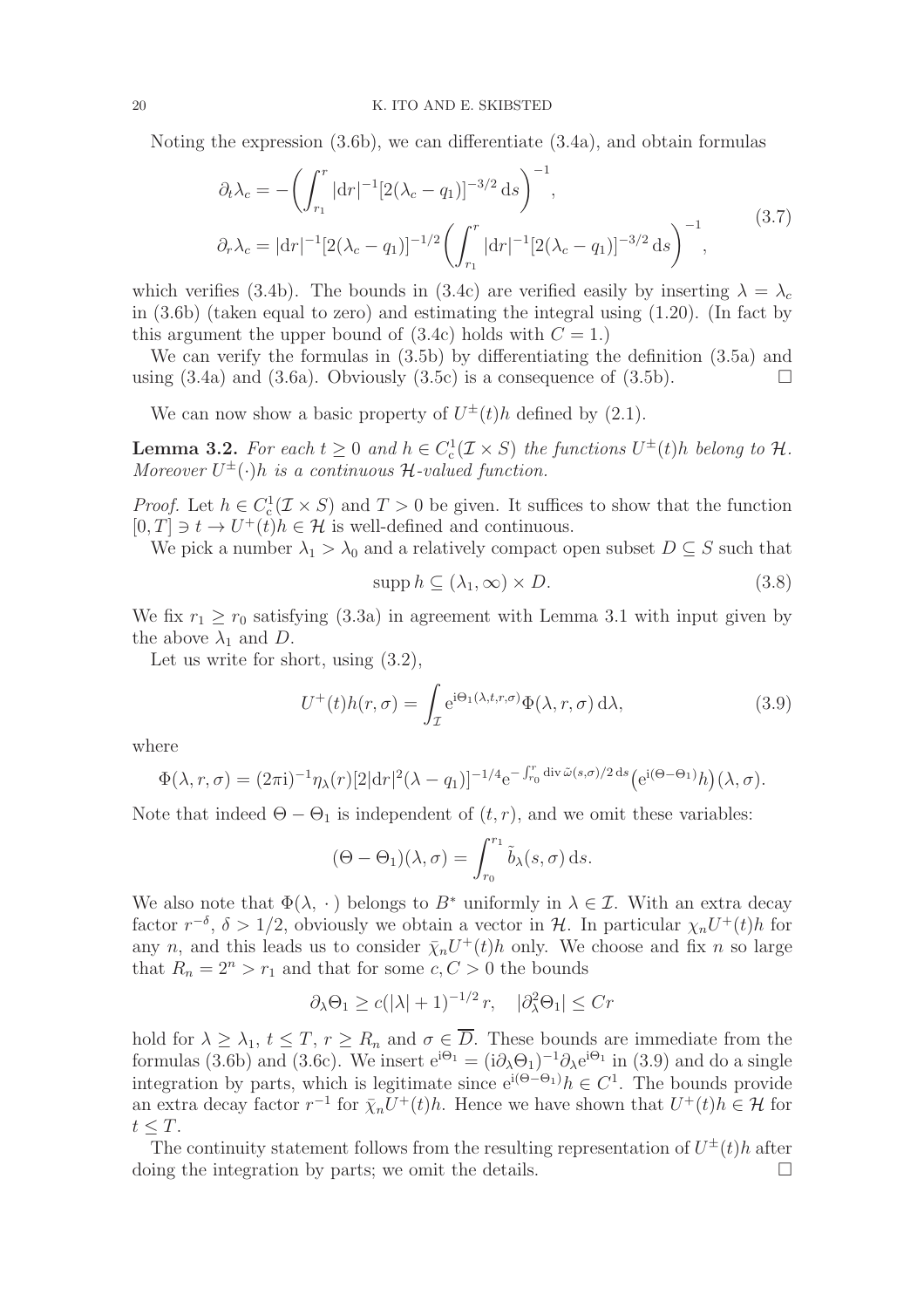Noting the expression (3.6b), we can differentiate (3.4a), and obtain formulas

$$
\begin{aligned}
\partial_t \lambda_c &= -\biggl(\int_{r_1}^{r} |\mathrm{d}r|^{-1}[2(\lambda_c - q_1)]^{-3/2}\,\mathrm{d}s\biggr)^{-1},\\
\partial_r \lambda_c &= |\mathrm{d}r|^{-1}[2(\lambda_c - q_1)]^{-1/2}\biggl(\int_{r_1}^{r} |\mathrm{d}r|^{-1}[2(\lambda_c - q_1)]^{-3/2}\,\mathrm{d}s\biggr)^{-1},
\end{aligned}
\tag{3.7}
$$

which verifies (3.4b). The bounds in (3.4c) are verified easily by inserting $\lambda = \lambda_c$ in (3.6b) (taken equal to zero) and estimating the integral using (1.20). (In fact by this argument the upper bound of (3.4c) holds with $C = 1$.)

We can verify the formulas in (3.5b) by differentiating the definition (3.5a) and using (3.4a) and (3.6a). Obviously (3.5c) is a consequence of (3.5b). $\square$

We can now show a basic property of $U^\pm(t)h$ defined by (2.1).

**Lemma 3.2.** *For each $t \geq 0$ and $h \in C^1_c(\mathcal{I} \times S)$ the functions $U^\pm(t)h$ belong to $\mathcal{H}$. Moreover $U^\pm(\cdot)h$ is a continuous $\mathcal{H}$-valued function.*

*Proof.* Let $h \in C^1_c(\mathcal{I} \times S)$ and $T > 0$ be given. It suffices to show that the function $[0, T] \ni t \to U^+(t)h \in \mathcal{H}$ is well-defined and continuous.

We pick a number $\lambda_1 > \lambda_0$ and a relatively compact open subset $D \subseteq S$ such that

$$
\operatorname{supp} h \subseteq (\lambda_1, \infty) \times D. \tag{3.8}
$$

We fix $r_1 \geq r_0$ satisfying (3.3a) in agreement with Lemma 3.1 with input given by the above $\lambda_1$ and $D$.

Let us write for short, using (3.2),

$$
U^+(t)h(r, \sigma) = \int_{\mathcal{I}} \mathrm{e}^{\mathrm{i}\Theta_1(\lambda, t, r, \sigma)} \Phi(\lambda, r, \sigma)\,\mathrm{d}\lambda, \tag{3.9}
$$

where

$$
\Phi(\lambda, r, \sigma) = (2\pi\mathrm{i})^{-1}\eta_\lambda(r)[2|\mathrm{d}r|^2(\lambda - q_1)]^{-1/4}\mathrm{e}^{-\int_{r_0}^{r} \operatorname{div}\tilde{\omega}(s,\sigma)/2\,\mathrm{d}s}\bigl(\mathrm{e}^{\mathrm{i}(\Theta - \Theta_1)}h\bigr)(\lambda, \sigma).
$$

Note that indeed $\Theta - \Theta_1$ is independent of $(t, r)$, and we omit these variables:

$$
(\Theta - \Theta_1)(\lambda, \sigma) = \int_{r_0}^{r_1} \tilde{b}_\lambda(s, \sigma)\,\mathrm{d}s.
$$

We also note that $\Phi(\lambda, \cdot\,)$ belongs to $B^*$ uniformly in $\lambda \in \mathcal{I}$. With an extra decay factor $r^{-\delta}$, $\delta > 1/2$, obviously we obtain a vector in $\mathcal{H}$. In particular $\chi_n U^+(t)h$ for any $n$, and this leads us to consider $\bar{\chi}_n U^+(t)h$ only. We choose and fix $n$ so large that $R_n = 2^n > r_1$ and that for some $c, C > 0$ the bounds

$$
\partial_\lambda \Theta_1 \geq c(|\lambda| + 1)^{-1/2}\, r, \quad |\partial_\lambda^2 \Theta_1| \leq Cr
$$

hold for $\lambda \geq \lambda_1$, $t \leq T$, $r \geq R_n$ and $\sigma \in \overline{D}$. These bounds are immediate from the formulas (3.6b) and (3.6c). We insert $\mathrm{e}^{\mathrm{i}\Theta_1} = (\mathrm{i}\partial_\lambda \Theta_1)^{-1}\partial_\lambda \mathrm{e}^{\mathrm{i}\Theta_1}$ in (3.9) and do a single integration by parts, which is legitimate since $\mathrm{e}^{\mathrm{i}(\Theta - \Theta_1)}h \in C^1$. The bounds provide an extra decay factor $r^{-1}$ for $\bar{\chi}_n U^+(t)h$. Hence we have shown that $U^+(t)h \in \mathcal{H}$ for $t \leq T$.

The continuity statement follows from the resulting representation of $U^\pm(t)h$ after doing the integration by parts; we omit the details. $\square$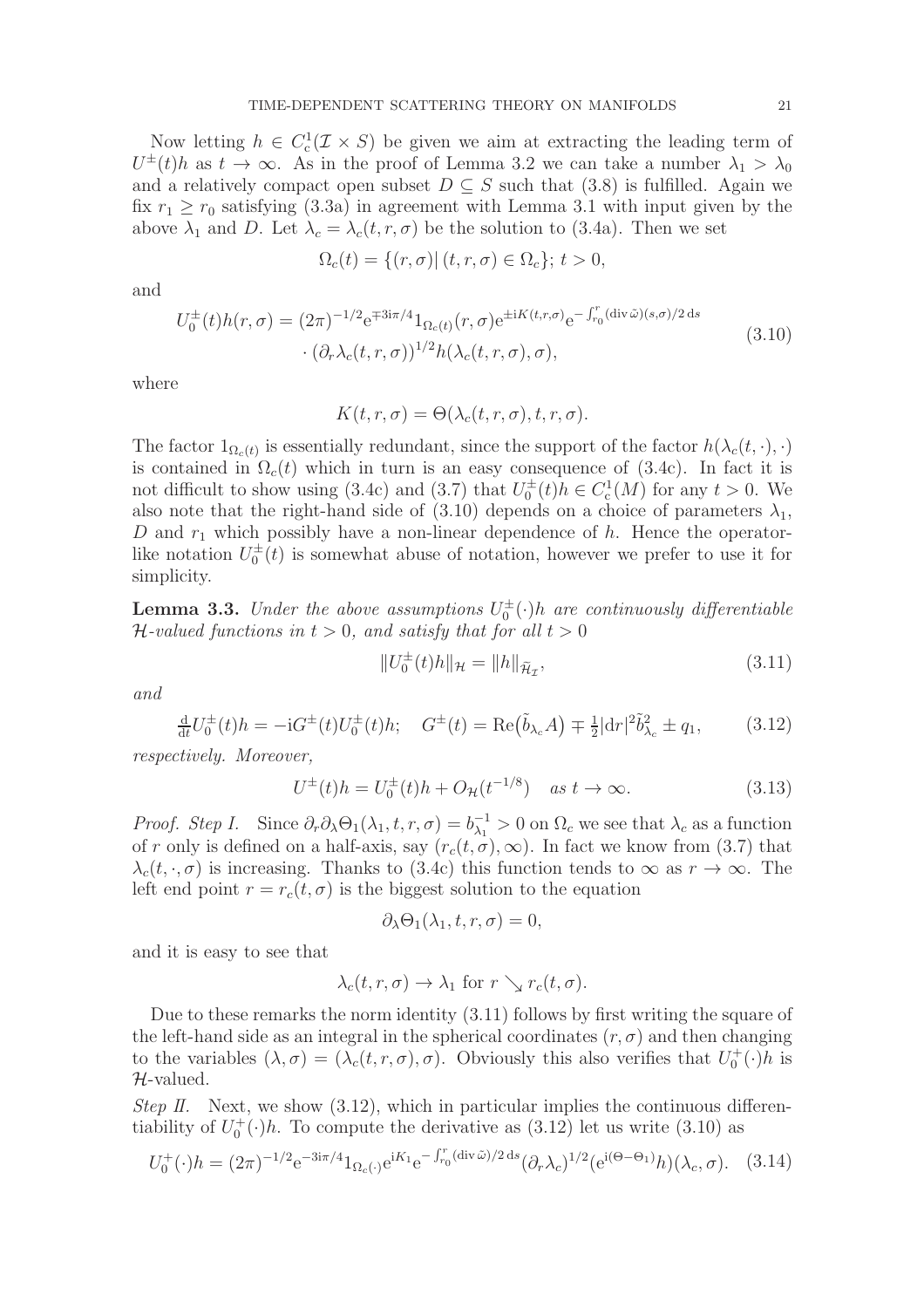Now letting $h \in C_c^1(\mathcal{I} \times S)$ be given we aim at extracting the leading term of $U^{\pm}(t)h$ as $t \to \infty$. As in the proof of Lemma 3.2 we can take a number $\lambda_1 > \lambda_0$ and a relatively compact open subset $D \subseteq S$ such that (3.8) is fulfilled. Again we fix $r_1 \geq r_0$ satisfying (3.3a) in agreement with Lemma 3.1 with input given by the above $\lambda_1$ and $D$. Let $\lambda_c = \lambda_c(t, r, \sigma)$ be the solution to (3.4a). Then we set

$$\Omega_c(t) = \{(r, \sigma) |\, (t, r, \sigma) \in \Omega_c\};\ t > 0,$$

and

$$\begin{aligned} U_0^{\pm}(t)h(r, \sigma) = (2\pi)^{-1/2} \mathrm{e}^{\mp 3\mathrm{i}\pi/4} 1_{\Omega_c(t)}(r, \sigma) \mathrm{e}^{\pm \mathrm{i}K(t,r,\sigma)} \mathrm{e}^{-\int_{r_0}^{r} (\operatorname{div} \tilde{\omega})(s,\sigma)/2 \, \mathrm{d}s} \\ \cdot (\partial_r \lambda_c(t, r, \sigma))^{1/2} h(\lambda_c(t, r, \sigma), \sigma), \end{aligned} \tag{3.10}$$

where

$$K(t, r, \sigma) = \Theta(\lambda_c(t, r, \sigma), t, r, \sigma).$$

The factor $1_{\Omega_c(t)}$ is essentially redundant, since the support of the factor $h(\lambda_c(t, \cdot), \cdot)$ is contained in $\Omega_c(t)$ which in turn is an easy consequence of (3.4c). In fact it is not difficult to show using (3.4c) and (3.7) that $U_0^{\pm}(t)h \in C_c^1(M)$ for any $t > 0$. We also note that the right-hand side of (3.10) depends on a choice of parameters $\lambda_1$, $D$ and $r_1$ which possibly have a non-linear dependence of $h$. Hence the operator-like notation $U_0^{\pm}(t)$ is somewhat abuse of notation, however we prefer to use it for simplicity.

**Lemma 3.3.** *Under the above assumptions $U_0^{\pm}(\cdot)h$ are continuously differentiable $\mathcal{H}$-valued functions in $t > 0$, and satisfy that for all $t > 0$*

$$\|U_0^{\pm}(t)h\|_{\mathcal{H}} = \|h\|_{\widetilde{\mathcal{H}}_{\mathcal{I}}}, \tag{3.11}$$

*and*

$$\tfrac{\mathrm{d}}{\mathrm{d}t} U_0^{\pm}(t)h = -\mathrm{i}G^{\pm}(t) U_0^{\pm}(t)h; \quad G^{\pm}(t) = \operatorname{Re}\big(\tilde{b}_{\lambda_c} A\big) \mp \tfrac{1}{2} |\mathrm{d}r|^2 \tilde{b}_{\lambda_c}^2 \pm q_1, \tag{3.12}$$

*respectively. Moreover,*

$$U^{\pm}(t)h = U_0^{\pm}(t)h + O_{\mathcal{H}}(t^{-1/8}) \quad \text{as } t \to \infty. \tag{3.13}$$

*Proof. Step I.* Since $\partial_r \partial_\lambda \Theta_1(\lambda_1, t, r, \sigma) = b_{\lambda_1}^{-1} > 0$ on $\Omega_c$ we see that $\lambda_c$ as a function of $r$ only is defined on a half-axis, say $(r_c(t, \sigma), \infty)$. In fact we know from (3.7) that $\lambda_c(t, \cdot, \sigma)$ is increasing. Thanks to (3.4c) this function tends to $\infty$ as $r \to \infty$. The left end point $r = r_c(t, \sigma)$ is the biggest solution to the equation

$$\partial_\lambda \Theta_1(\lambda_1, t, r, \sigma) = 0,$$

and it is easy to see that

$$\lambda_c(t, r, \sigma) \to \lambda_1 \text{ for } r \searrow r_c(t, \sigma).$$

Due to these remarks the norm identity (3.11) follows by first writing the square of the left-hand side as an integral in the spherical coordinates $(r, \sigma)$ and then changing to the variables $(\lambda, \sigma) = (\lambda_c(t, r, \sigma), \sigma)$. Obviously this also verifies that $U_0^{+}(\cdot)h$ is $\mathcal{H}$-valued.

*Step II.* Next, we show (3.12), which in particular implies the continuous differentiability of $U_0^{+}(\cdot)h$. To compute the derivative as (3.12) let us write (3.10) as

$$U_0^{+}(\cdot)h = (2\pi)^{-1/2} \mathrm{e}^{-3\mathrm{i}\pi/4} 1_{\Omega_c(\cdot)} \mathrm{e}^{\mathrm{i}K_1} \mathrm{e}^{-\int_{r_0}^{r} (\operatorname{div} \tilde{\omega})/2 \, \mathrm{d}s} (\partial_r \lambda_c)^{1/2} (\mathrm{e}^{\mathrm{i}(\Theta - \Theta_1)} h)(\lambda_c, \sigma). \tag{3.14}$$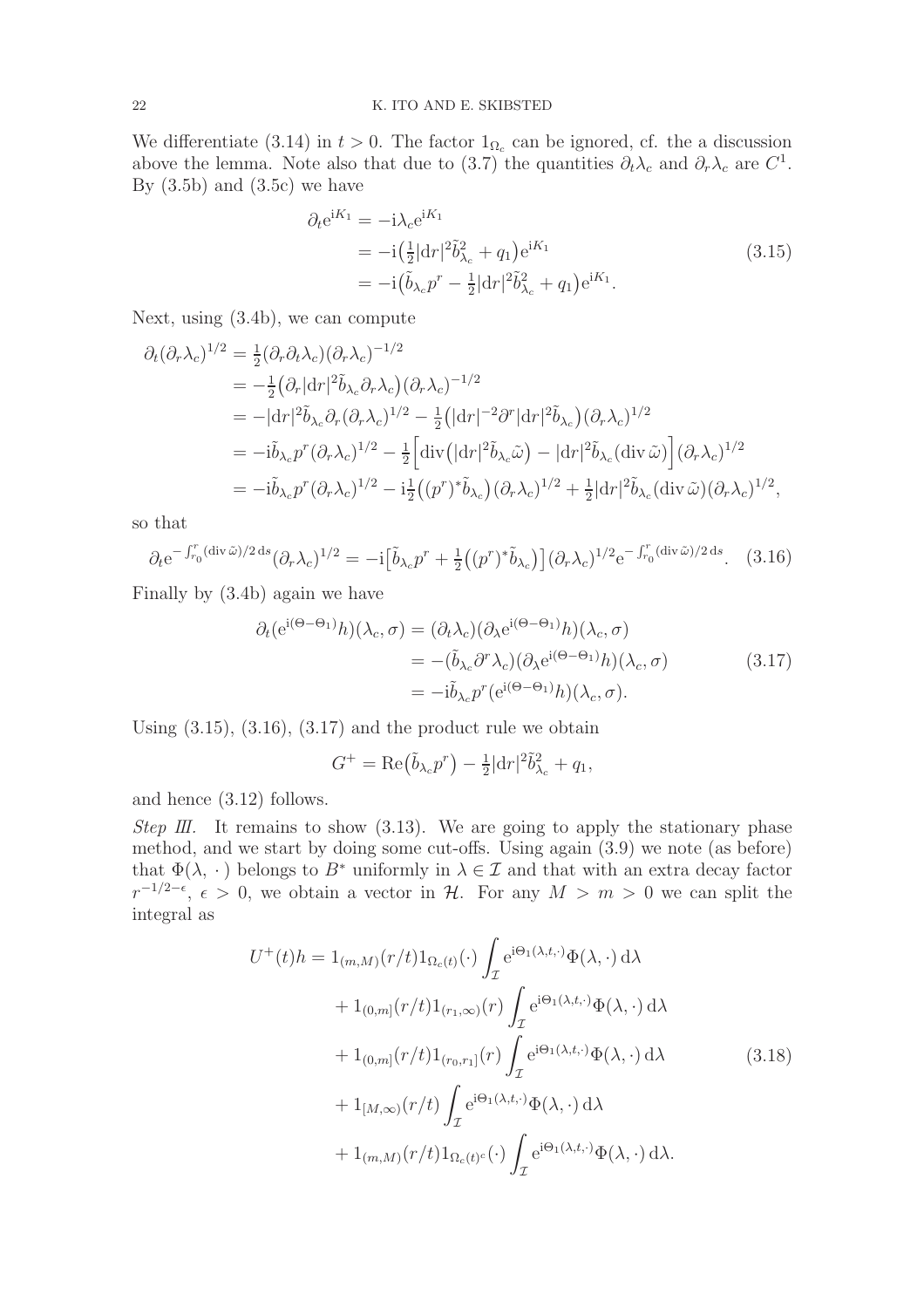We differentiate (3.14) in $t>0$. The factor $1_{\Omega_c}$ can be ignored, cf. the a discussion above the lemma. Note also that due to (3.7) the quantities $\partial_t\lambda_c$ and $\partial_r\lambda_c$ are $C^1$. By (3.5b) and (3.5c) we have

$$
\begin{aligned}
\partial_t \mathrm{e}^{\mathrm{i}K_1} &= -\mathrm{i}\lambda_c \mathrm{e}^{\mathrm{i}K_1} \\
&= -\mathrm{i}\big(\tfrac12 |\mathrm{d}r|^2 \tilde b_{\lambda_c}^2 + q_1\big)\mathrm{e}^{\mathrm{i}K_1} \\
&= -\mathrm{i}\big(\tilde b_{\lambda_c} p^r - \tfrac12 |\mathrm{d}r|^2 \tilde b_{\lambda_c}^2 + q_1\big)\mathrm{e}^{\mathrm{i}K_1}.
\end{aligned} \tag{3.15}
$$

Next, using (3.4b), we can compute

$$
\begin{aligned}
\partial_t(\partial_r\lambda_c)^{1/2} &= \tfrac12 (\partial_r\partial_t\lambda_c)(\partial_r\lambda_c)^{-1/2} \\
&= -\tfrac12\big(\partial_r |\mathrm{d}r|^2 \tilde b_{\lambda_c}\partial_r\lambda_c\big)(\partial_r\lambda_c)^{-1/2} \\
&= -|\mathrm{d}r|^2 \tilde b_{\lambda_c}\partial_r(\partial_r\lambda_c)^{1/2} - \tfrac12\big(|\mathrm{d}r|^{-2}\partial^r |\mathrm{d}r|^2\tilde b_{\lambda_c}\big)(\partial_r\lambda_c)^{1/2} \\
&= -\mathrm{i}\tilde b_{\lambda_c} p^r(\partial_r\lambda_c)^{1/2} - \tfrac12\Big[\operatorname{div}\big(|\mathrm{d}r|^2\tilde b_{\lambda_c}\tilde\omega\big) - |\mathrm{d}r|^2\tilde b_{\lambda_c}(\operatorname{div}\tilde\omega)\Big](\partial_r\lambda_c)^{1/2} \\
&= -\mathrm{i}\tilde b_{\lambda_c} p^r(\partial_r\lambda_c)^{1/2} - \mathrm{i}\tfrac12\big((p^r)^*\tilde b_{\lambda_c}\big)(\partial_r\lambda_c)^{1/2} + \tfrac12|\mathrm{d}r|^2\tilde b_{\lambda_c}(\operatorname{div}\tilde\omega)(\partial_r\lambda_c)^{1/2},
\end{aligned}
$$

so that

$$
\partial_t \mathrm{e}^{-\int_{r_0}^r(\operatorname{div}\tilde\omega)/2\,\mathrm{d}s}(\partial_r\lambda_c)^{1/2} = -\mathrm{i}\big[\tilde b_{\lambda_c}p^r + \tfrac12\big((p^r)^*\tilde b_{\lambda_c}\big)\big](\partial_r\lambda_c)^{1/2}\mathrm{e}^{-\int_{r_0}^r(\operatorname{div}\tilde\omega)/2\,\mathrm{d}s}. \tag{3.16}
$$

Finally by (3.4b) again we have

$$
\begin{aligned}
\partial_t(\mathrm{e}^{\mathrm{i}(\Theta-\Theta_1)}h)(\lambda_c,\sigma) &= (\partial_t\lambda_c)(\partial_\lambda \mathrm{e}^{\mathrm{i}(\Theta-\Theta_1)}h)(\lambda_c,\sigma) \\
&= -(\tilde b_{\lambda_c}\partial^r\lambda_c)(\partial_\lambda \mathrm{e}^{\mathrm{i}(\Theta-\Theta_1)}h)(\lambda_c,\sigma) \\
&= -\mathrm{i}\tilde b_{\lambda_c}p^r(\mathrm{e}^{\mathrm{i}(\Theta-\Theta_1)}h)(\lambda_c,\sigma).
\end{aligned} \tag{3.17}
$$

Using (3.15), (3.16), (3.17) and the product rule we obtain

$$
G^+ = \operatorname{Re}\big(\tilde b_{\lambda_c}p^r\big) - \tfrac12|\mathrm{d}r|^2\tilde b_{\lambda_c}^2 + q_1,
$$

and hence (3.12) follows.

*Step III.* It remains to show (3.13). We are going to apply the stationary phase method, and we start by doing some cut-offs. Using again (3.9) we note (as before) that $\Phi(\lambda,\,\cdot\,)$ belongs to $B^*$ uniformly in $\lambda\in\mathcal I$ and that with an extra decay factor $r^{-1/2-\epsilon}$, $\epsilon>0$, we obtain a vector in $\mathcal H$. For any $M>m>0$ we can split the integral as

$$
\begin{aligned}
U^+(t)h &= 1_{(m,M)}(r/t)1_{\Omega_c(t)}(\cdot)\int_{\mathcal I}\mathrm{e}^{\mathrm{i}\Theta_1(\lambda,t,\cdot)}\Phi(\lambda,\cdot)\,\mathrm{d}\lambda \\
&\quad + 1_{(0,m]}(r/t)1_{(r_1,\infty)}(r)\int_{\mathcal I}\mathrm{e}^{\mathrm{i}\Theta_1(\lambda,t,\cdot)}\Phi(\lambda,\cdot)\,\mathrm{d}\lambda \\
&\quad + 1_{(0,m]}(r/t)1_{(r_0,r_1]}(r)\int_{\mathcal I}\mathrm{e}^{\mathrm{i}\Theta_1(\lambda,t,\cdot)}\Phi(\lambda,\cdot)\,\mathrm{d}\lambda \\
&\quad + 1_{[M,\infty)}(r/t)\int_{\mathcal I}\mathrm{e}^{\mathrm{i}\Theta_1(\lambda,t,\cdot)}\Phi(\lambda,\cdot)\,\mathrm{d}\lambda \\
&\quad + 1_{(m,M)}(r/t)1_{\Omega_c(t)^c}(\cdot)\int_{\mathcal I}\mathrm{e}^{\mathrm{i}\Theta_1(\lambda,t,\cdot)}\Phi(\lambda,\cdot)\,\mathrm{d}\lambda.
\end{aligned} \tag{3.18}
$$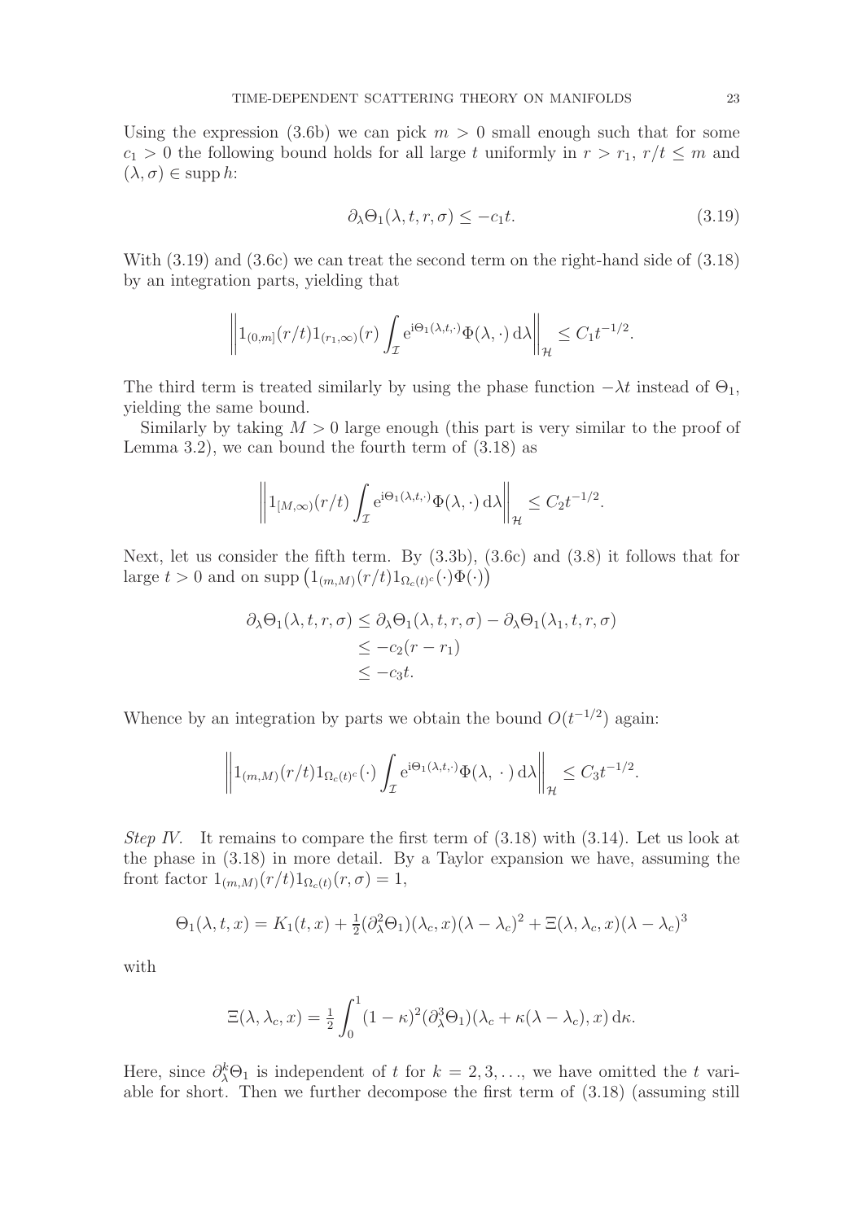Using the expression (3.6b) we can pick $m > 0$ small enough such that for some $c_1 > 0$ the following bound holds for all large $t$ uniformly in $r > r_1$, $r/t \le m$ and $(\lambda, \sigma) \in \operatorname{supp} h$:

$$\partial_\lambda \Theta_1(\lambda, t, r, \sigma) \le -c_1 t. \tag{3.19}$$

With (3.19) and (3.6c) we can treat the second term on the right-hand side of (3.18) by an integration parts, yielding that

$$\left\| 1_{(0,m]}(r/t) 1_{(r_1,\infty)}(r) \int_{\mathcal{I}} \mathrm{e}^{\mathrm{i}\Theta_1(\lambda,t,\cdot)} \Phi(\lambda, \cdot)\,\mathrm{d}\lambda \right\|_{\mathcal{H}} \le C_1 t^{-1/2}.$$

The third term is treated similarly by using the phase function $-\lambda t$ instead of $\Theta_1$, yielding the same bound.

Similarly by taking $M > 0$ large enough (this part is very similar to the proof of Lemma 3.2), we can bound the fourth term of (3.18) as

$$\left\| 1_{[M,\infty)}(r/t) \int_{\mathcal{I}} \mathrm{e}^{\mathrm{i}\Theta_1(\lambda,t,\cdot)} \Phi(\lambda, \cdot)\,\mathrm{d}\lambda \right\|_{\mathcal{H}} \le C_2 t^{-1/2}.$$

Next, let us consider the fifth term. By (3.3b), (3.6c) and (3.8) it follows that for large $t > 0$ and on $\operatorname{supp}\big(1_{(m,M)}(r/t) 1_{\Omega_c(t)^c}(\cdot)\Phi(\cdot)\big)$

$$\begin{aligned}
\partial_\lambda \Theta_1(\lambda, t, r, \sigma) &\le \partial_\lambda \Theta_1(\lambda, t, r, \sigma) - \partial_\lambda \Theta_1(\lambda_1, t, r, \sigma) \\
&\le -c_2(r - r_1) \\
&\le -c_3 t.
\end{aligned}$$

Whence by an integration by parts we obtain the bound $O(t^{-1/2})$ again:

$$\left\| 1_{(m,M)}(r/t) 1_{\Omega_c(t)^c}(\cdot) \int_{\mathcal{I}} \mathrm{e}^{\mathrm{i}\Theta_1(\lambda,t,\cdot)} \Phi(\lambda, \ \cdot\ )\,\mathrm{d}\lambda \right\|_{\mathcal{H}} \le C_3 t^{-1/2}.$$

*Step IV.* It remains to compare the first term of (3.18) with (3.14). Let us look at the phase in (3.18) in more detail. By a Taylor expansion we have, assuming the front factor $1_{(m,M)}(r/t) 1_{\Omega_c(t)}(r, \sigma) = 1$,

$$\Theta_1(\lambda, t, x) = K_1(t, x) + \tfrac{1}{2}(\partial_\lambda^2 \Theta_1)(\lambda_c, x)(\lambda - \lambda_c)^2 + \Xi(\lambda, \lambda_c, x)(\lambda - \lambda_c)^3$$

with

$$\Xi(\lambda, \lambda_c, x) = \tfrac{1}{2} \int_0^1 (1 - \kappa)^2 (\partial_\lambda^3 \Theta_1)(\lambda_c + \kappa(\lambda - \lambda_c), x)\,\mathrm{d}\kappa.$$

Here, since $\partial_\lambda^k \Theta_1$ is independent of $t$ for $k = 2, 3, \ldots$, we have omitted the $t$ variable for short. Then we further decompose the first term of (3.18) (assuming still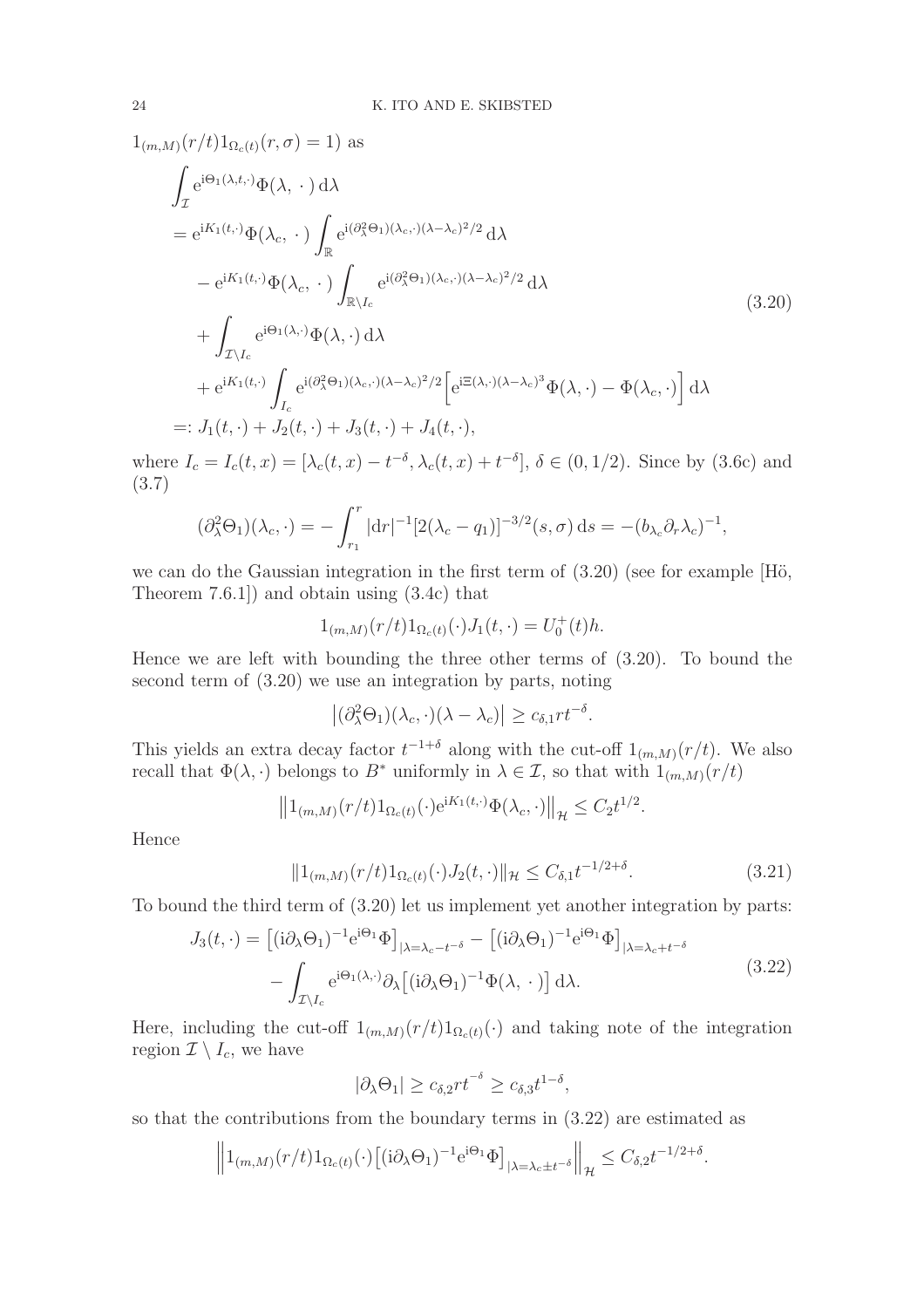$1_{(m,M)}(r/t)1_{\Omega_c(t)}(r,\sigma) = 1$) as

$$
\begin{aligned}
&\int_{\mathcal{I}} \mathrm{e}^{\mathrm{i}\Theta_1(\lambda,t,\cdot)}\Phi(\lambda,\,\cdot\,)\,\mathrm{d}\lambda \\
&= \mathrm{e}^{\mathrm{i}K_1(t,\cdot)}\Phi(\lambda_c,\,\cdot\,)\int_{\mathbb{R}} \mathrm{e}^{\mathrm{i}(\partial_\lambda^2\Theta_1)(\lambda_c,\cdot)(\lambda-\lambda_c)^2/2}\,\mathrm{d}\lambda \\
&\quad - \mathrm{e}^{\mathrm{i}K_1(t,\cdot)}\Phi(\lambda_c,\,\cdot\,)\int_{\mathbb{R}\setminus I_c} \mathrm{e}^{\mathrm{i}(\partial_\lambda^2\Theta_1)(\lambda_c,\cdot)(\lambda-\lambda_c)^2/2}\,\mathrm{d}\lambda \\
&\quad + \int_{\mathcal{I}\setminus I_c} \mathrm{e}^{\mathrm{i}\Theta_1(\lambda,\cdot)}\Phi(\lambda,\cdot)\,\mathrm{d}\lambda \\
&\quad + \mathrm{e}^{\mathrm{i}K_1(t,\cdot)}\int_{I_c} \mathrm{e}^{\mathrm{i}(\partial_\lambda^2\Theta_1)(\lambda_c,\cdot)(\lambda-\lambda_c)^2/2}\Big[\mathrm{e}^{\mathrm{i}\Xi(\lambda,\cdot)(\lambda-\lambda_c)^3}\Phi(\lambda,\cdot) - \Phi(\lambda_c,\cdot)\Big]\,\mathrm{d}\lambda \\
&=: J_1(t,\cdot) + J_2(t,\cdot) + J_3(t,\cdot) + J_4(t,\cdot),
\end{aligned}
\tag{3.20}
$$

where $I_c = I_c(t,x) = [\lambda_c(t,x) - t^{-\delta}, \lambda_c(t,x) + t^{-\delta}]$, $\delta \in (0,1/2)$. Since by (3.6c) and (3.7)

$$
(\partial_\lambda^2\Theta_1)(\lambda_c,\cdot) = -\int_{r_1}^{r} |\mathrm{d}r|^{-1}[2(\lambda_c - q_1)]^{-3/2}(s,\sigma)\,\mathrm{d}s = -(b_{\lambda_c}\partial_r\lambda_c)^{-1},
$$

we can do the Gaussian integration in the first term of (3.20) (see for example [Hö, Theorem 7.6.1]) and obtain using (3.4c) that

$$
1_{(m,M)}(r/t)1_{\Omega_c(t)}(\cdot)J_1(t,\cdot) = U_0^+(t)h.
$$

Hence we are left with bounding the three other terms of (3.20). To bound the second term of (3.20) we use an integration by parts, noting

$$
\big|(\partial_\lambda^2\Theta_1)(\lambda_c,\cdot)(\lambda-\lambda_c)\big| \geq c_{\delta,1}rt^{-\delta}.
$$

This yields an extra decay factor $t^{-1+\delta}$ along with the cut-off $1_{(m,M)}(r/t)$. We also recall that $\Phi(\lambda,\cdot)$ belongs to $B^*$ uniformly in $\lambda \in \mathcal{I}$, so that with $1_{(m,M)}(r/t)$

$$
\big\|1_{(m,M)}(r/t)1_{\Omega_c(t)}(\cdot)\mathrm{e}^{\mathrm{i}K_1(t,\cdot)}\Phi(\lambda_c,\cdot)\big\|_{\mathcal{H}} \leq C_2 t^{1/2}.
$$

Hence

$$
\|1_{(m,M)}(r/t)1_{\Omega_c(t)}(\cdot)J_2(t,\cdot)\|_{\mathcal{H}} \leq C_{\delta,1}t^{-1/2+\delta}. \tag{3.21}
$$

To bound the third term of (3.20) let us implement yet another integration by parts:

$$
\begin{aligned}
J_3(t,\cdot) &= \big[(\mathrm{i}\partial_\lambda\Theta_1)^{-1}\mathrm{e}^{\mathrm{i}\Theta_1}\Phi\big]_{|\lambda=\lambda_c-t^{-\delta}} - \big[(\mathrm{i}\partial_\lambda\Theta_1)^{-1}\mathrm{e}^{\mathrm{i}\Theta_1}\Phi\big]_{|\lambda=\lambda_c+t^{-\delta}} \\
&\quad - \int_{\mathcal{I}\setminus I_c} \mathrm{e}^{\mathrm{i}\Theta_1(\lambda,\cdot)}\partial_\lambda\big[(\mathrm{i}\partial_\lambda\Theta_1)^{-1}\Phi(\lambda,\,\cdot\,)\big]\,\mathrm{d}\lambda.
\end{aligned}
\tag{3.22}
$$

Here, including the cut-off $1_{(m,M)}(r/t)1_{\Omega_c(t)}(\cdot)$ and taking note of the integration region $\mathcal{I}\setminus I_c$, we have

$$
|\partial_\lambda\Theta_1| \geq c_{\delta,2}rt^{-\delta} \geq c_{\delta,3}t^{1-\delta},
$$

so that the contributions from the boundary terms in (3.22) are estimated as

$$
\Big\|1_{(m,M)}(r/t)1_{\Omega_c(t)}(\cdot)\big[(\mathrm{i}\partial_\lambda\Theta_1)^{-1}\mathrm{e}^{\mathrm{i}\Theta_1}\Phi\big]_{|\lambda=\lambda_c\pm t^{-\delta}}\Big\|_{\mathcal{H}} \leq C_{\delta,2}t^{-1/2+\delta}.
$$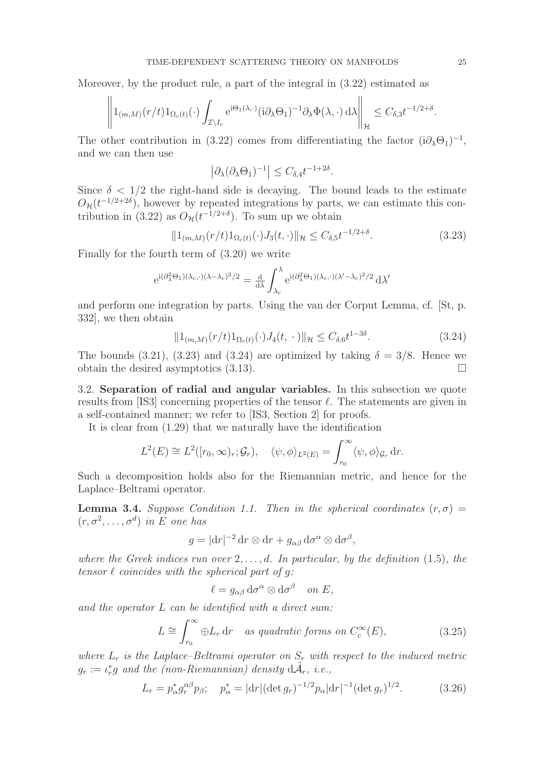Moreover, by the product rule, a part of the integral in (3.22) estimated as

$$\left\| 1_{(m,M)}(r/t) 1_{\Omega_c(t)}(\cdot) \int_{\mathcal{I}\setminus I_c} \mathrm{e}^{\mathrm{i}\Theta_1(\lambda,\cdot)} (\mathrm{i}\partial_\lambda \Theta_1)^{-1} \partial_\lambda \Phi(\lambda,\cdot)\,\mathrm{d}\lambda \right\|_{\mathcal{H}} \le C_{\delta,3} t^{-1/2+\delta}.$$

The other contribution in (3.22) comes from differentiating the factor $(\mathrm{i}\partial_\lambda\Theta_1)^{-1}$, and we can then use

$$\left|\partial_\lambda (\partial_\lambda \Theta_1)^{-1}\right| \le C_{\delta,4} t^{-1+2\delta}.$$

Since $\delta < 1/2$ the right-hand side is decaying. The bound leads to the estimate $O_{\mathcal{H}}(t^{-1/2+2\delta})$, however by repeated integrations by parts, we can estimate this contribution in (3.22) as $O_{\mathcal{H}}(t^{-1/2+\delta})$. To sum up we obtain

$$\|1_{(m,M)}(r/t) 1_{\Omega_c(t)}(\cdot) J_3(t,\cdot)\|_{\mathcal{H}} \le C_{\delta,5} t^{-1/2+\delta}. \tag{3.23}$$

Finally for the fourth term of (3.20) we write

$$\mathrm{e}^{\mathrm{i}(\partial_\lambda^2\Theta_1)(\lambda_c,\cdot)(\lambda-\lambda_c)^2/2} = \tfrac{\mathrm{d}}{\mathrm{d}\lambda} \int_{\lambda_c}^{\lambda} \mathrm{e}^{\mathrm{i}(\partial_\lambda^2\Theta_1)(\lambda_c,\cdot)(\lambda'-\lambda_c)^2/2}\,\mathrm{d}\lambda'$$

and perform one integration by parts. Using the van der Corput Lemma, cf. [St, p. 332], we then obtain

$$\|1_{(m,M)}(r/t) 1_{\Omega_c(t)}(\cdot) J_4(t,\ \cdot)\|_{\mathcal{H}} \le C_{\delta,6} t^{1-3\delta}. \tag{3.24}$$

The bounds (3.21), (3.23) and (3.24) are optimized by taking $\delta = 3/8$. Hence we obtain the desired asymptotics (3.13). $\square$

## 3.2. Separation of radial and angular variables.

In this subsection we quote results from [IS3] concerning properties of the tensor $\ell$. The statements are given in a self-contained manner; we refer to [IS3, Section 2] for proofs.

It is clear from (1.29) that we naturally have the identification

$$L^2(E) \cong L^2([r_0,\infty)_r; \mathcal{G}_r), \quad \langle \psi, \phi\rangle_{L^2(E)} = \int_{r_0}^{\infty} \langle \psi,\phi\rangle_{\mathcal{G}_r}\,\mathrm{d}r.$$

Such a decomposition holds also for the Riemannian metric, and hence for the Laplace–Beltrami operator.

**Lemma 3.4.** *Suppose Condition 1.1. Then in the spherical coordinates $(r,\sigma) = (r,\sigma^2,\dots,\sigma^d)$ in $E$ one has*

$$g = |\mathrm{d}r|^{-2}\,\mathrm{d}r\otimes\mathrm{d}r + g_{\alpha\beta}\,\mathrm{d}\sigma^\alpha\otimes\mathrm{d}\sigma^\beta,$$

*where the Greek indices run over $2,\dots,d$. In particular, by the definition (1.5), the tensor $\ell$ coincides with the spherical part of $g$:*

$$\ell = g_{\alpha\beta}\,\mathrm{d}\sigma^\alpha\otimes\mathrm{d}\sigma^\beta \quad \text{on } E,$$

*and the operator $L$ can be identified with a direct sum:*

$$L \cong \int_{r_0}^{\infty} \oplus L_r\,\mathrm{d}r \quad \text{as quadratic forms on } C_{\mathrm{c}}^\infty(E), \tag{3.25}$$

*where $L_r$ is the Laplace–Beltrami operator on $S_r$ with respect to the induced metric $g_r := \iota_r^* g$ and the (non-Riemannian) density $\mathrm{d}\tilde{\mathcal{A}}_r$, i.e.,*

$$L_r = p_\alpha^* g_r^{\alpha\beta} p_\beta; \quad p_\alpha^* = |\mathrm{d}r|(\det g_r)^{-1/2} p_\alpha |\mathrm{d}r|^{-1}(\det g_r)^{1/2}. \tag{3.26}$$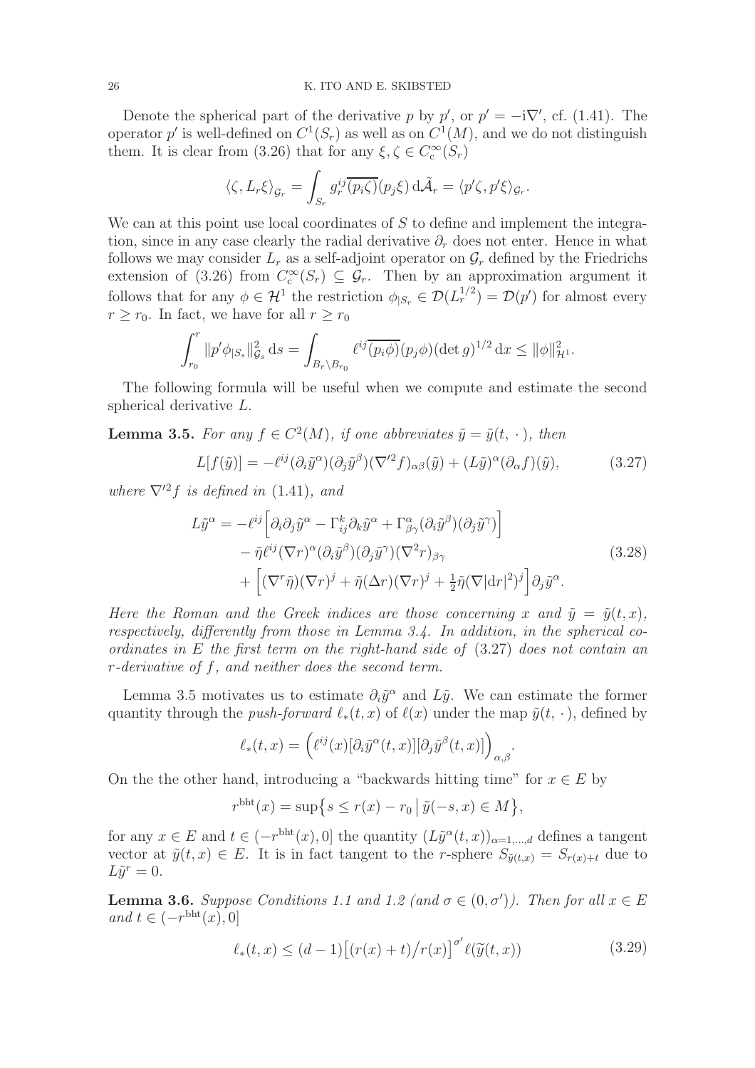Denote the spherical part of the derivative $p$ by $p'$, or $p' = -\mathrm{i}\nabla'$, cf. (1.41). The operator $p'$ is well-defined on $C^1(S_r)$ as well as on $C^1(M)$, and we do not distinguish them. It is clear from (3.26) that for any $\xi, \zeta \in C_\mathrm{c}^\infty(S_r)$

$$\langle \zeta, L_r \xi\rangle_{\mathcal{G}_r} = \int_{S_r} g_r^{ij}\overline{(p_i\zeta)}(p_j\xi)\,\mathrm{d}\tilde{\mathcal{A}}_r = \langle p'\zeta, p'\xi\rangle_{\mathcal{G}_r}.$$

We can at this point use local coordinates of $S$ to define and implement the integration, since in any case clearly the radial derivative $\partial_r$ does not enter. Hence in what follows we may consider $L_r$ as a self-adjoint operator on $\mathcal{G}_r$ defined by the Friedrichs extension of (3.26) from $C_\mathrm{c}^\infty(S_r) \subseteq \mathcal{G}_r$. Then by an approximation argument it follows that for any $\phi \in \mathcal{H}^1$ the restriction $\phi_{|S_r} \in \mathcal{D}(L_r^{1/2}) = \mathcal{D}(p')$ for almost every $r \geq r_0$. In fact, we have for all $r \geq r_0$

$$\int_{r_0}^r \|p'\phi_{|S_s}\|_{\mathcal{G}_s}^2\,\mathrm{d}s = \int_{B_r\setminus B_{r_0}} \ell^{ij}\overline{(p_i\phi)}(p_j\phi)(\det g)^{1/2}\,\mathrm{d}x \leq \|\phi\|_{\mathcal{H}^1}^2.$$

The following formula will be useful when we compute and estimate the second spherical derivative $L$.

**Lemma 3.5.** *For any $f \in C^2(M)$, if one abbreviates $\tilde{y} = \tilde{y}(t,\,\cdot\,)$, then*

$$L[f(\tilde{y})] = -\ell^{ij}(\partial_i\tilde{y}^\alpha)(\partial_j\tilde{y}^\beta)(\nabla'^2 f)_{\alpha\beta}(\tilde{y}) + (L\tilde{y})^\alpha(\partial_\alpha f)(\tilde{y}), \tag{3.27}$$

*where $\nabla'^2 f$ is defined in (1.41), and*

$$\begin{aligned}
L\tilde{y}^\alpha = {}& -\ell^{ij}\Big[\partial_i\partial_j\tilde{y}^\alpha - \Gamma_{ij}^k\partial_k\tilde{y}^\alpha + \Gamma^\alpha_{\beta\gamma}(\partial_i\tilde{y}^\beta)(\partial_j\tilde{y}^\gamma)\Big]\\
&- \tilde{\eta}\ell^{ij}(\nabla r)^\alpha(\partial_i\tilde{y}^\beta)(\partial_j\tilde{y}^\gamma)(\nabla^2 r)_{\beta\gamma}\\
&+ \Big[(\nabla^r\tilde{\eta})(\nabla r)^j + \tilde{\eta}(\Delta r)(\nabla r)^j + \tfrac{1}{2}\tilde{\eta}(\nabla|\mathrm{d}r|^2)^j\Big]\partial_j\tilde{y}^\alpha.
\end{aligned} \tag{3.28}$$

*Here the Roman and the Greek indices are those concerning $x$ and $\tilde{y} = \tilde{y}(t,x)$, respectively, differently from those in Lemma 3.4. In addition, in the spherical coordinates in $E$ the first term on the right-hand side of (3.27) does not contain an $r$-derivative of $f$, and neither does the second term.*

Lemma 3.5 motivates us to estimate $\partial_i\tilde{y}^\alpha$ and $L\tilde{y}$. We can estimate the former quantity through the *push-forward* $\ell_*(t,x)$ of $\ell(x)$ under the map $\tilde{y}(t,\,\cdot\,)$, defined by

$$\ell_*(t,x) = \Big(\ell^{ij}(x)[\partial_i\tilde{y}^\alpha(t,x)][\partial_j\tilde{y}^\beta(t,x)]\Big)_{\alpha,\beta}.$$

On the the other hand, introducing a "backwards hitting time" for $x \in E$ by

$$r^{\mathrm{bht}}(x) = \sup\big\{s \leq r(x) - r_0 \,\big|\, \tilde{y}(-s,x) \in M\big\},$$

for any $x \in E$ and $t \in (-r^{\mathrm{bht}}(x), 0]$ the quantity $(L\tilde{y}^\alpha(t,x))_{\alpha=1,\dots,d}$ defines a tangent vector at $\tilde{y}(t,x) \in E$. It is in fact tangent to the $r$-sphere $S_{\tilde{y}(t,x)} = S_{r(x)+t}$ due to $L\tilde{y}^r = 0$.

**Lemma 3.6.** *Suppose Conditions 1.1 and 1.2 (and $\sigma \in (0,\sigma')$). Then for all $x \in E$ and $t \in (-r^{\mathrm{bht}}(x), 0]$*

$$\ell_*(t,x) \leq (d-1)\big[(r(x)+t)/r(x)\big]^{\sigma'}\ell(\tilde{y}(t,x)) \tag{3.29}$$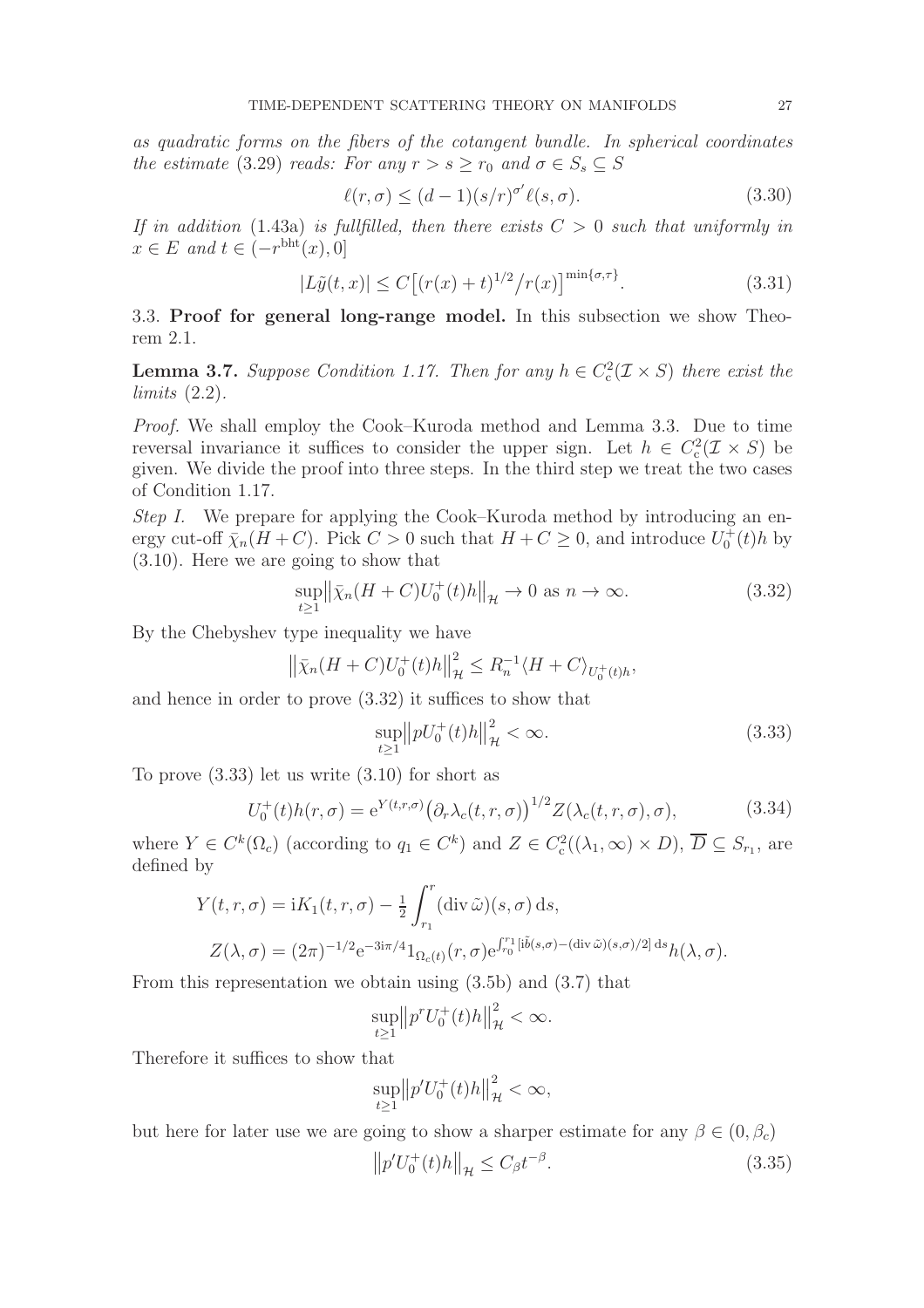*as quadratic forms on the fibers of the cotangent bundle. In spherical coordinates the estimate* (3.29) *reads: For any $r > s \geq r_0$ and $\sigma \in S_s \subseteq S$*

$$\ell(r,\sigma) \leq (d-1)(s/r)^{\sigma'}\ell(s,\sigma). \tag{3.30}$$

*If in addition* (1.43a) *is fullfilled, then there exists $C > 0$ such that uniformly in $x \in E$ and $t \in (-r^{\mathrm{bht}}(x), 0]$*

$$|L\tilde{y}(t,x)| \leq C\big[(r(x)+t)^{1/2}/r(x)\big]^{\min\{\sigma,\tau\}}. \tag{3.31}$$

## 3.3. Proof for general long-range model.

In this subsection we show Theorem 2.1.

**Lemma 3.7.** *Suppose Condition 1.17. Then for any $h \in C^2_{\mathrm{c}}(\mathcal{I} \times S)$ there exist the limits* (2.2).

*Proof.* We shall employ the Cook–Kuroda method and Lemma 3.3. Due to time reversal invariance it suffices to consider the upper sign. Let $h \in C^2_{\mathrm{c}}(\mathcal{I} \times S)$ be given. We divide the proof into three steps. In the third step we treat the two cases of Condition 1.17.

*Step I.* We prepare for applying the Cook–Kuroda method by introducing an energy cut-off $\bar{\chi}_n(H+C)$. Pick $C > 0$ such that $H + C \geq 0$, and introduce $U_0^+(t)h$ by (3.10). Here we are going to show that

$$\sup_{t\geq 1}\big\|\bar{\chi}_n(H+C)U_0^+(t)h\big\|_{\mathcal{H}} \to 0 \text{ as } n \to \infty. \tag{3.32}$$

By the Chebyshev type inequality we have

$$\big\|\bar{\chi}_n(H+C)U_0^+(t)h\big\|^2_{\mathcal{H}} \leq R_n^{-1}\langle H+C\rangle_{U_0^+(t)h},$$

and hence in order to prove (3.32) it suffices to show that

$$\sup_{t\geq 1}\big\|pU_0^+(t)h\big\|^2_{\mathcal{H}} < \infty. \tag{3.33}$$

To prove (3.33) let us write (3.10) for short as

$$U_0^+(t)h(r,\sigma) = \mathrm{e}^{Y(t,r,\sigma)}\big(\partial_r\lambda_c(t,r,\sigma)\big)^{1/2}Z(\lambda_c(t,r,\sigma),\sigma), \tag{3.34}$$

where $Y \in C^k(\Omega_c)$ (according to $q_1 \in C^k$) and $Z \in C^2_{\mathrm{c}}((\lambda_1,\infty)\times D)$, $\overline{D} \subseteq S_{r_1}$, are defined by

$$Y(t,r,\sigma) = \mathrm{i}K_1(t,r,\sigma) - \tfrac{1}{2}\int_{r_1}^{r}(\operatorname{div}\tilde{\omega})(s,\sigma)\,\mathrm{d}s,$$

$$Z(\lambda,\sigma) = (2\pi)^{-1/2}\mathrm{e}^{-3\mathrm{i}\pi/4}1_{\Omega_c(t)}(r,\sigma)\mathrm{e}^{\int_{r_0}^{r_1}[\mathrm{i}\tilde{b}(s,\sigma)-(\operatorname{div}\tilde{\omega})(s,\sigma)/2]\,\mathrm{d}s}h(\lambda,\sigma).$$

From this representation we obtain using (3.5b) and (3.7) that

$$\sup_{t\geq 1}\big\|p^rU_0^+(t)h\big\|^2_{\mathcal{H}} < \infty.$$

Therefore it suffices to show that

$$\sup_{t\geq 1}\big\|p'U_0^+(t)h\big\|^2_{\mathcal{H}} < \infty,$$

but here for later use we are going to show a sharper estimate for any $\beta \in (0,\beta_c)$

$$\big\|p'U_0^+(t)h\big\|_{\mathcal{H}} \leq C_\beta t^{-\beta}. \tag{3.35}$$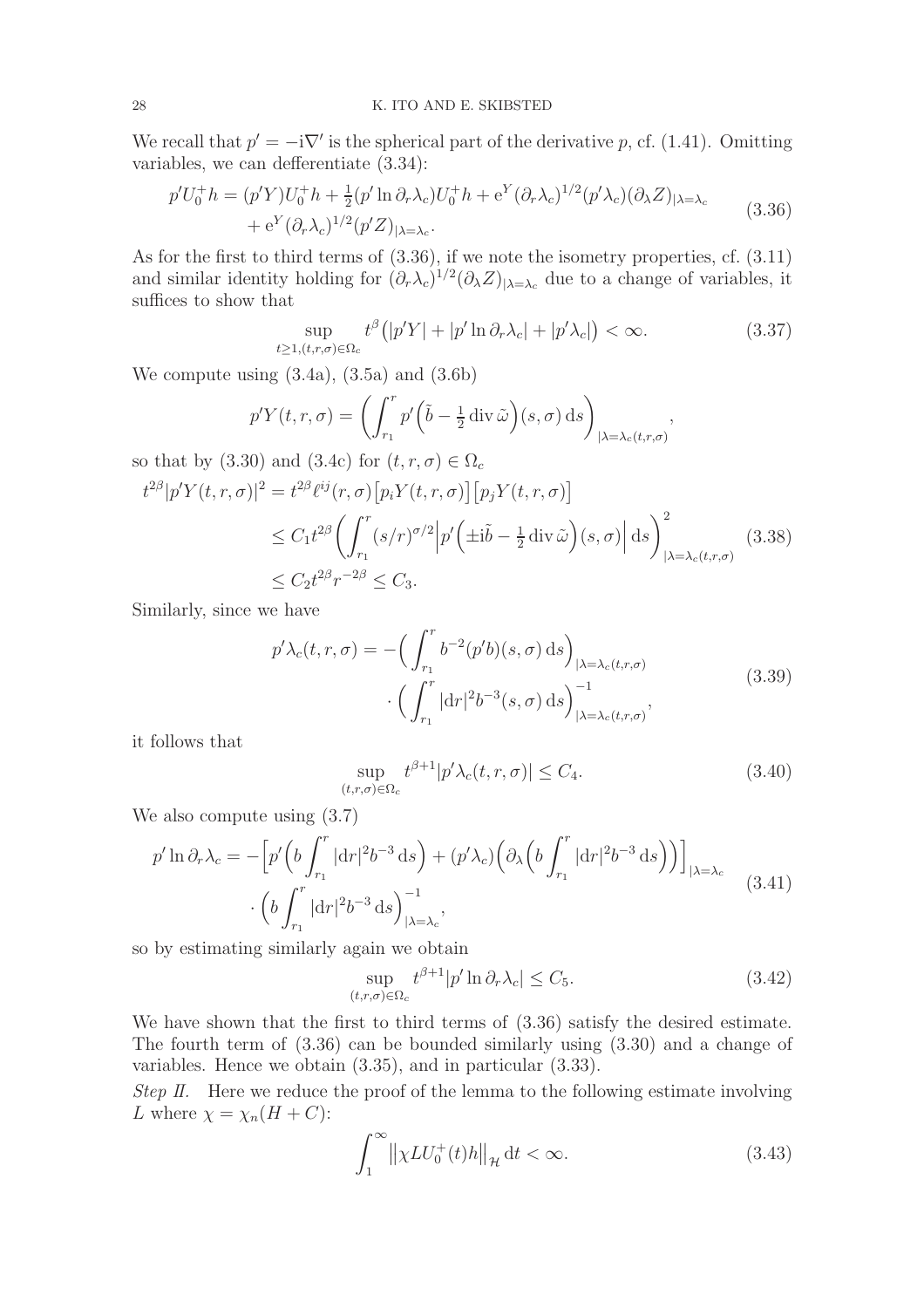We recall that $p' = -\mathrm{i}\nabla'$ is the spherical part of the derivative $p$, cf. (1.41). Omitting variables, we can defferentiate (3.34):

$$
\begin{aligned}
p'U_0^+ h = (p'Y)U_0^+ h + \tfrac{1}{2}(p' \ln \partial_r \lambda_c)U_0^+ h + \mathrm{e}^Y (\partial_r \lambda_c)^{1/2}(p'\lambda_c)(\partial_\lambda Z)_{|\lambda=\lambda_c} \\
+ \mathrm{e}^Y (\partial_r \lambda_c)^{1/2}(p'Z)_{|\lambda=\lambda_c}.
\end{aligned}
\tag{3.36}
$$

As for the first to third terms of (3.36), if we note the isometry properties, cf. (3.11) and similar identity holding for $(\partial_r\lambda_c)^{1/2}(\partial_\lambda Z)_{|\lambda=\lambda_c}$ due to a change of variables, it suffices to show that

$$
\sup_{t\geq 1, (t,r,\sigma)\in\Omega_c} t^\beta \big(|p'Y| + |p'\ln \partial_r\lambda_c| + |p'\lambda_c|\big) < \infty. \tag{3.37}
$$

We compute using (3.4a), (3.5a) and (3.6b)

$$
p'Y(t,r,\sigma) = \bigg(\int_{r_1}^r p'\Big(\tilde{b} - \tfrac{1}{2}\operatorname{div}\tilde{\omega}\Big)(s,\sigma)\,\mathrm{d}s\bigg)_{|\lambda=\lambda_c(t,r,\sigma)},
$$

so that by (3.30) and (3.4c) for $(t,r,\sigma)\in\Omega_c$

$$
\begin{aligned}
t^{2\beta}|p'Y(t,r,\sigma)|^2 &= t^{2\beta}\ell^{ij}(r,\sigma)\big[p_iY(t,r,\sigma)\big]\big[p_jY(t,r,\sigma)\big] \\
&\leq C_1 t^{2\beta}\bigg(\int_{r_1}^r (s/r)^{\sigma/2}\Big|p'\Big(\pm\mathrm{i}\tilde{b} - \tfrac{1}{2}\operatorname{div}\tilde{\omega}\Big)(s,\sigma)\Big|\,\mathrm{d}s\bigg)^2_{|\lambda=\lambda_c(t,r,\sigma)} \\
&\leq C_2 t^{2\beta} r^{-2\beta} \leq C_3.
\end{aligned}
\tag{3.38}
$$

Similarly, since we have

$$
\begin{aligned}
p'\lambda_c(t,r,\sigma) = -\Big(\int_{r_1}^r b^{-2}(p'b)(s,\sigma)\,\mathrm{d}s\Big)_{|\lambda=\lambda_c(t,r,\sigma)} \\
\cdot \Big(\int_{r_1}^r |\mathrm{d}r|^2 b^{-3}(s,\sigma)\,\mathrm{d}s\Big)^{-1}_{|\lambda=\lambda_c(t,r,\sigma)},
\end{aligned}
\tag{3.39}
$$

it follows that

$$
\sup_{(t,r,\sigma)\in\Omega_c} t^{\beta+1}|p'\lambda_c(t,r,\sigma)| \leq C_4. \tag{3.40}
$$

We also compute using (3.7)

$$
\begin{aligned}
p'\ln\partial_r\lambda_c = -\Big[p'\Big(b\int_{r_1}^r |\mathrm{d}r|^2 b^{-3}\,\mathrm{d}s\Big) + (p'\lambda_c)\Big(\partial_\lambda\Big(b\int_{r_1}^r |\mathrm{d}r|^2 b^{-3}\,\mathrm{d}s\Big)\Big)\Big]_{|\lambda=\lambda_c} \\
\cdot \Big(b\int_{r_1}^r |\mathrm{d}r|^2 b^{-3}\,\mathrm{d}s\Big)^{-1}_{|\lambda=\lambda_c},
\end{aligned}
\tag{3.41}
$$

so by estimating similarly again we obtain

$$
\sup_{(t,r,\sigma)\in\Omega_c} t^{\beta+1}|p'\ln\partial_r\lambda_c| \leq C_5. \tag{3.42}
$$

We have shown that the first to third terms of (3.36) satisfy the desired estimate. The fourth term of (3.36) can be bounded similarly using (3.30) and a change of variables. Hence we obtain (3.35), and in particular (3.33).

*Step II.* Here we reduce the proof of the lemma to the following estimate involving $L$ where $\chi = \chi_n(H+C)$:

$$
\int_1^\infty \big\|\chi L U_0^+(t)h\big\|_{\mathcal{H}}\,\mathrm{d}t < \infty. \tag{3.43}
$$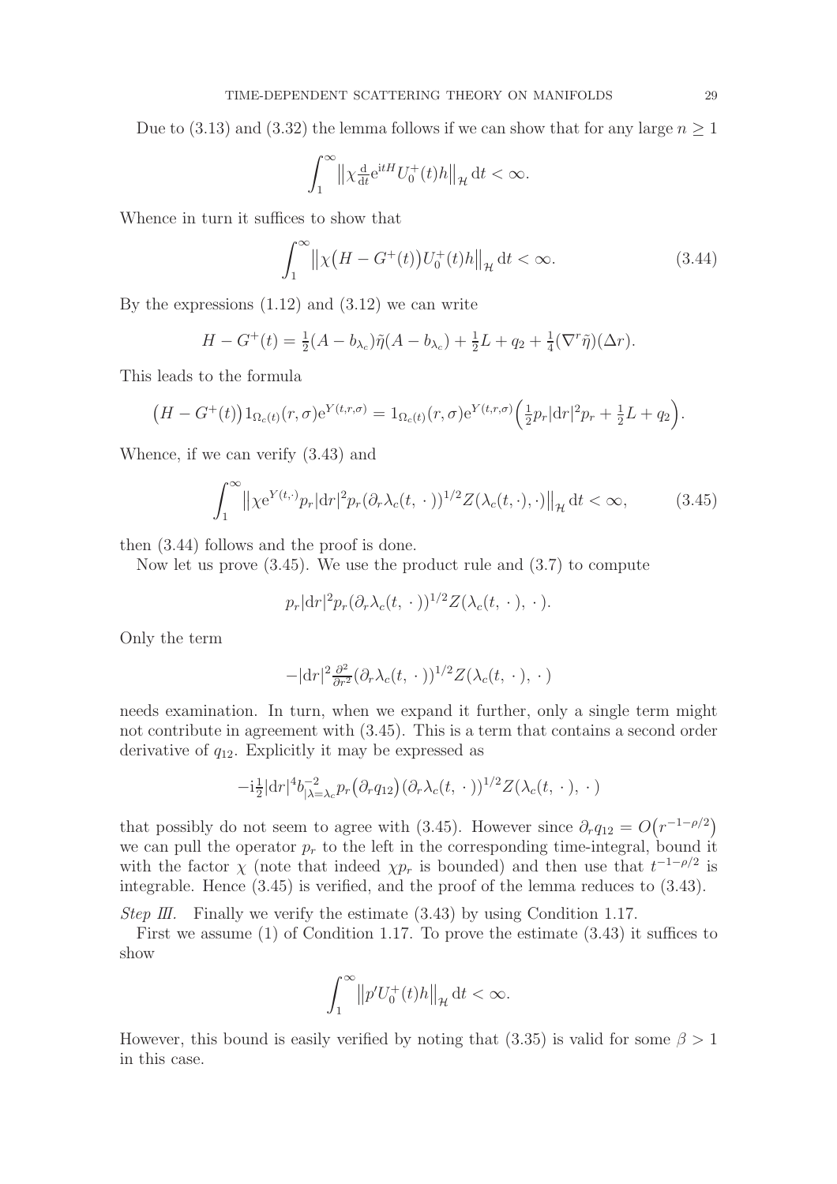Due to (3.13) and (3.32) the lemma follows if we can show that for any large $n \geq 1$

$$\int_1^\infty \big\| \chi \tfrac{\mathrm{d}}{\mathrm{d}t} \mathrm{e}^{\mathrm{i}tH} U_0^+(t) h \big\|_{\mathcal{H}} \, \mathrm{d}t < \infty.$$

Whence in turn it suffices to show that

$$\int_1^\infty \big\| \chi \big( H - G^+(t) \big) U_0^+(t) h \big\|_{\mathcal{H}} \, \mathrm{d}t < \infty. \tag{3.44}$$

By the expressions (1.12) and (3.12) we can write

$$H - G^+(t) = \tfrac{1}{2}(A - b_{\lambda_c}) \tilde{\eta} (A - b_{\lambda_c}) + \tfrac{1}{2} L + q_2 + \tfrac{1}{4} (\nabla^r \tilde{\eta})(\Delta r).$$

This leads to the formula

$$\big( H - G^+(t) \big) 1_{\Omega_c(t)}(r, \sigma) \mathrm{e}^{Y(t,r,\sigma)} = 1_{\Omega_c(t)}(r, \sigma) \mathrm{e}^{Y(t,r,\sigma)} \Big( \tfrac{1}{2} p_r |\mathrm{d}r|^2 p_r + \tfrac{1}{2} L + q_2 \Big).$$

Whence, if we can verify (3.43) and

$$\int_1^\infty \big\| \chi \mathrm{e}^{Y(t,\cdot)} p_r |\mathrm{d}r|^2 p_r (\partial_r \lambda_c(t, \,\cdot\,))^{1/2} Z(\lambda_c(t, \cdot), \cdot) \big\|_{\mathcal{H}} \, \mathrm{d}t < \infty, \tag{3.45}$$

then (3.44) follows and the proof is done.

Now let us prove (3.45). We use the product rule and (3.7) to compute

$$p_r |\mathrm{d}r|^2 p_r (\partial_r \lambda_c(t, \,\cdot\,))^{1/2} Z(\lambda_c(t, \,\cdot\,), \,\cdot\,).$$

Only the term

$$-|\mathrm{d}r|^2 \tfrac{\partial^2}{\partial r^2} (\partial_r \lambda_c(t, \,\cdot\,))^{1/2} Z(\lambda_c(t, \,\cdot\,), \,\cdot\,)$$

needs examination. In turn, when we expand it further, only a single term might not contribute in agreement with (3.45). This is a term that contains a second order derivative of $q_{12}$. Explicitly it may be expressed as

$$-\mathrm{i} \tfrac{1}{2} |\mathrm{d}r|^4 b^{-2}_{|\lambda = \lambda_c} p_r \big( \partial_r q_{12} \big) (\partial_r \lambda_c(t, \,\cdot\,))^{1/2} Z(\lambda_c(t, \,\cdot\,), \,\cdot\,)$$

that possibly do not seem to agree with (3.45). However since $\partial_r q_{12} = O\big(r^{-1-\rho/2}\big)$ we can pull the operator $p_r$ to the left in the corresponding time-integral, bound it with the factor $\chi$ (note that indeed $\chi p_r$ is bounded) and then use that $t^{-1-\rho/2}$ is integrable. Hence (3.45) is verified, and the proof of the lemma reduces to (3.43).

*Step III.* Finally we verify the estimate (3.43) by using Condition 1.17.

First we assume (1) of Condition 1.17. To prove the estimate (3.43) it suffices to show

$$\int_1^\infty \big\| p' U_0^+(t) h \big\|_{\mathcal{H}} \, \mathrm{d}t < \infty.$$

However, this bound is easily verified by noting that (3.35) is valid for some $\beta > 1$ in this case.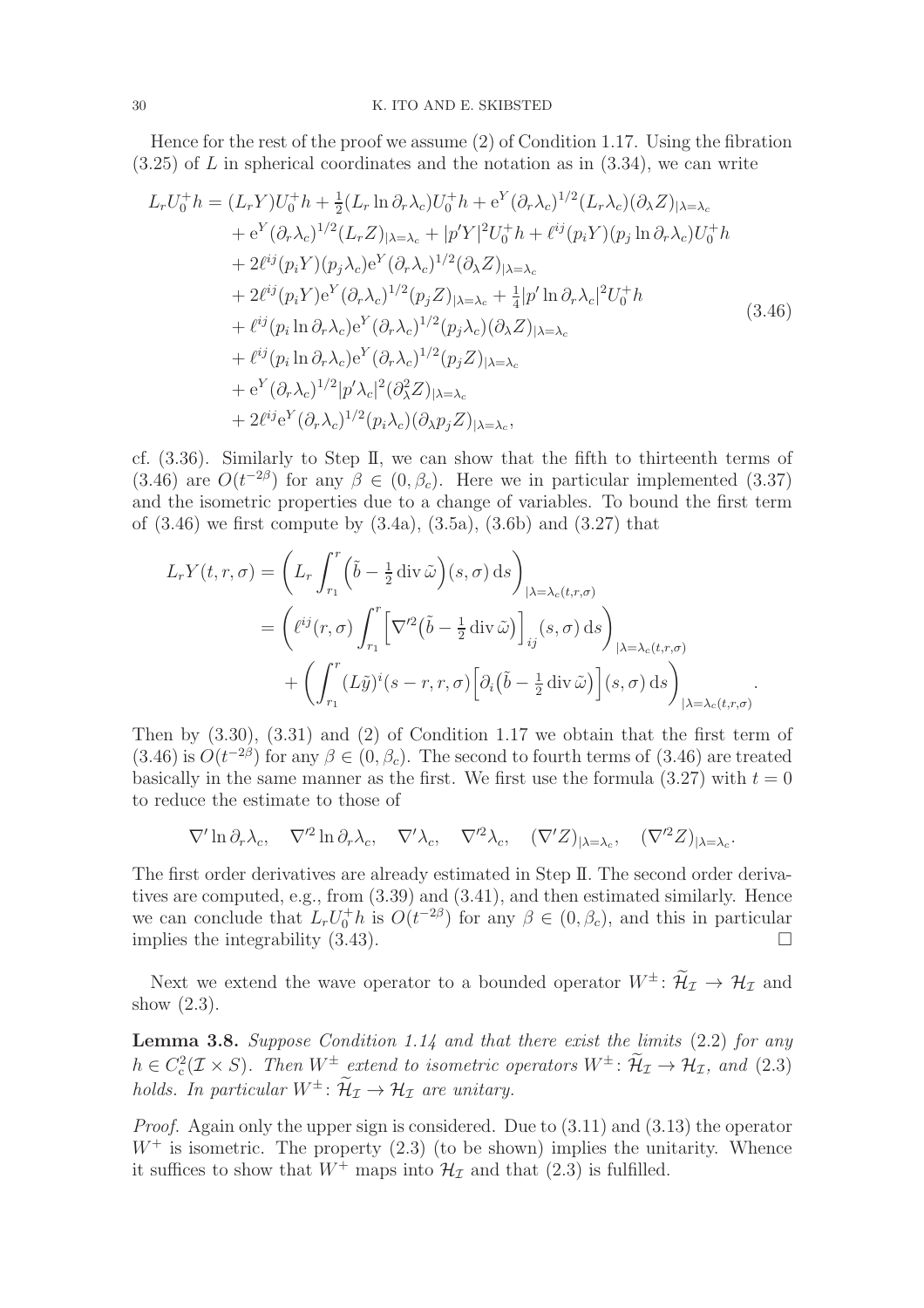Hence for the rest of the proof we assume (2) of Condition 1.17. Using the fibration (3.25) of $L$ in spherical coordinates and the notation as in (3.34), we can write

$$
\begin{aligned}
L_r U_0^+ h &= (L_r Y) U_0^+ h + \tfrac{1}{2}(L_r \ln \partial_r \lambda_c) U_0^+ h + \mathrm{e}^Y (\partial_r \lambda_c)^{1/2} (L_r \lambda_c)(\partial_\lambda Z)_{|\lambda=\lambda_c} \\
&\quad + \mathrm{e}^Y (\partial_r \lambda_c)^{1/2} (L_r Z)_{|\lambda=\lambda_c} + |p' Y|^2 U_0^+ h + \ell^{ij}(p_i Y)(p_j \ln \partial_r \lambda_c) U_0^+ h \\
&\quad + 2\ell^{ij}(p_i Y)(p_j \lambda_c) \mathrm{e}^Y (\partial_r \lambda_c)^{1/2} (\partial_\lambda Z)_{|\lambda=\lambda_c} \\
&\quad + 2\ell^{ij}(p_i Y) \mathrm{e}^Y (\partial_r \lambda_c)^{1/2} (p_j Z)_{|\lambda=\lambda_c} + \tfrac{1}{4}|p' \ln \partial_r \lambda_c|^2 U_0^+ h \\
&\quad + \ell^{ij}(p_i \ln \partial_r \lambda_c) \mathrm{e}^Y (\partial_r \lambda_c)^{1/2} (p_j \lambda_c)(\partial_\lambda Z)_{|\lambda=\lambda_c} \\
&\quad + \ell^{ij}(p_i \ln \partial_r \lambda_c) \mathrm{e}^Y (\partial_r \lambda_c)^{1/2} (p_j Z)_{|\lambda=\lambda_c} \\
&\quad + \mathrm{e}^Y (\partial_r \lambda_c)^{1/2} |p' \lambda_c|^2 (\partial_\lambda^2 Z)_{|\lambda=\lambda_c} \\
&\quad + 2\ell^{ij} \mathrm{e}^Y (\partial_r \lambda_c)^{1/2} (p_i \lambda_c)(\partial_\lambda p_j Z)_{|\lambda=\lambda_c},
\end{aligned}
\tag{3.46}
$$

cf. (3.36). Similarly to Step II, we can show that the fifth to thirteenth terms of (3.46) are $O(t^{-2\beta})$ for any $\beta \in (0, \beta_c)$. Here we in particular implemented (3.37) and the isometric properties due to a change of variables. To bound the first term of (3.46) we first compute by (3.4a), (3.5a), (3.6b) and (3.27) that

$$
\begin{aligned}
L_r Y(t, r, \sigma) &= \left( L_r \int_{r_1}^{r} \Big( \tilde{b} - \tfrac{1}{2} \operatorname{div} \tilde{\omega} \Big)(s, \sigma) \, \mathrm{d}s \right)_{|\lambda=\lambda_c(t,r,\sigma)} \\
&= \left( \ell^{ij}(r, \sigma) \int_{r_1}^{r} \Big[ \nabla'^2 \big( \tilde{b} - \tfrac{1}{2} \operatorname{div} \tilde{\omega} \big) \Big]_{ij} (s, \sigma) \, \mathrm{d}s \right)_{|\lambda=\lambda_c(t,r,\sigma)} \\
&\quad + \left( \int_{r_1}^{r} (L\tilde{y})^i (s - r, r, \sigma) \Big[ \partial_i \big( \tilde{b} - \tfrac{1}{2} \operatorname{div} \tilde{\omega} \big) \Big](s, \sigma) \, \mathrm{d}s \right)_{|\lambda=\lambda_c(t,r,\sigma)}.
\end{aligned}
$$

Then by (3.30), (3.31) and (2) of Condition 1.17 we obtain that the first term of (3.46) is $O(t^{-2\beta})$ for any $\beta \in (0, \beta_c)$. The second to fourth terms of (3.46) are treated basically in the same manner as the first. We first use the formula (3.27) with $t = 0$ to reduce the estimate to those of

$$
\nabla' \ln \partial_r \lambda_c, \quad \nabla'^2 \ln \partial_r \lambda_c, \quad \nabla' \lambda_c, \quad \nabla'^2 \lambda_c, \quad (\nabla' Z)_{|\lambda=\lambda_c}, \quad (\nabla'^2 Z)_{|\lambda=\lambda_c}.
$$

The first order derivatives are already estimated in Step II. The second order derivatives are computed, e.g., from (3.39) and (3.41), and then estimated similarly. Hence we can conclude that $L_r U_0^+ h$ is $O(t^{-2\beta})$ for any $\beta \in (0, \beta_c)$, and this in particular implies the integrability (3.43). $\square$

Next we extend the wave operator to a bounded operator $W^\pm \colon \widetilde{\mathcal{H}}_{\mathcal{I}} \to \mathcal{H}_{\mathcal{I}}$ and show (2.3).

**Lemma 3.8.** *Suppose Condition 1.14 and that there exist the limits* (2.2) *for any* $h \in C_c^2(\mathcal{I} \times S)$*. Then* $W^\pm$ *extend to isometric operators* $W^\pm \colon \widetilde{\mathcal{H}}_{\mathcal{I}} \to \mathcal{H}_{\mathcal{I}}$*, and* (2.3) *holds. In particular* $W^\pm \colon \widetilde{\mathcal{H}}_{\mathcal{I}} \to \mathcal{H}_{\mathcal{I}}$ *are unitary.*

*Proof.* Again only the upper sign is considered. Due to (3.11) and (3.13) the operator $W^+$ is isometric. The property (2.3) (to be shown) implies the unitarity. Whence it suffices to show that $W^+$ maps into $\mathcal{H}_{\mathcal{I}}$ and that (2.3) is fulfilled.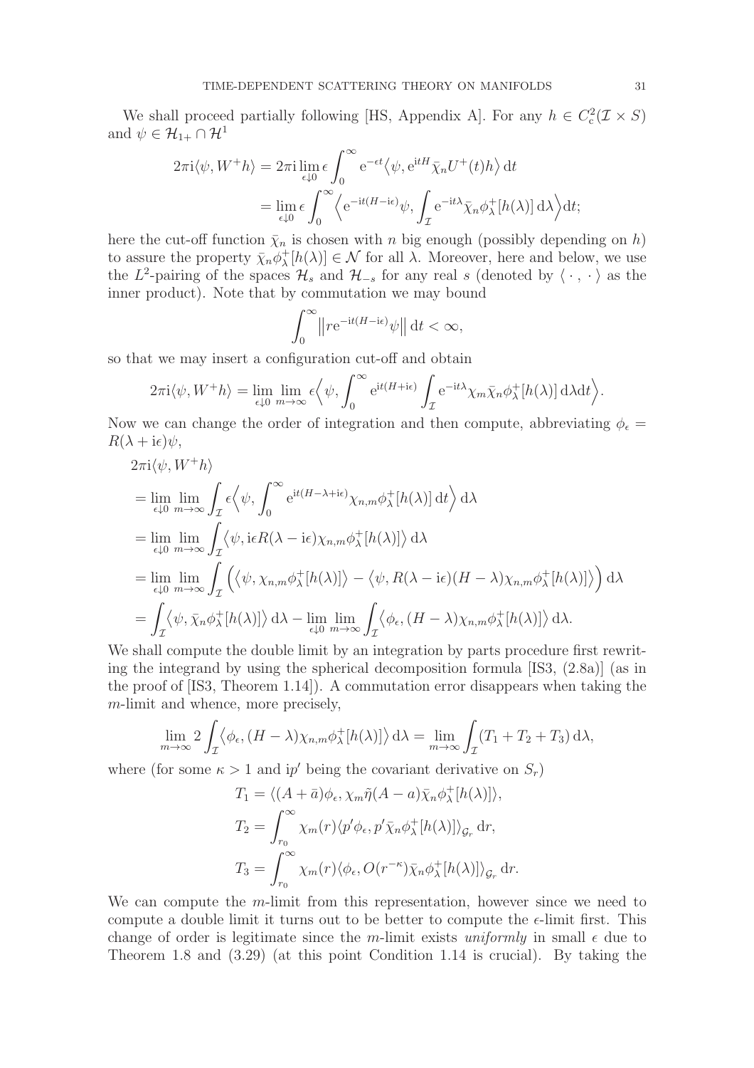We shall proceed partially following [HS, Appendix A]. For any $h \in C_c^2(\mathcal{I} \times S)$ and $\psi \in \mathcal{H}_{1+} \cap \mathcal{H}^1$

$$\begin{aligned}
2\pi \mathrm{i} \langle \psi, W^+ h \rangle &= 2\pi \mathrm{i} \lim_{\epsilon \downarrow 0} \epsilon \int_0^\infty \mathrm{e}^{-\epsilon t} \langle \psi, \mathrm{e}^{\mathrm{i}tH} \bar{\chi}_n U^+(t) h \rangle \, \mathrm{d}t \\
&= \lim_{\epsilon \downarrow 0} \epsilon \int_0^\infty \Big\langle \mathrm{e}^{-\mathrm{i}t(H - \mathrm{i}\epsilon)} \psi, \int_{\mathcal{I}} \mathrm{e}^{-\mathrm{i}t\lambda} \bar{\chi}_n \phi_\lambda^+[h(\lambda)] \, \mathrm{d}\lambda \Big\rangle \mathrm{d}t;
\end{aligned}$$

here the cut-off function $\bar{\chi}_n$ is chosen with $n$ big enough (possibly depending on $h$) to assure the property $\bar{\chi}_n \phi_\lambda^+[h(\lambda)] \in \mathcal{N}$ for all $\lambda$. Moreover, here and below, we use the $L^2$-pairing of the spaces $\mathcal{H}_s$ and $\mathcal{H}_{-s}$ for any real $s$ (denoted by $\langle \cdot \, , \cdot \rangle$ as the inner product). Note that by commutation we may bound

$$\int_0^\infty \big\| r \mathrm{e}^{-\mathrm{i}t(H - \mathrm{i}\epsilon)} \psi \big\| \, \mathrm{d}t < \infty,$$

so that we may insert a configuration cut-off and obtain

$$2\pi \mathrm{i} \langle \psi, W^+ h \rangle = \lim_{\epsilon \downarrow 0} \lim_{m \to \infty} \epsilon \Big\langle \psi, \int_0^\infty \mathrm{e}^{\mathrm{i}t(H + \mathrm{i}\epsilon)} \int_{\mathcal{I}} \mathrm{e}^{-\mathrm{i}t\lambda} \chi_m \bar{\chi}_n \phi_\lambda^+[h(\lambda)] \, \mathrm{d}\lambda \mathrm{d}t \Big\rangle.$$

Now we can change the order of integration and then compute, abbreviating $\phi_\epsilon = R(\lambda + \mathrm{i}\epsilon)\psi$,

$$\begin{aligned}
&2\pi \mathrm{i} \langle \psi, W^+ h \rangle \\
&= \lim_{\epsilon \downarrow 0} \lim_{m \to \infty} \int_{\mathcal{I}} \epsilon \Big\langle \psi, \int_0^\infty \mathrm{e}^{\mathrm{i}t(H - \lambda + \mathrm{i}\epsilon)} \chi_{n,m} \phi_\lambda^+[h(\lambda)] \, \mathrm{d}t \Big\rangle \, \mathrm{d}\lambda \\
&= \lim_{\epsilon \downarrow 0} \lim_{m \to \infty} \int_{\mathcal{I}} \big\langle \psi, \mathrm{i}\epsilon R(\lambda - \mathrm{i}\epsilon) \chi_{n,m} \phi_\lambda^+[h(\lambda)] \big\rangle \, \mathrm{d}\lambda \\
&= \lim_{\epsilon \downarrow 0} \lim_{m \to \infty} \int_{\mathcal{I}} \Big( \big\langle \psi, \chi_{n,m} \phi_\lambda^+[h(\lambda)] \big\rangle - \big\langle \psi, R(\lambda - \mathrm{i}\epsilon)(H - \lambda) \chi_{n,m} \phi_\lambda^+[h(\lambda)] \big\rangle \Big) \, \mathrm{d}\lambda \\
&= \int_{\mathcal{I}} \big\langle \psi, \bar{\chi}_n \phi_\lambda^+[h(\lambda)] \big\rangle \, \mathrm{d}\lambda - \lim_{\epsilon \downarrow 0} \lim_{m \to \infty} \int_{\mathcal{I}} \big\langle \phi_\epsilon, (H - \lambda) \chi_{n,m} \phi_\lambda^+[h(\lambda)] \big\rangle \, \mathrm{d}\lambda.
\end{aligned}$$

We shall compute the double limit by an integration by parts procedure first rewriting the integrand by using the spherical decomposition formula [IS3, (2.8a)] (as in the proof of [IS3, Theorem 1.14]). A commutation error disappears when taking the $m$-limit and whence, more precisely,

$$\lim_{m \to \infty} 2 \int_{\mathcal{I}} \big\langle \phi_\epsilon, (H - \lambda) \chi_{n,m} \phi_\lambda^+[h(\lambda)] \big\rangle \, \mathrm{d}\lambda = \lim_{m \to \infty} \int_{\mathcal{I}} (T_1 + T_2 + T_3) \, \mathrm{d}\lambda,$$

where (for some $\kappa > 1$ and $\mathrm{i}p'$ being the covariant derivative on $S_r$)

$$\begin{aligned}
T_1 &= \langle (A + \bar{a}) \phi_\epsilon, \chi_m \tilde{\eta} (A - a) \bar{\chi}_n \phi_\lambda^+[h(\lambda)] \rangle, \\
T_2 &= \int_{r_0}^\infty \chi_m(r) \langle p' \phi_\epsilon, p' \bar{\chi}_n \phi_\lambda^+[h(\lambda)] \rangle_{\mathcal{G}_r} \, \mathrm{d}r, \\
T_3 &= \int_{r_0}^\infty \chi_m(r) \langle \phi_\epsilon, O(r^{-\kappa}) \bar{\chi}_n \phi_\lambda^+[h(\lambda)] \rangle_{\mathcal{G}_r} \, \mathrm{d}r.
\end{aligned}$$

We can compute the $m$-limit from this representation, however since we need to compute a double limit it turns out to be better to compute the $\epsilon$-limit first. This change of order is legitimate since the $m$-limit exists *uniformly* in small $\epsilon$ due to Theorem 1.8 and (3.29) (at this point Condition 1.14 is crucial). By taking the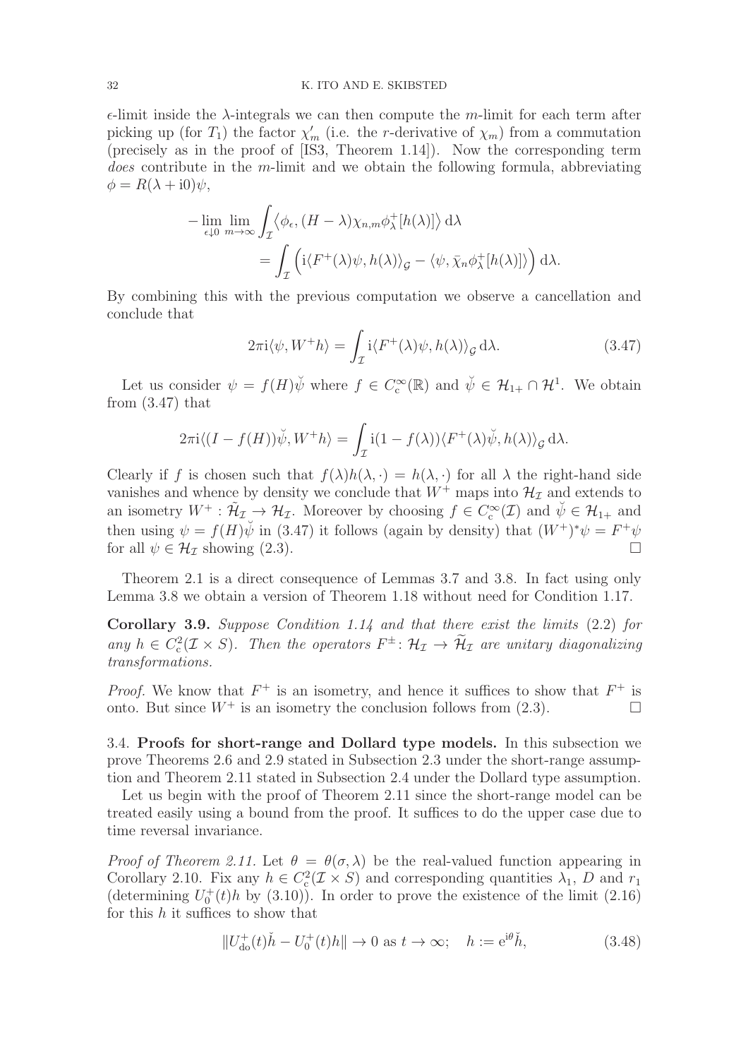$\epsilon$-limit inside the $\lambda$-integrals we can then compute the $m$-limit for each term after picking up (for $T_1$) the factor $\chi_m'$ (i.e. the $r$-derivative of $\chi_m$) from a commutation (precisely as in the proof of [IS3, Theorem 1.14]). Now the corresponding term *does* contribute in the $m$-limit and we obtain the following formula, abbreviating $\phi = R(\lambda + \mathrm{i}0)\psi$,

$$-\lim_{\epsilon\downarrow 0}\lim_{m\to\infty}\int_{\mathcal{I}}\big\langle \phi_\epsilon, (H-\lambda)\chi_{n,m}\phi_\lambda^+[h(\lambda)]\big\rangle\,\mathrm{d}\lambda = \int_{\mathcal{I}}\Big(\mathrm{i}\langle F^+(\lambda)\psi, h(\lambda)\rangle_{\mathcal{G}} - \langle \psi, \bar{\chi}_n\phi_\lambda^+[h(\lambda)]\rangle\Big)\,\mathrm{d}\lambda.$$

By combining this with the previous computation we observe a cancellation and conclude that

$$2\pi\mathrm{i}\langle \psi, W^+h\rangle = \int_{\mathcal{I}} \mathrm{i}\langle F^+(\lambda)\psi, h(\lambda)\rangle_{\mathcal{G}}\,\mathrm{d}\lambda. \tag{3.47}$$

Let us consider $\psi = f(H)\breve{\psi}$ where $f \in C_c^\infty(\mathbb{R})$ and $\breve{\psi} \in \mathcal{H}_{1+}\cap\mathcal{H}^1$. We obtain from (3.47) that

$$2\pi\mathrm{i}\langle (I-f(H))\breve{\psi}, W^+h\rangle = \int_{\mathcal{I}} \mathrm{i}(1-f(\lambda))\langle F^+(\lambda)\breve{\psi}, h(\lambda)\rangle_{\mathcal{G}}\,\mathrm{d}\lambda.$$

Clearly if $f$ is chosen such that $f(\lambda)h(\lambda,\cdot) = h(\lambda,\cdot)$ for all $\lambda$ the right-hand side vanishes and whence by density we conclude that $W^+$ maps into $\mathcal{H}_{\mathcal{I}}$ and extends to an isometry $W^+ : \widetilde{\mathcal{H}}_{\mathcal{I}} \to \mathcal{H}_{\mathcal{I}}$. Moreover by choosing $f \in C_c^\infty(\mathcal{I})$ and $\breve{\psi} \in \mathcal{H}_{1+}$ and then using $\psi = f(H)\breve{\psi}$ in (3.47) it follows (again by density) that $(W^+)^*\psi = F^+\psi$ for all $\psi \in \mathcal{H}_{\mathcal{I}}$ showing (2.3). $\square$

Theorem 2.1 is a direct consequence of Lemmas 3.7 and 3.8. In fact using only Lemma 3.8 we obtain a version of Theorem 1.18 without need for Condition 1.17.

**Corollary 3.9.** *Suppose Condition 1.14 and that there exist the limits* (2.2) *for any* $h \in C_c^2(\mathcal{I}\times S)$. *Then the operators* $F^\pm : \mathcal{H}_{\mathcal{I}} \to \widetilde{\mathcal{H}}_{\mathcal{I}}$ *are unitary diagonalizing transformations.*

*Proof.* We know that $F^+$ is an isometry, and hence it suffices to show that $F^+$ is onto. But since $W^+$ is an isometry the conclusion follows from (2.3). $\square$

### 3.4. Proofs for short-range and Dollard type models.

In this subsection we prove Theorems 2.6 and 2.9 stated in Subsection 2.3 under the short-range assumption and Theorem 2.11 stated in Subsection 2.4 under the Dollard type assumption.

Let us begin with the proof of Theorem 2.11 since the short-range model can be treated easily using a bound from the proof. It suffices to do the upper case due to time reversal invariance.

*Proof of Theorem 2.11.* Let $\theta = \theta(\sigma,\lambda)$ be the real-valued function appearing in Corollary 2.10. Fix any $h \in C_c^2(\mathcal{I}\times S)$ and corresponding quantities $\lambda_1$, $D$ and $r_1$ (determining $U_0^+(t)h$ by (3.10)). In order to prove the existence of the limit (2.16) for this $h$ it suffices to show that

$$\|U_{\mathrm{do}}^+(t)\breve{h} - U_0^+(t)h\| \to 0 \text{ as } t\to\infty;\quad h := \mathrm{e}^{\mathrm{i}\theta}\breve{h}, \tag{3.48}$$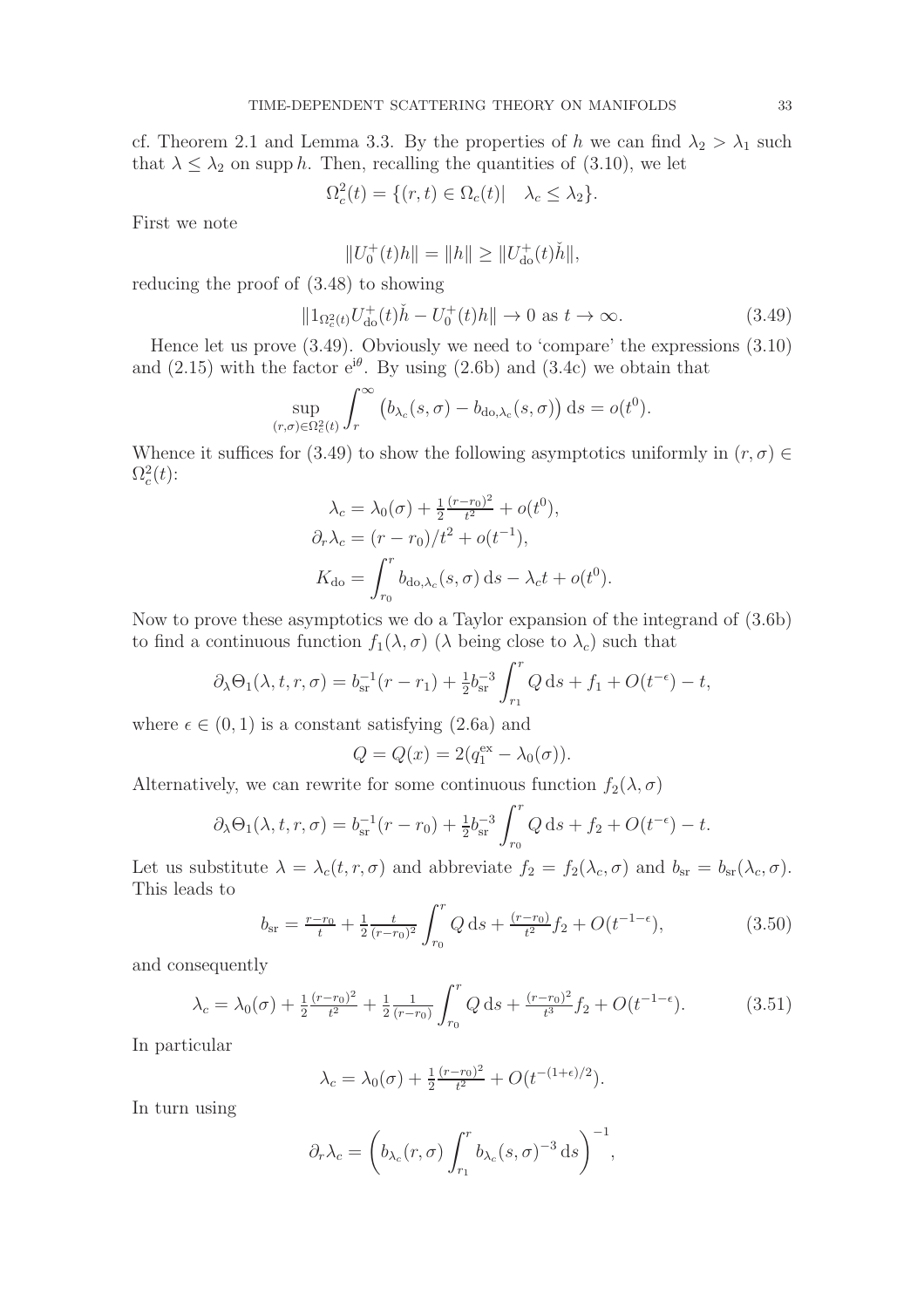cf. Theorem 2.1 and Lemma 3.3. By the properties of $h$ we can find $\lambda_2 > \lambda_1$ such that $\lambda \le \lambda_2$ on $\operatorname{supp} h$. Then, recalling the quantities of (3.10), we let

$$\Omega_c^2(t) = \{(r,t) \in \Omega_c(t) | \quad \lambda_c \le \lambda_2\}.$$

First we note

$$\|U_0^+(t)h\| = \|h\| \ge \|U_{\rm do}^+(t)\check{h}\|,$$

reducing the proof of (3.48) to showing

$$\|1_{\Omega_c^2(t)} U_{\rm do}^+(t)\check{h} - U_0^+(t)h\| \to 0 \text{ as } t \to \infty. \tag{3.49}$$

Hence let us prove (3.49). Obviously we need to 'compare' the expressions (3.10) and (2.15) with the factor $e^{i\theta}$. By using (2.6b) and (3.4c) we obtain that

$$\sup_{(r,\sigma)\in\Omega_c^2(t)} \int_r^\infty \big(b_{\lambda_c}(s,\sigma) - b_{{\rm do},\lambda_c}(s,\sigma)\big)\,{\rm d}s = o(t^0).$$

Whence it suffices for (3.49) to show the following asymptotics uniformly in $(r,\sigma) \in \Omega_c^2(t)$:

$$\begin{aligned}
\lambda_c &= \lambda_0(\sigma) + \tfrac{1}{2}\tfrac{(r-r_0)^2}{t^2} + o(t^0),\\
\partial_r \lambda_c &= (r-r_0)/t^2 + o(t^{-1}),\\
K_{\rm do} &= \int_{r_0}^r b_{{\rm do},\lambda_c}(s,\sigma)\,{\rm d}s - \lambda_c t + o(t^0).
\end{aligned}$$

Now to prove these asymptotics we do a Taylor expansion of the integrand of (3.6b) to find a continuous function $f_1(\lambda,\sigma)$ ($\lambda$ being close to $\lambda_c$) such that

$$\partial_\lambda \Theta_1(\lambda,t,r,\sigma) = b_{\rm sr}^{-1}(r-r_1) + \tfrac{1}{2} b_{\rm sr}^{-3} \int_{r_1}^r Q\,{\rm d}s + f_1 + O(t^{-\epsilon}) - t,$$

where $\epsilon \in (0,1)$ is a constant satisfying (2.6a) and

$$Q = Q(x) = 2(q_1^{\rm ex} - \lambda_0(\sigma)).$$

Alternatively, we can rewrite for some continuous function $f_2(\lambda,\sigma)$

$$\partial_\lambda \Theta_1(\lambda,t,r,\sigma) = b_{\rm sr}^{-1}(r-r_0) + \tfrac{1}{2} b_{\rm sr}^{-3} \int_{r_0}^r Q\,{\rm d}s + f_2 + O(t^{-\epsilon}) - t.$$

Let us substitute $\lambda = \lambda_c(t,r,\sigma)$ and abbreviate $f_2 = f_2(\lambda_c,\sigma)$ and $b_{\rm sr} = b_{\rm sr}(\lambda_c,\sigma)$. This leads to

$$b_{\rm sr} = \tfrac{r-r_0}{t} + \tfrac{1}{2}\tfrac{t}{(r-r_0)^2}\int_{r_0}^r Q\,{\rm d}s + \tfrac{(r-r_0)}{t^2} f_2 + O(t^{-1-\epsilon}), \tag{3.50}$$

and consequently

$$\lambda_c = \lambda_0(\sigma) + \tfrac{1}{2}\tfrac{(r-r_0)^2}{t^2} + \tfrac{1}{2}\tfrac{1}{(r-r_0)}\int_{r_0}^r Q\,{\rm d}s + \tfrac{(r-r_0)^2}{t^3} f_2 + O(t^{-1-\epsilon}). \tag{3.51}$$

In particular

$$\lambda_c = \lambda_0(\sigma) + \tfrac{1}{2}\tfrac{(r-r_0)^2}{t^2} + O(t^{-(1+\epsilon)/2}).$$

In turn using

$$\partial_r \lambda_c = \left(b_{\lambda_c}(r,\sigma)\int_{r_1}^r b_{\lambda_c}(s,\sigma)^{-3}\,{\rm d}s\right)^{-1},$$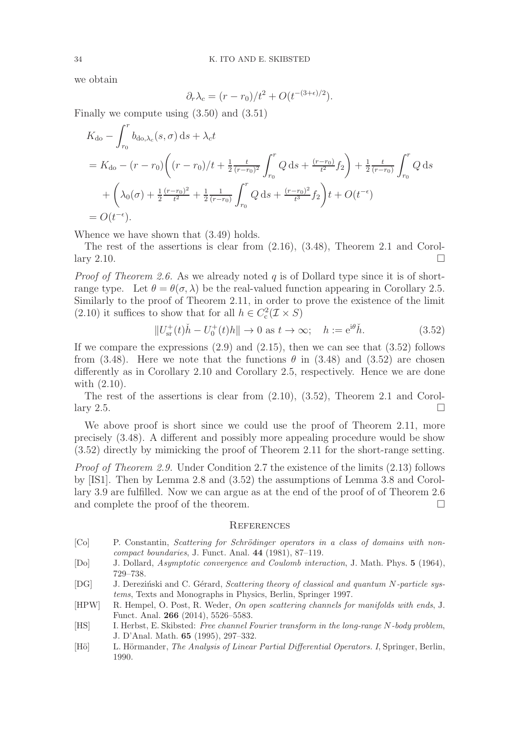we obtain

$$\partial_r \lambda_c = (r - r_0)/t^2 + O(t^{-(3+\epsilon)/2}).$$

Finally we compute using (3.50) and (3.51)

$$\begin{aligned}
&K_{\rm do} - \int_{r_0}^{r} b_{{\rm do},\lambda_c}(s,\sigma)\,{\rm d}s + \lambda_c t \\
&= K_{\rm do} - (r-r_0)\bigg((r-r_0)/t + \tfrac{1}{2}\tfrac{t}{(r-r_0)^2}\int_{r_0}^{r} Q\,{\rm d}s + \tfrac{(r-r_0)}{t^2}f_2\bigg) + \tfrac{1}{2}\tfrac{t}{(r-r_0)}\int_{r_0}^{r} Q\,{\rm d}s \\
&\quad + \bigg(\lambda_0(\sigma) + \tfrac{1}{2}\tfrac{(r-r_0)^2}{t^2} + \tfrac{1}{2}\tfrac{1}{(r-r_0)}\int_{r_0}^{r} Q\,{\rm d}s + \tfrac{(r-r_0)^2}{t^3}f_2\bigg)t + O(t^{-\epsilon}) \\
&= O(t^{-\epsilon}).
\end{aligned}$$

Whence we have shown that (3.49) holds.

The rest of the assertions is clear from (2.16), (3.48), Theorem 2.1 and Corollary 2.10. □

*Proof of Theorem 2.6.* As we already noted $q$ is of Dollard type since it is of short-range type. Let $\theta = \theta(\sigma, \lambda)$ be the real-valued function appearing in Corollary 2.5. Similarly to the proof of Theorem 2.11, in order to prove the existence of the limit (2.10) it suffices to show that for all $h \in C^2_{\rm c}(\mathcal{I} \times S)$

$$\|U^+_{\rm sr}(t)\check{h} - U^+_0(t)h\| \to 0 \text{ as } t \to \infty; \quad h := {\rm e}^{{\rm i}\theta}\check{h}. \tag{3.52}$$

If we compare the expressions (2.9) and (2.15), then we can see that (3.52) follows from (3.48). Here we note that the functions $\theta$ in (3.48) and (3.52) are chosen differently as in Corollary 2.10 and Corollary 2.5, respectively. Hence we are done with (2.10).

The rest of the assertions is clear from (2.10), (3.52), Theorem 2.1 and Corollary 2.5. □

We above proof is short since we could use the proof of Theorem 2.11, more precisely (3.48). A different and possibly more appealing procedure would be show (3.52) directly by mimicking the proof of Theorem 2.11 for the short-range setting.

*Proof of Theorem 2.9.* Under Condition 2.7 the existence of the limits (2.13) follows by [IS1]. Then by Lemma 2.8 and (3.52) the assumptions of Lemma 3.8 and Corollary 3.9 are fulfilled. Now we can argue as at the end of the proof of of Theorem 2.6 and complete the proof of the theorem. □

## References

- [Co] P. Constantin, *Scattering for Schrödinger operators in a class of domains with noncompact boundaries*, J. Funct. Anal. **44** (1981), 87–119.
- [Do] J. Dollard, *Asymptotic convergence and Coulomb interaction*, J. Math. Phys. **5** (1964), 729–738.
- [DG] J. Dereziński and C. Gérard, *Scattering theory of classical and quantum N-particle systems*, Texts and Monographs in Physics, Berlin, Springer 1997.
- [HPW] R. Hempel, O. Post, R. Weder, *On open scattering channels for manifolds with ends*, J. Funct. Anal. **266** (2014), 5526–5583.
- [HS] I. Herbst, E. Skibsted: *Free channel Fourier transform in the long-range N-body problem*, J. D'Anal. Math. **65** (1995), 297–332.
- [Hö] L. Hörmander, *The Analysis of Linear Partial Differential Operators. I*, Springer, Berlin, 1990.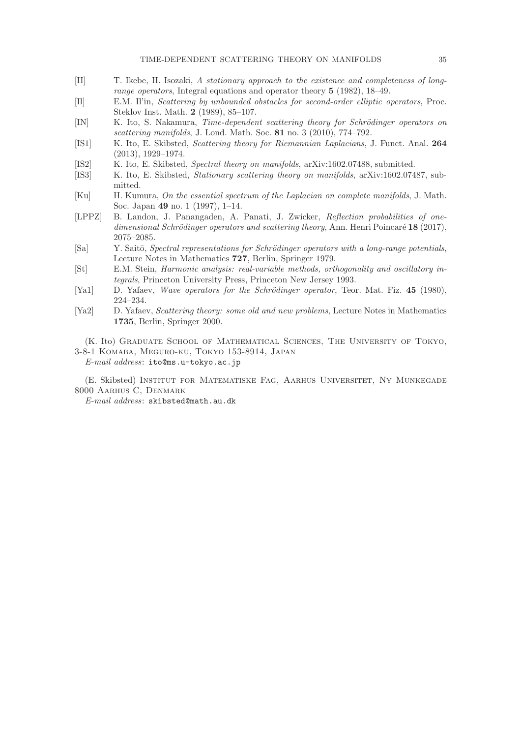- [II] T. Ikebe, H. Isozaki, *A stationary approach to the existence and completeness of long-range operators*, Integral equations and operator theory **5** (1982), 18–49.
- [Il] E.M. Il'in, *Scattering by unbounded obstacles for second-order elliptic operators*, Proc. Steklov Inst. Math. **2** (1989), 85–107.
- [IN] K. Ito, S. Nakamura, *Time-dependent scattering theory for Schrödinger operators on scattering manifolds*, J. Lond. Math. Soc. **81** no. 3 (2010), 774–792.
- [IS1] K. Ito, E. Skibsted, *Scattering theory for Riemannian Laplacians*, J. Funct. Anal. **264** (2013), 1929–1974.
- [IS2] K. Ito, E. Skibsted, *Spectral theory on manifolds*, arXiv:1602.07488, submitted.
- [IS3] K. Ito, E. Skibsted, *Stationary scattering theory on manifolds*, arXiv:1602.07487, submitted.
- [Ku] H. Kumura, *On the essential spectrum of the Laplacian on complete manifolds*, J. Math. Soc. Japan **49** no. 1 (1997), 1–14.
- [LPPZ] B. Landon, J. Panangaden, A. Panati, J. Zwicker, *Reflection probabilities of one-dimensional Schrödinger operators and scattering theory*, Ann. Henri Poincaré **18** (2017), 2075–2085.
- [Sa] Y. Saitō, *Spectral representations for Schrödinger operators with a long-range potentials*, Lecture Notes in Mathematics **727**, Berlin, Springer 1979.
- [St] E.M. Stein, *Harmonic analysis: real-variable methods, orthogonality and oscillatory integrals*, Princeton University Press, Princeton New Jersey 1993.
- [Ya1] D. Yafaev, *Wave operators for the Schrödinger operator*, Teor. Mat. Fiz. **45** (1980), 224–234.
- [Ya2] D. Yafaev, *Scattering theory: some old and new problems*, Lecture Notes in Mathematics **1735**, Berlin, Springer 2000.

(K. Ito) Graduate School of Mathematical Sciences, The University of Tokyo, 3-8-1 Komaba, Meguro-ku, Tokyo 153-8914, Japan

*E-mail address*: ito@ms.u-tokyo.ac.jp

(E. Skibsted) Institut for Matematiske Fag, Aarhus Universitet, Ny Munkegade 8000 Aarhus C, Denmark

*E-mail address*: skibsted@math.au.dk